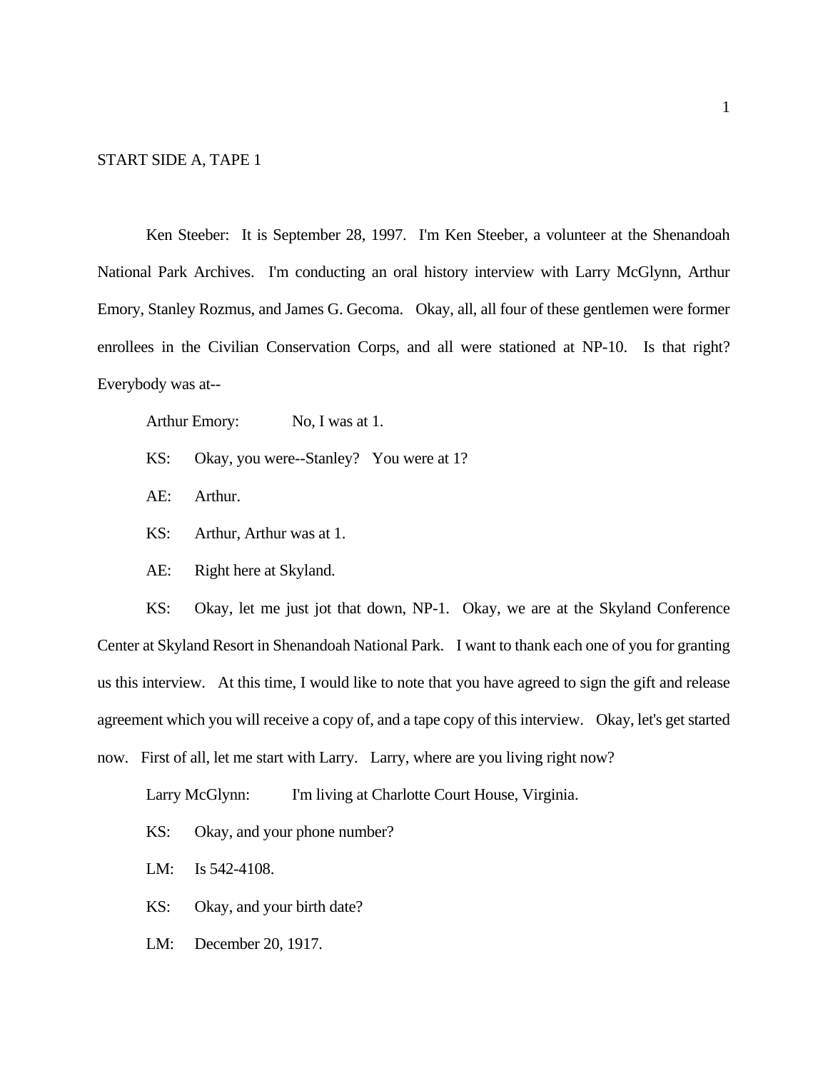START SIDE A, TAPE 1

Ken Steeber: It is September 28, 1997. I'm Ken Steeber, a volunteer at the Shenandoah National Park Archives. I'm conducting an oral history interview with Larry McGlynn, Arthur Emory, Stanley Rozmus, and James G. Gecoma. Okay, all, all four of these gentlemen were former enrollees in the Civilian Conservation Corps, and all were stationed at NP-10. Is that right? Everybody was at--

Arthur Emory: No, I was at 1.

KS: Okay, you were--Stanley? You were at 1?

AE: Arthur.

KS: Arthur, Arthur was at 1.

AE: Right here at Skyland.

KS: Okay, let me just jot that down, NP-1. Okay, we are at the Skyland Conference Center at Skyland Resort in Shenandoah National Park. I want to thank each one of you for granting us this interview. At this time, I would like to note that you have agreed to sign the gift and release agreement which you will receive a copy of, and a tape copy of this interview. Okay, let's get started now. First of all, let me start with Larry. Larry, where are you living right now?

Larry McGlynn: I'm living at Charlotte Court House, Virginia.

KS: Okay, and your phone number?

LM: Is 542-4108.

KS: Okay, and your birth date?

LM: December 20, 1917.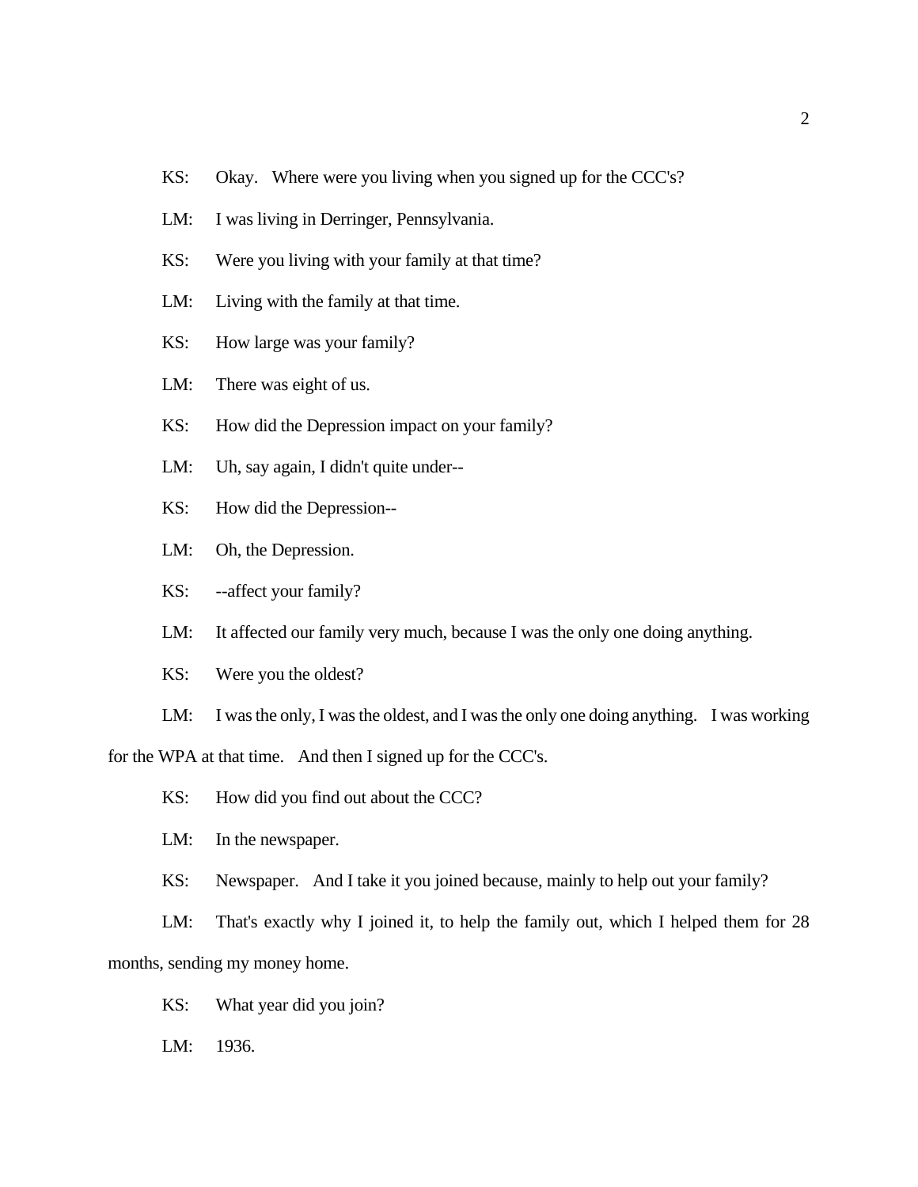KS: Okay. Where were you living when you signed up for the CCC's?

LM: I was living in Derringer, Pennsylvania.

KS: Were you living with your family at that time?

LM: Living with the family at that time.

KS: How large was your family?

LM: There was eight of us.

KS: How did the Depression impact on your family?

LM: Uh, say again, I didn't quite under--

KS: How did the Depression--

LM: Oh, the Depression.

KS: --affect your family?

LM: It affected our family very much, because I was the only one doing anything.

KS: Were you the oldest?

LM: I was the only, I was the oldest, and I was the only one doing anything. I was working for the WPA at that time. And then I signed up for the CCC's.

KS: How did you find out about the CCC?

LM: In the newspaper.

KS: Newspaper. And I take it you joined because, mainly to help out your family?

LM: That's exactly why I joined it, to help the family out, which I helped them for 28 months, sending my money home.

KS: What year did you join?

LM: 1936.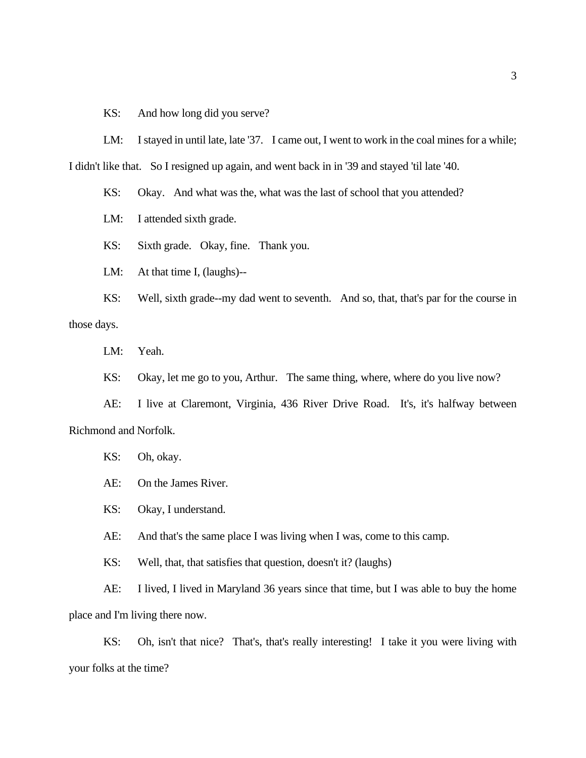KS: And how long did you serve?

LM: I stayed in until late, late '37. I came out, I went to work in the coal mines for a while; I didn't like that. So I resigned up again, and went back in in '39 and stayed 'til late '40.

KS: Okay. And what was the, what was the last of school that you attended?

LM: I attended sixth grade.

KS: Sixth grade. Okay, fine. Thank you.

LM: At that time I, (laughs)--

KS: Well, sixth grade--my dad went to seventh. And so, that, that's par for the course in those days.

LM: Yeah.

KS: Okay, let me go to you, Arthur. The same thing, where, where do you live now?

AE: I live at Claremont, Virginia, 436 River Drive Road. It's, it's halfway between Richmond and Norfolk.

KS: Oh, okay.

AE: On the James River.

KS: Okay, I understand.

AE: And that's the same place I was living when I was, come to this camp.

KS: Well, that, that satisfies that question, doesn't it? (laughs)

AE: I lived, I lived in Maryland 36 years since that time, but I was able to buy the home place and I'm living there now.

KS: Oh, isn't that nice? That's, that's really interesting! I take it you were living with your folks at the time?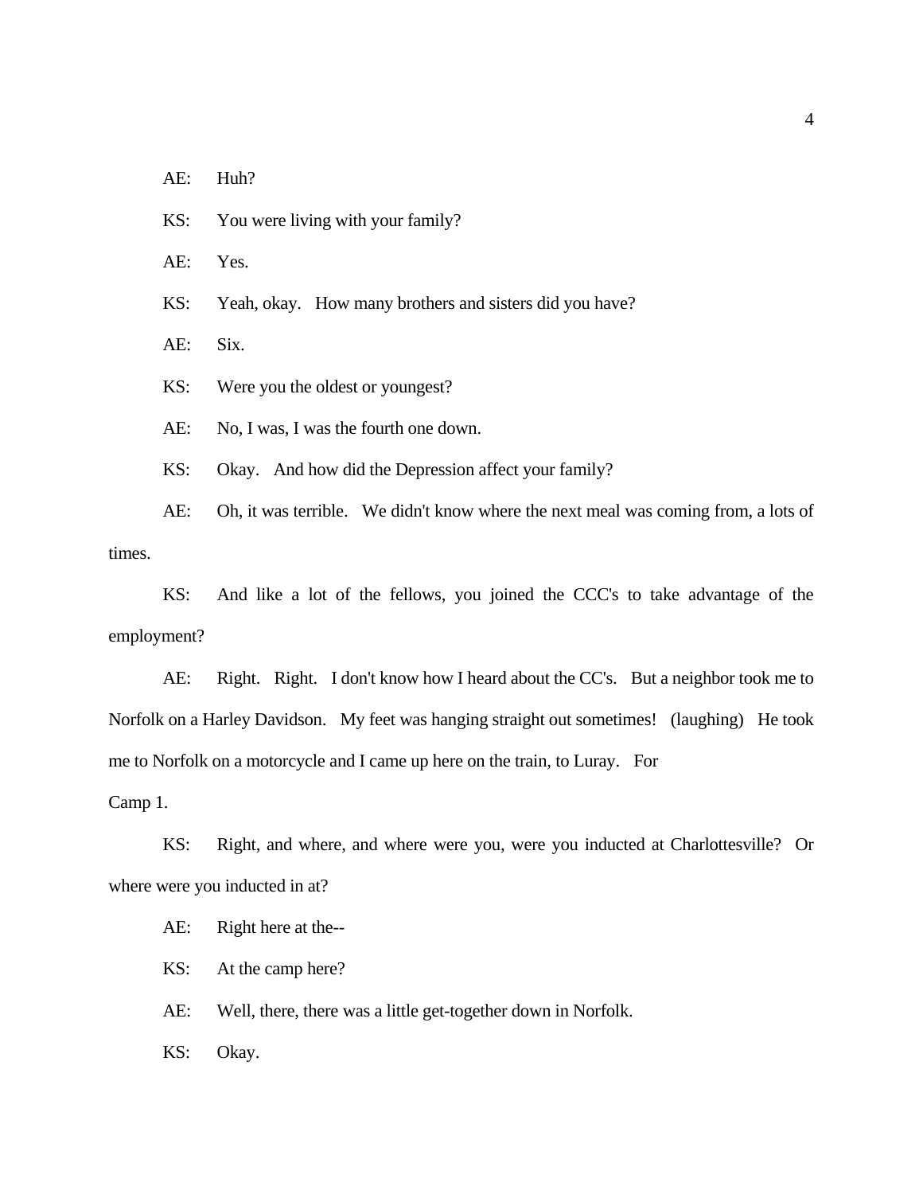AE: Huh?

KS: You were living with your family?

AE: Yes.

KS: Yeah, okay. How many brothers and sisters did you have?

AE: Six.

KS: Were you the oldest or youngest?

AE: No, I was, I was the fourth one down.

KS: Okay. And how did the Depression affect your family?

AE: Oh, it was terrible. We didn't know where the next meal was coming from, a lots of times.

KS: And like a lot of the fellows, you joined the CCC's to take advantage of the employment?

AE: Right. Right. I don't know how I heard about the CC's. But a neighbor took me to Norfolk on a Harley Davidson. My feet was hanging straight out sometimes! (laughing) He took me to Norfolk on a motorcycle and I came up here on the train, to Luray. For Camp 1.

KS: Right, and where, and where were you, were you inducted at Charlottesville? Or where were you inducted in at?

AE: Right here at the--

KS: At the camp here?

AE: Well, there, there was a little get-together down in Norfolk.

KS: Okay.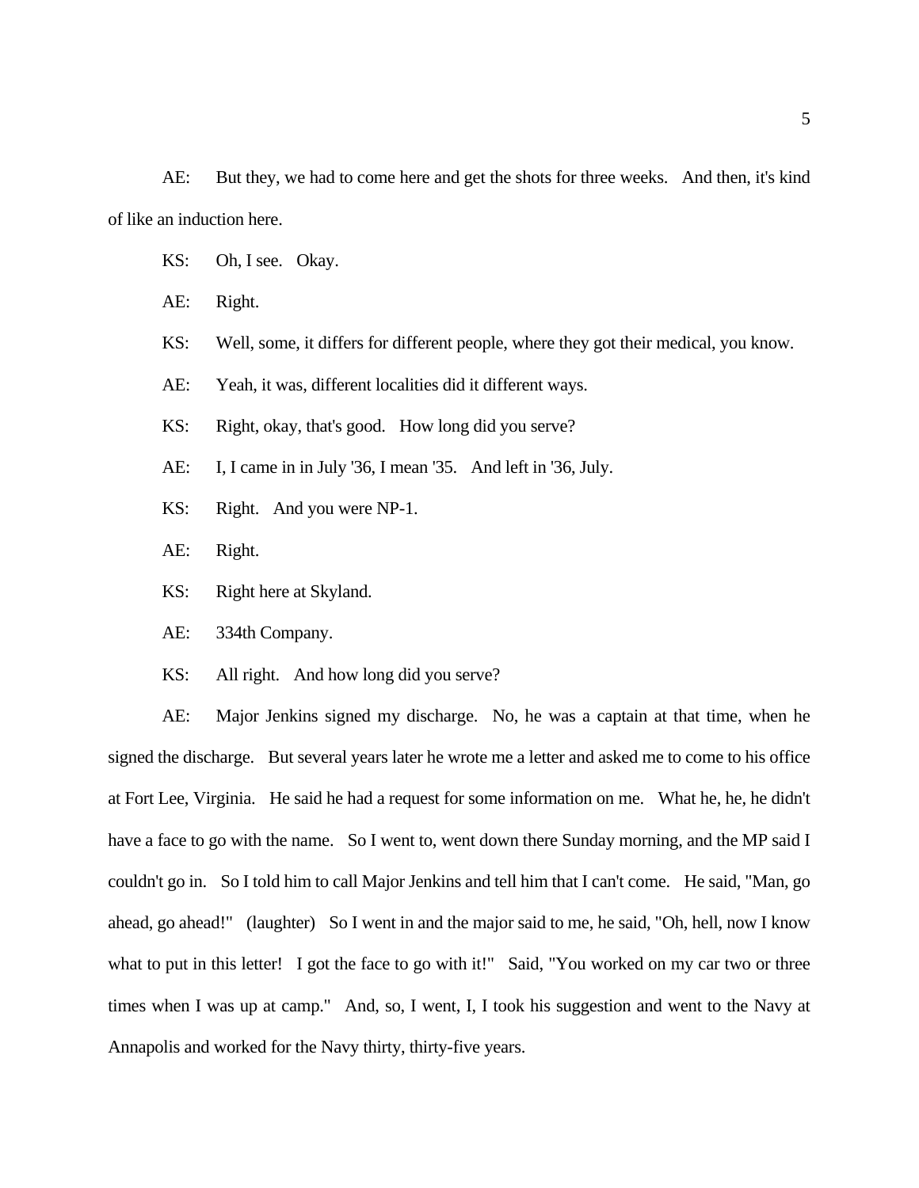AE: But they, we had to come here and get the shots for three weeks. And then, it's kind of like an induction here.

KS: Oh, I see. Okay.

AE: Right.

KS: Well, some, it differs for different people, where they got their medical, you know.

AE: Yeah, it was, different localities did it different ways.

KS: Right, okay, that's good. How long did you serve?

AE: I, I came in in July '36, I mean '35. And left in '36, July.

KS: Right. And you were NP-1.

AE: Right.

KS: Right here at Skyland.

AE: 334th Company.

KS: All right. And how long did you serve?

AE: Major Jenkins signed my discharge. No, he was a captain at that time, when he signed the discharge. But several years later he wrote me a letter and asked me to come to his office at Fort Lee, Virginia. He said he had a request for some information on me. What he, he, he didn't have a face to go with the name. So I went to, went down there Sunday morning, and the MP said I couldn't go in. So I told him to call Major Jenkins and tell him that I can't come. He said, "Man, go ahead, go ahead!" (laughter) So I went in and the major said to me, he said, "Oh, hell, now I know what to put in this letter! I got the face to go with it!" Said, "You worked on my car two or three times when I was up at camp." And, so, I went, I, I took his suggestion and went to the Navy at Annapolis and worked for the Navy thirty, thirty-five years.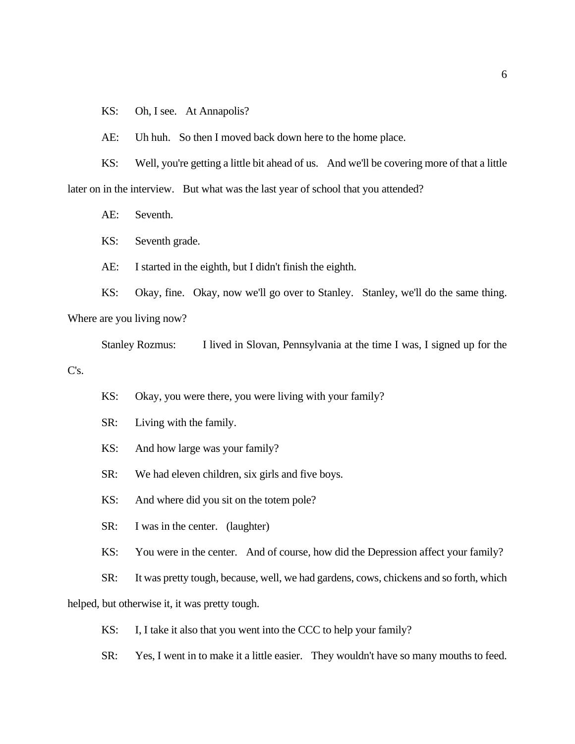KS: Oh, I see. At Annapolis?

AE: Uh huh. So then I moved back down here to the home place.

KS: Well, you're getting a little bit ahead of us. And we'll be covering more of that a little later on in the interview. But what was the last year of school that you attended?

AE: Seventh.

KS: Seventh grade.

AE: I started in the eighth, but I didn't finish the eighth.

KS: Okay, fine. Okay, now we'll go over to Stanley. Stanley, we'll do the same thing. Where are you living now?

Stanley Rozmus: I lived in Slovan, Pennsylvania at the time I was, I signed up for the C's.

KS: Okay, you were there, you were living with your family?

SR: Living with the family.

KS: And how large was your family?

SR: We had eleven children, six girls and five boys.

KS: And where did you sit on the totem pole?

SR: I was in the center. (laughter)

KS: You were in the center. And of course, how did the Depression affect your family?

SR: It was pretty tough, because, well, we had gardens, cows, chickens and so forth, which helped, but otherwise it, it was pretty tough.

KS: I, I take it also that you went into the CCC to help your family?

SR: Yes, I went in to make it a little easier. They wouldn't have so many mouths to feed.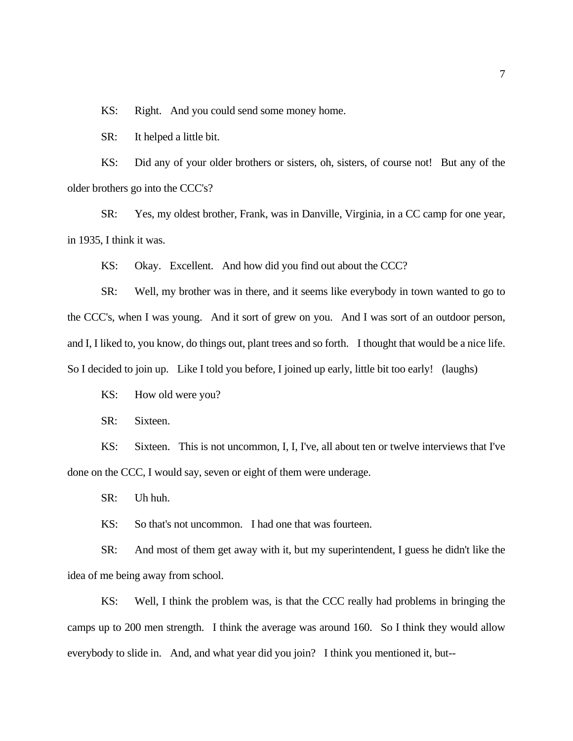KS: Right. And you could send some money home.

SR: It helped a little bit.

KS: Did any of your older brothers or sisters, oh, sisters, of course not! But any of the older brothers go into the CCC's?

SR: Yes, my oldest brother, Frank, was in Danville, Virginia, in a CC camp for one year, in 1935, I think it was.

KS: Okay. Excellent. And how did you find out about the CCC?

SR: Well, my brother was in there, and it seems like everybody in town wanted to go to the CCC's, when I was young. And it sort of grew on you. And I was sort of an outdoor person, and I, I liked to, you know, do things out, plant trees and so forth. I thought that would be a nice life. So I decided to join up. Like I told you before, I joined up early, little bit too early! (laughs)

KS: How old were you?

SR: Sixteen.

KS: Sixteen. This is not uncommon, I, I, I've, all about ten or twelve interviews that I've done on the CCC, I would say, seven or eight of them were underage.

SR: Uh huh.

KS: So that's not uncommon. I had one that was fourteen.

SR: And most of them get away with it, but my superintendent, I guess he didn't like the idea of me being away from school.

KS: Well, I think the problem was, is that the CCC really had problems in bringing the camps up to 200 men strength. I think the average was around 160. So I think they would allow everybody to slide in. And, and what year did you join? I think you mentioned it, but--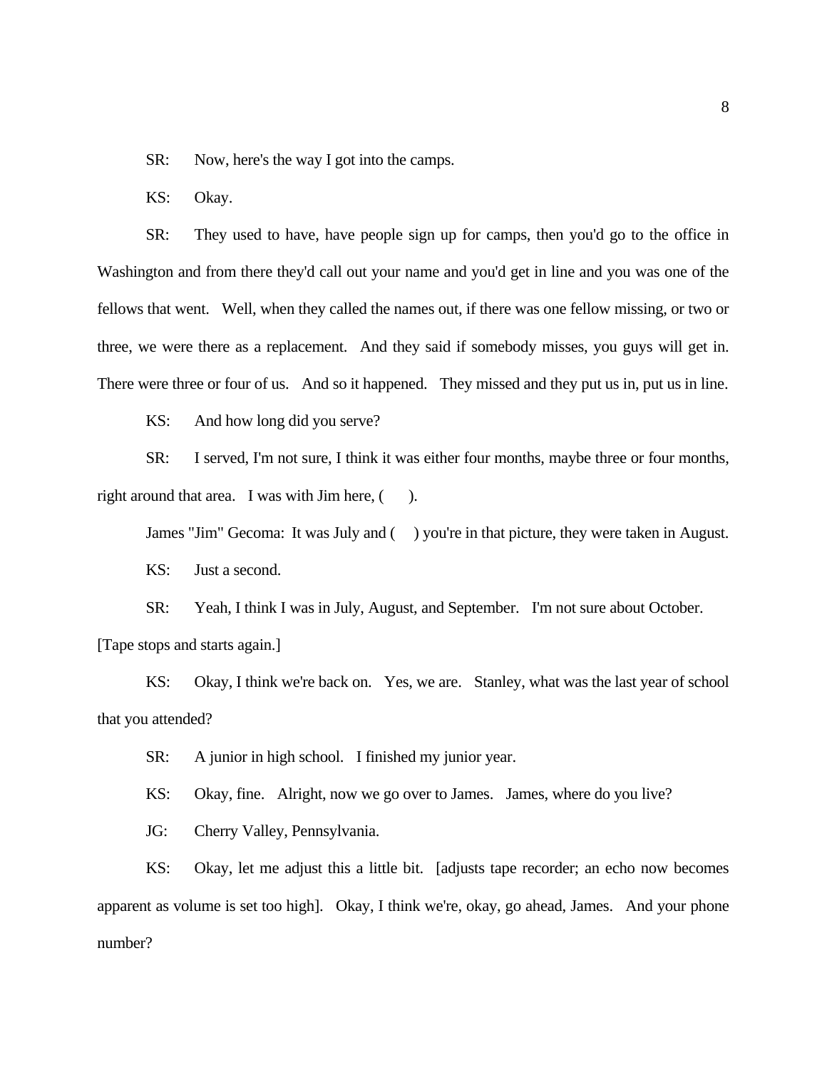SR: Now, here's the way I got into the camps.

KS: Okay.

SR: They used to have, have people sign up for camps, then you'd go to the office in Washington and from there they'd call out your name and you'd get in line and you was one of the fellows that went. Well, when they called the names out, if there was one fellow missing, or two or three, we were there as a replacement. And they said if somebody misses, you guys will get in. There were three or four of us. And so it happened. They missed and they put us in, put us in line.

KS: And how long did you serve?

SR: I served, I'm not sure, I think it was either four months, maybe three or four months, right around that area. I was with Jim here, ( ).

James "Jim" Gecoma: It was July and ( ) you're in that picture, they were taken in August.

KS: Just a second.

SR: Yeah, I think I was in July, August, and September. I'm not sure about October.

[Tape stops and starts again.]

KS: Okay, I think we're back on. Yes, we are. Stanley, what was the last year of school that you attended?

SR: A junior in high school. I finished my junior year.

KS: Okay, fine. Alright, now we go over to James. James, where do you live?

JG: Cherry Valley, Pennsylvania.

KS: Okay, let me adjust this a little bit. [adjusts tape recorder; an echo now becomes apparent as volume is set too high]. Okay, I think we're, okay, go ahead, James. And your phone number?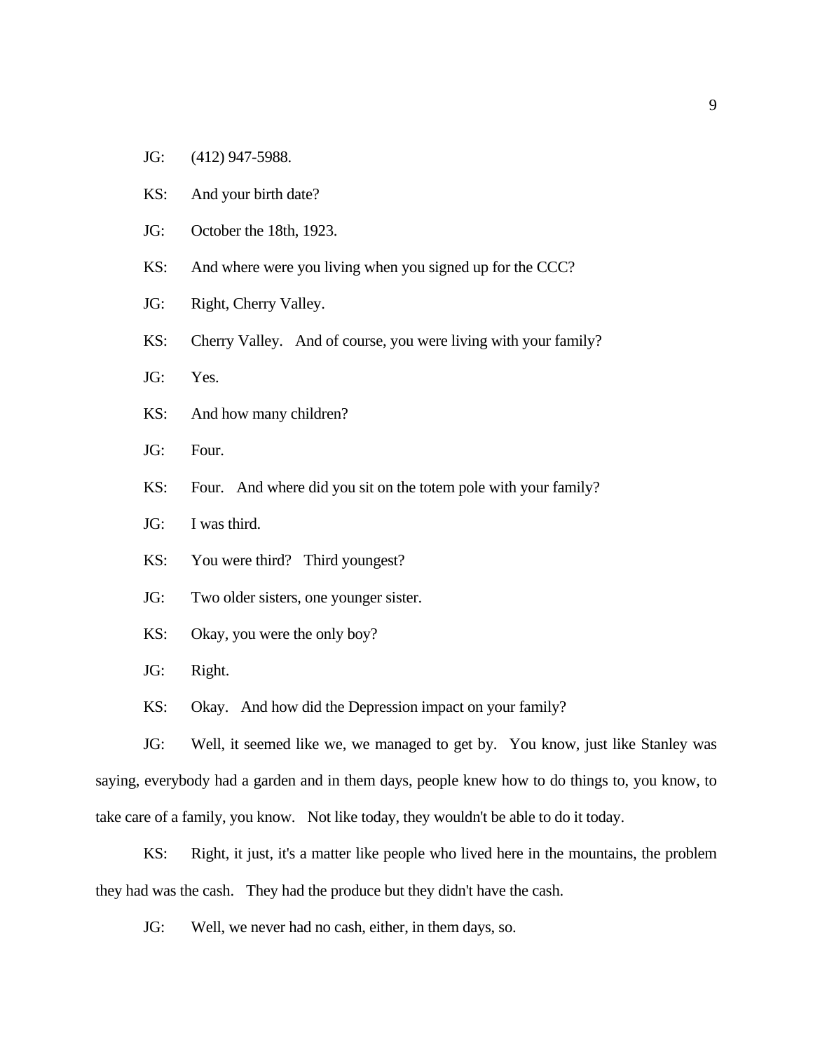JG: (412) 947-5988.

KS: And your birth date?

JG: October the 18th, 1923.

KS: And where were you living when you signed up for the CCC?

JG: Right, Cherry Valley.

KS: Cherry Valley. And of course, you were living with your family?

JG: Yes.

KS: And how many children?

JG: Four.

KS: Four. And where did you sit on the totem pole with your family?

JG: I was third.

KS: You were third? Third youngest?

JG: Two older sisters, one younger sister.

KS: Okay, you were the only boy?

JG: Right.

KS: Okay. And how did the Depression impact on your family?

JG: Well, it seemed like we, we managed to get by. You know, just like Stanley was saying, everybody had a garden and in them days, people knew how to do things to, you know, to take care of a family, you know. Not like today, they wouldn't be able to do it today.

KS: Right, it just, it's a matter like people who lived here in the mountains, the problem they had was the cash. They had the produce but they didn't have the cash.

JG: Well, we never had no cash, either, in them days, so.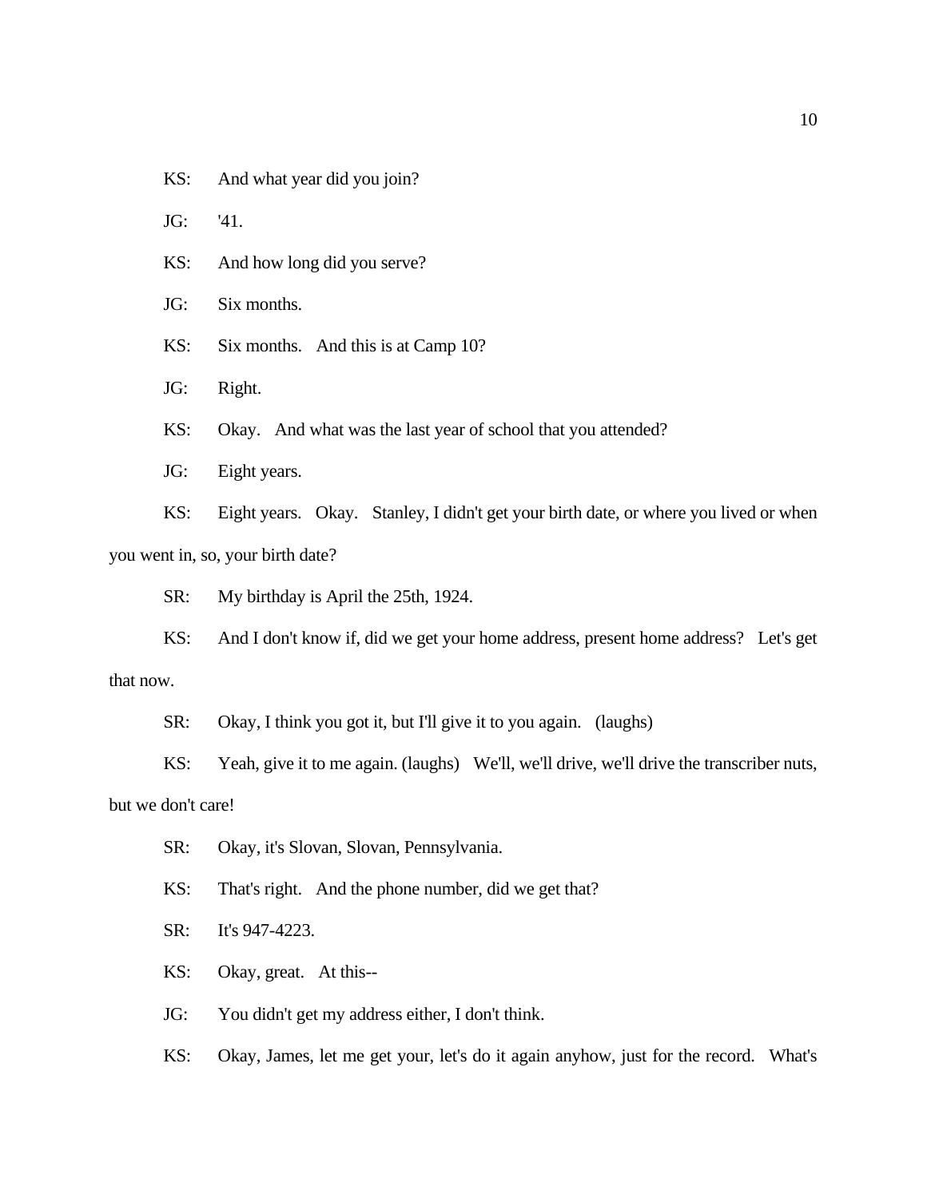KS: And what year did you join?

JG: '41.

KS: And how long did you serve?

JG: Six months.

KS: Six months. And this is at Camp 10?

JG: Right.

KS: Okay. And what was the last year of school that you attended?

JG: Eight years.

KS: Eight years. Okay. Stanley, I didn't get your birth date, or where you lived or when you went in, so, your birth date?

SR: My birthday is April the 25th, 1924.

KS: And I don't know if, did we get your home address, present home address? Let's get that now.

SR: Okay, I think you got it, but I'll give it to you again. (laughs)

KS: Yeah, give it to me again. (laughs) We'll, we'll drive, we'll drive the transcriber nuts, but we don't care!

SR: Okay, it's Slovan, Slovan, Pennsylvania.

KS: That's right. And the phone number, did we get that?

SR: It's 947-4223.

KS: Okay, great. At this--

JG: You didn't get my address either, I don't think.

KS: Okay, James, let me get your, let's do it again anyhow, just for the record. What's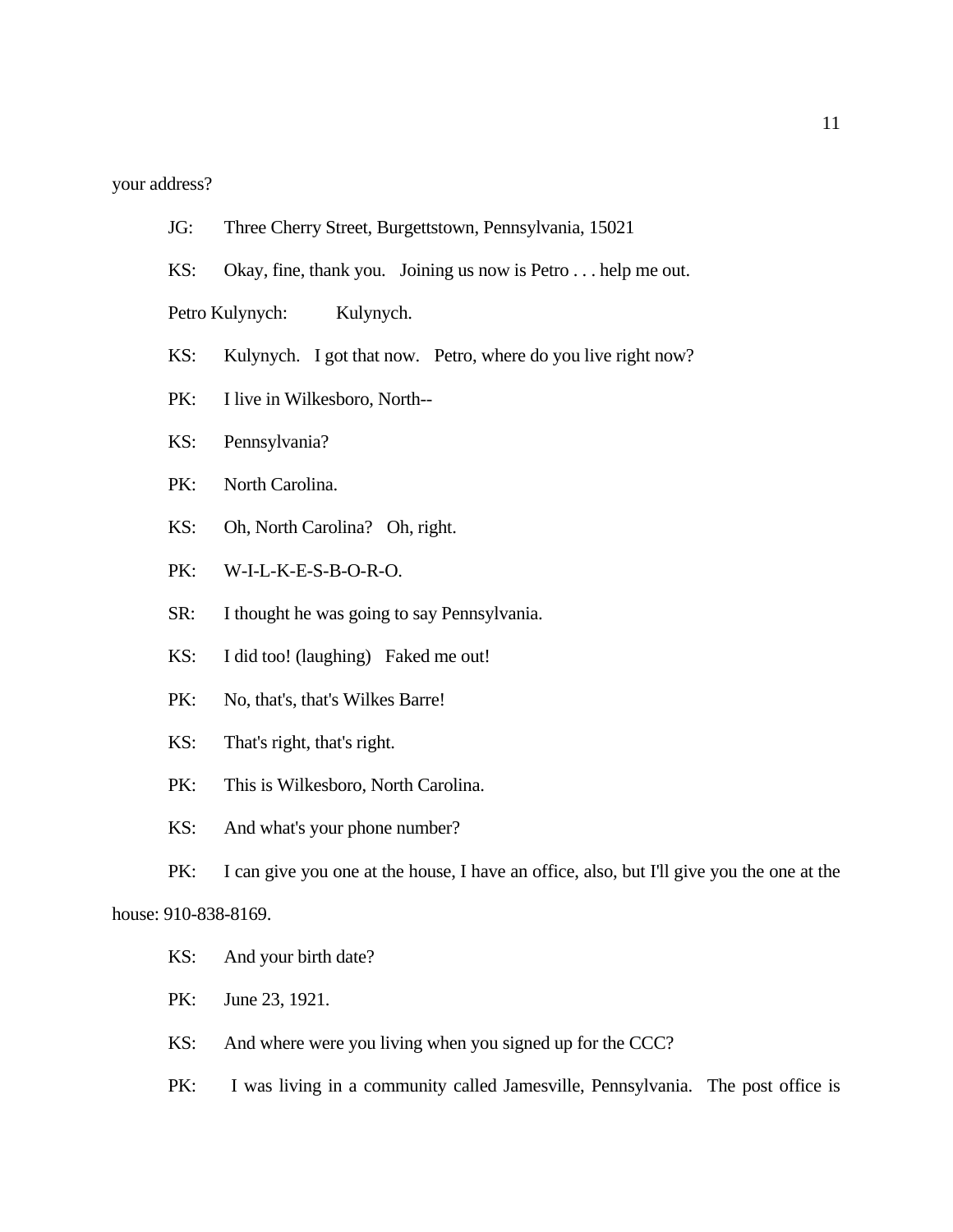your address?

JG: Three Cherry Street, Burgettstown, Pennsylvania, 15021

KS: Okay, fine, thank you. Joining us now is Petro . . . help me out.

Petro Kulynych: Kulynych.

KS: Kulynych. I got that now. Petro, where do you live right now?

PK: I live in Wilkesboro, North--

KS: Pennsylvania?

PK: North Carolina.

KS: Oh, North Carolina? Oh, right.

PK: W-I-L-K-E-S-B-O-R-O.

SR: I thought he was going to say Pennsylvania.

KS: I did too! (laughing) Faked me out!

PK: No, that's, that's Wilkes Barre!

KS: That's right, that's right.

PK: This is Wilkesboro, North Carolina.

KS: And what's your phone number?

PK: I can give you one at the house, I have an office, also, but I'll give you the one at the house: 910-838-8169.

KS: And your birth date?

PK: June 23, 1921.

KS: And where were you living when you signed up for the CCC?

PK: I was living in a community called Jamesville, Pennsylvania. The post office is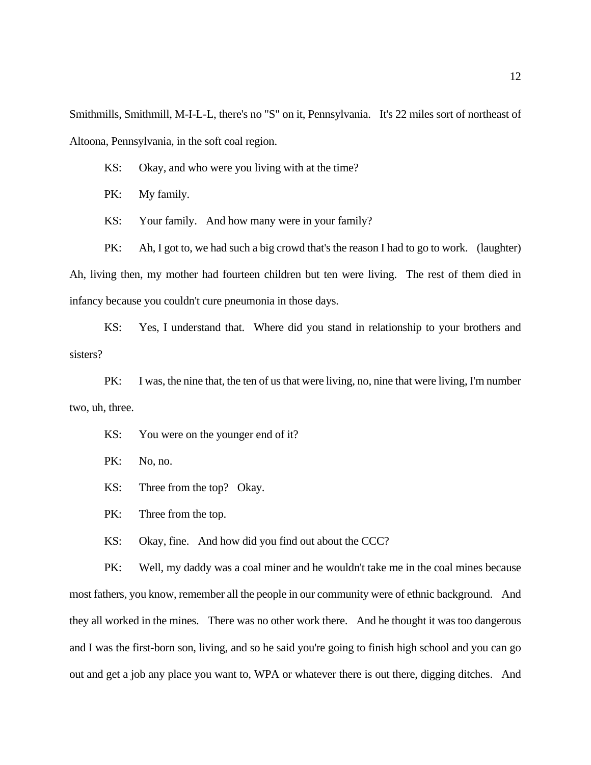Smithmills, Smithmill, M-I-L-L, there's no "S" on it, Pennsylvania. It's 22 miles sort of northeast of Altoona, Pennsylvania, in the soft coal region.

KS: Okay, and who were you living with at the time?

PK: My family.

KS: Your family. And how many were in your family?

PK: Ah, I got to, we had such a big crowd that's the reason I had to go to work. (laughter) Ah, living then, my mother had fourteen children but ten were living. The rest of them died in infancy because you couldn't cure pneumonia in those days.

KS: Yes, I understand that. Where did you stand in relationship to your brothers and sisters?

PK: I was, the nine that, the ten of us that were living, no, nine that were living, I'm number two, uh, three.

KS: You were on the younger end of it?

PK: No, no.

KS: Three from the top? Okay.

PK: Three from the top.

KS: Okay, fine. And how did you find out about the CCC?

PK: Well, my daddy was a coal miner and he wouldn't take me in the coal mines because most fathers, you know, remember all the people in our community were of ethnic background. And they all worked in the mines. There was no other work there. And he thought it was too dangerous and I was the first-born son, living, and so he said you're going to finish high school and you can go out and get a job any place you want to, WPA or whatever there is out there, digging ditches. And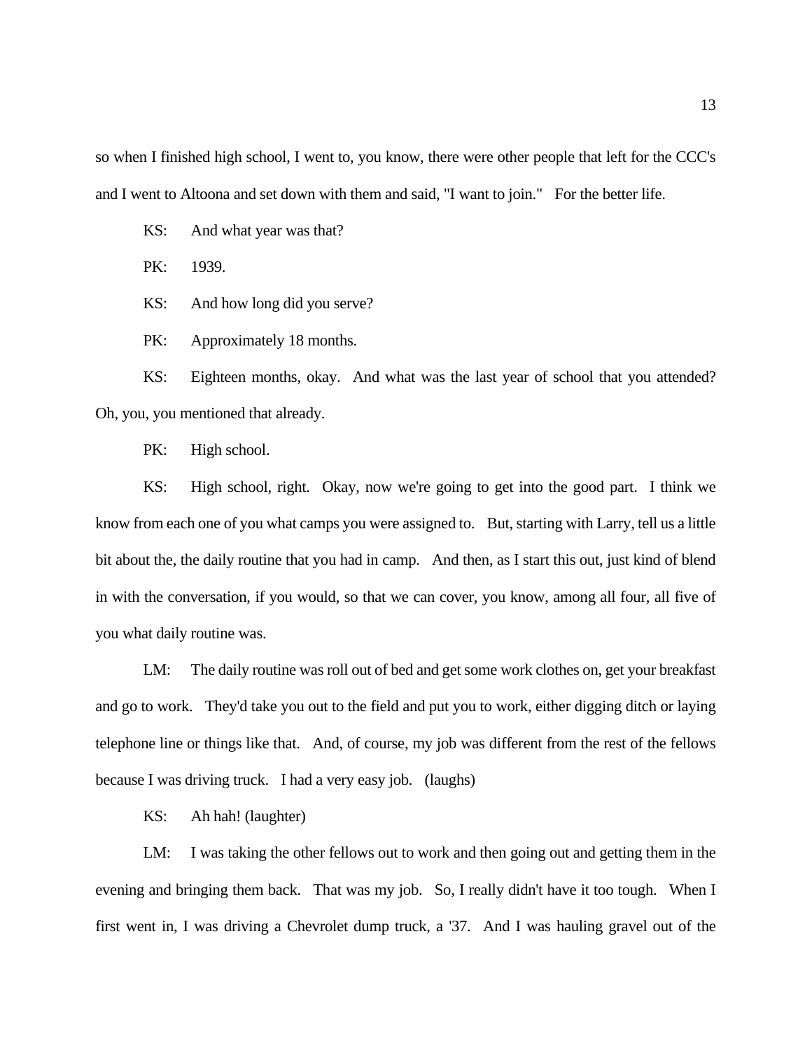so when I finished high school, I went to, you know, there were other people that left for the CCC's and I went to Altoona and set down with them and said, "I want to join." For the better life.

KS: And what year was that?

PK: 1939.

KS: And how long did you serve?

PK: Approximately 18 months.

KS: Eighteen months, okay. And what was the last year of school that you attended? Oh, you, you mentioned that already.

PK: High school.

KS: High school, right. Okay, now we're going to get into the good part. I think we know from each one of you what camps you were assigned to. But, starting with Larry, tell us a little bit about the, the daily routine that you had in camp. And then, as I start this out, just kind of blend in with the conversation, if you would, so that we can cover, you know, among all four, all five of you what daily routine was.

LM: The daily routine was roll out of bed and get some work clothes on, get your breakfast and go to work. They'd take you out to the field and put you to work, either digging ditch or laying telephone line or things like that. And, of course, my job was different from the rest of the fellows because I was driving truck. I had a very easy job. (laughs)

KS: Ah hah! (laughter)

LM: I was taking the other fellows out to work and then going out and getting them in the evening and bringing them back. That was my job. So, I really didn't have it too tough. When I first went in, I was driving a Chevrolet dump truck, a '37. And I was hauling gravel out of the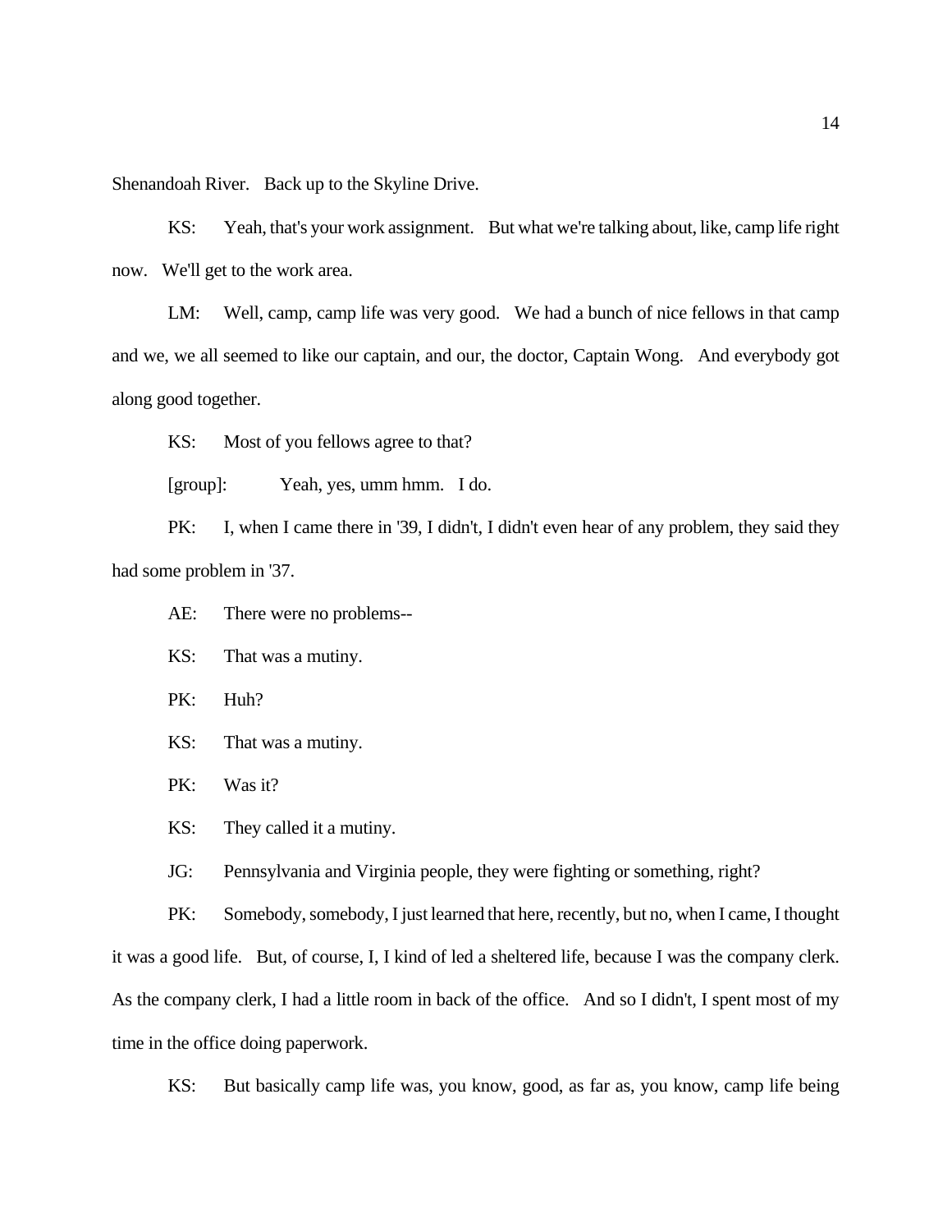Shenandoah River. Back up to the Skyline Drive.

KS: Yeah, that's your work assignment. But what we're talking about, like, camp life right now. We'll get to the work area.

LM: Well, camp, camp life was very good. We had a bunch of nice fellows in that camp and we, we all seemed to like our captain, and our, the doctor, Captain Wong. And everybody got along good together.

KS: Most of you fellows agree to that?

[group]: Yeah, yes, umm hmm. I do.

PK: I, when I came there in '39, I didn't, I didn't even hear of any problem, they said they had some problem in '37.

AE: There were no problems--

KS: That was a mutiny.

PK: Huh?

KS: That was a mutiny.

PK: Was it?

KS: They called it a mutiny.

JG: Pennsylvania and Virginia people, they were fighting or something, right?

PK: Somebody, somebody, I just learned that here, recently, but no, when I came, I thought it was a good life. But, of course, I, I kind of led a sheltered life, because I was the company clerk. As the company clerk, I had a little room in back of the office. And so I didn't, I spent most of my time in the office doing paperwork.

KS: But basically camp life was, you know, good, as far as, you know, camp life being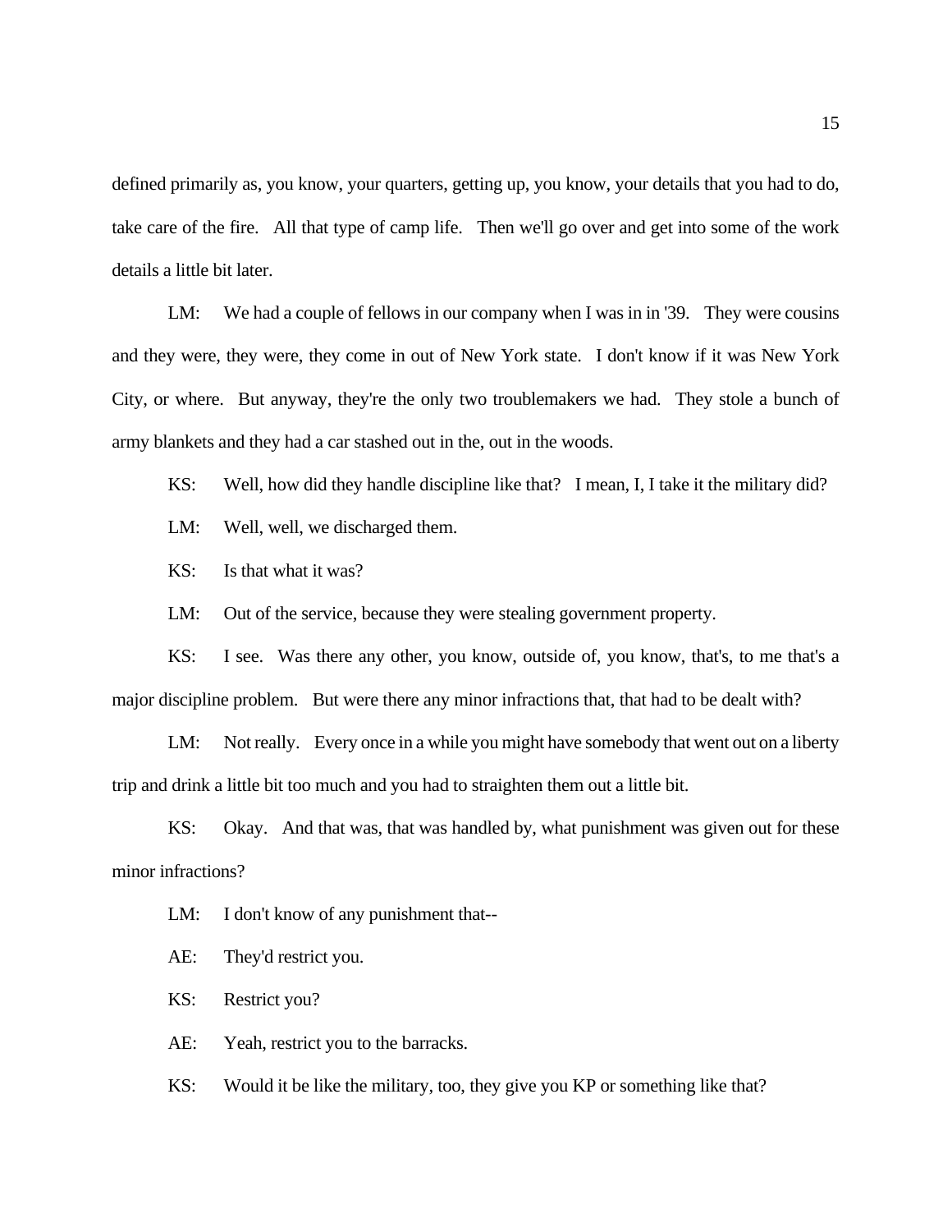defined primarily as, you know, your quarters, getting up, you know, your details that you had to do, take care of the fire. All that type of camp life. Then we'll go over and get into some of the work details a little bit later.

LM: We had a couple of fellows in our company when I was in in '39. They were cousins and they were, they were, they come in out of New York state. I don't know if it was New York City, or where. But anyway, they're the only two troublemakers we had. They stole a bunch of army blankets and they had a car stashed out in the, out in the woods.

KS: Well, how did they handle discipline like that? I mean, I, I take it the military did?

LM: Well, well, we discharged them.

KS: Is that what it was?

LM: Out of the service, because they were stealing government property.

KS: I see. Was there any other, you know, outside of, you know, that's, to me that's a major discipline problem. But were there any minor infractions that, that had to be dealt with?

LM: Not really. Every once in a while you might have somebody that went out on a liberty trip and drink a little bit too much and you had to straighten them out a little bit.

KS: Okay. And that was, that was handled by, what punishment was given out for these minor infractions?

LM: I don't know of any punishment that--

AE: They'd restrict you.

KS: Restrict you?

AE: Yeah, restrict you to the barracks.

KS: Would it be like the military, too, they give you KP or something like that?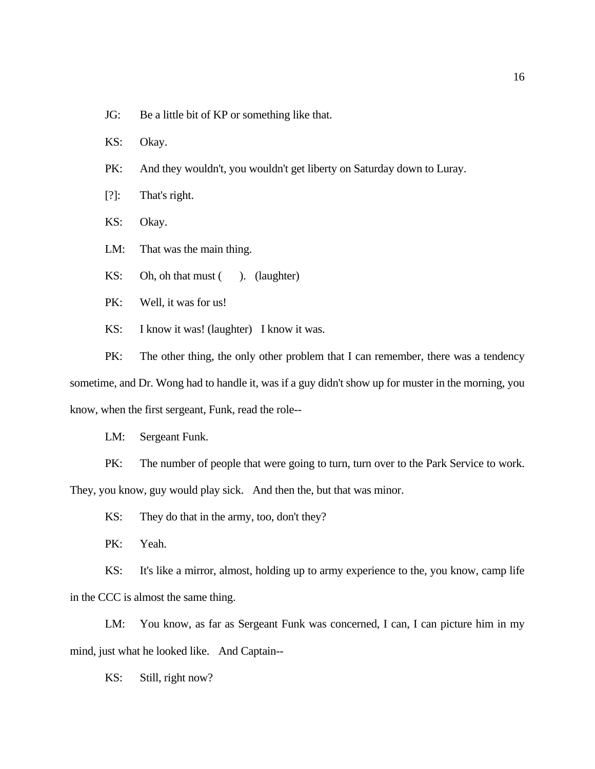JG: Be a little bit of KP or something like that.

KS: Okay.

PK: And they wouldn't, you wouldn't get liberty on Saturday down to Luray.

[?]: That's right.

KS: Okay.

LM: That was the main thing.

KS: Oh, oh that must ( ). (laughter)

PK: Well, it was for us!

KS: I know it was! (laughter) I know it was.

PK: The other thing, the only other problem that I can remember, there was a tendency sometime, and Dr. Wong had to handle it, was if a guy didn't show up for muster in the morning, you know, when the first sergeant, Funk, read the role--

LM: Sergeant Funk.

PK: The number of people that were going to turn, turn over to the Park Service to work. They, you know, guy would play sick. And then the, but that was minor.

KS: They do that in the army, too, don't they?

PK: Yeah.

KS: It's like a mirror, almost, holding up to army experience to the, you know, camp life in the CCC is almost the same thing.

LM: You know, as far as Sergeant Funk was concerned, I can, I can picture him in my mind, just what he looked like. And Captain--

KS: Still, right now?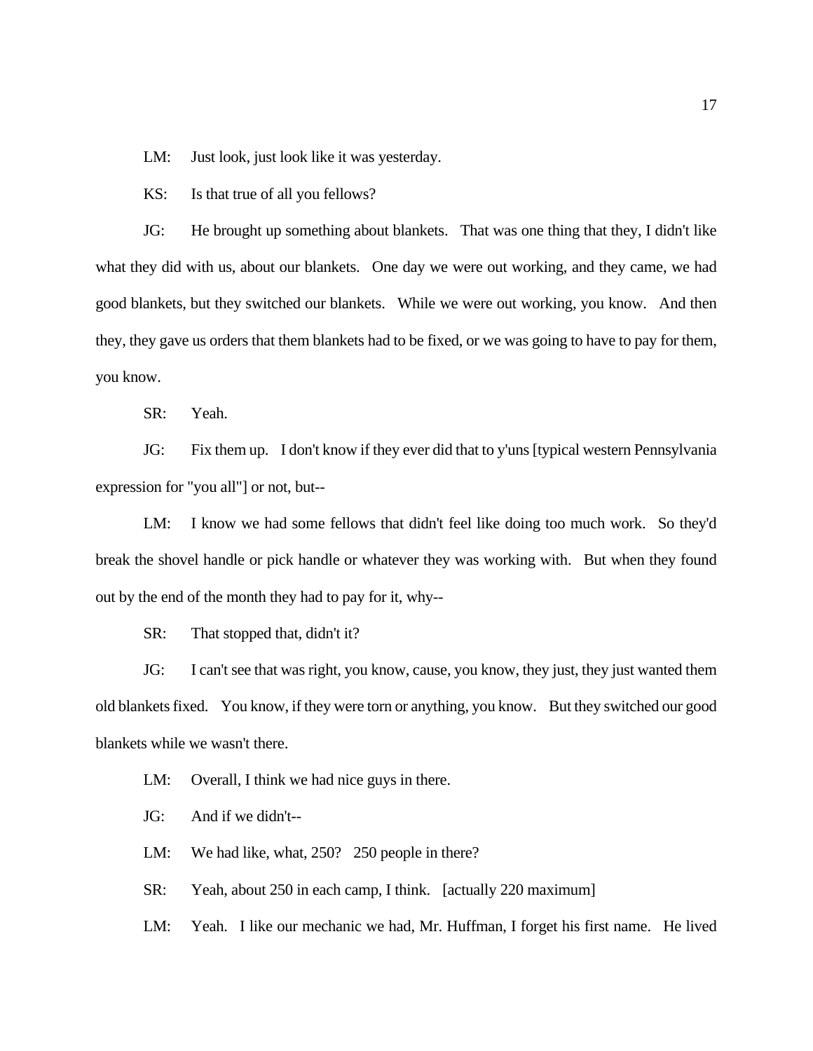LM: Just look, just look like it was yesterday.

KS: Is that true of all you fellows?

JG: He brought up something about blankets. That was one thing that they, I didn't like what they did with us, about our blankets. One day we were out working, and they came, we had good blankets, but they switched our blankets. While we were out working, you know. And then they, they gave us orders that them blankets had to be fixed, or we was going to have to pay for them, you know.

SR: Yeah.

JG: Fix them up. I don't know if they ever did that to y'uns [typical western Pennsylvania expression for "you all"] or not, but--

LM: I know we had some fellows that didn't feel like doing too much work. So they'd break the shovel handle or pick handle or whatever they was working with. But when they found out by the end of the month they had to pay for it, why--

SR: That stopped that, didn't it?

JG: I can't see that was right, you know, cause, you know, they just, they just wanted them old blankets fixed. You know, if they were torn or anything, you know. But they switched our good blankets while we wasn't there.

LM: Overall, I think we had nice guys in there.

JG: And if we didn't--

LM: We had like, what, 250? 250 people in there?

SR: Yeah, about 250 in each camp, I think. [actually 220 maximum]

LM: Yeah. I like our mechanic we had, Mr. Huffman, I forget his first name. He lived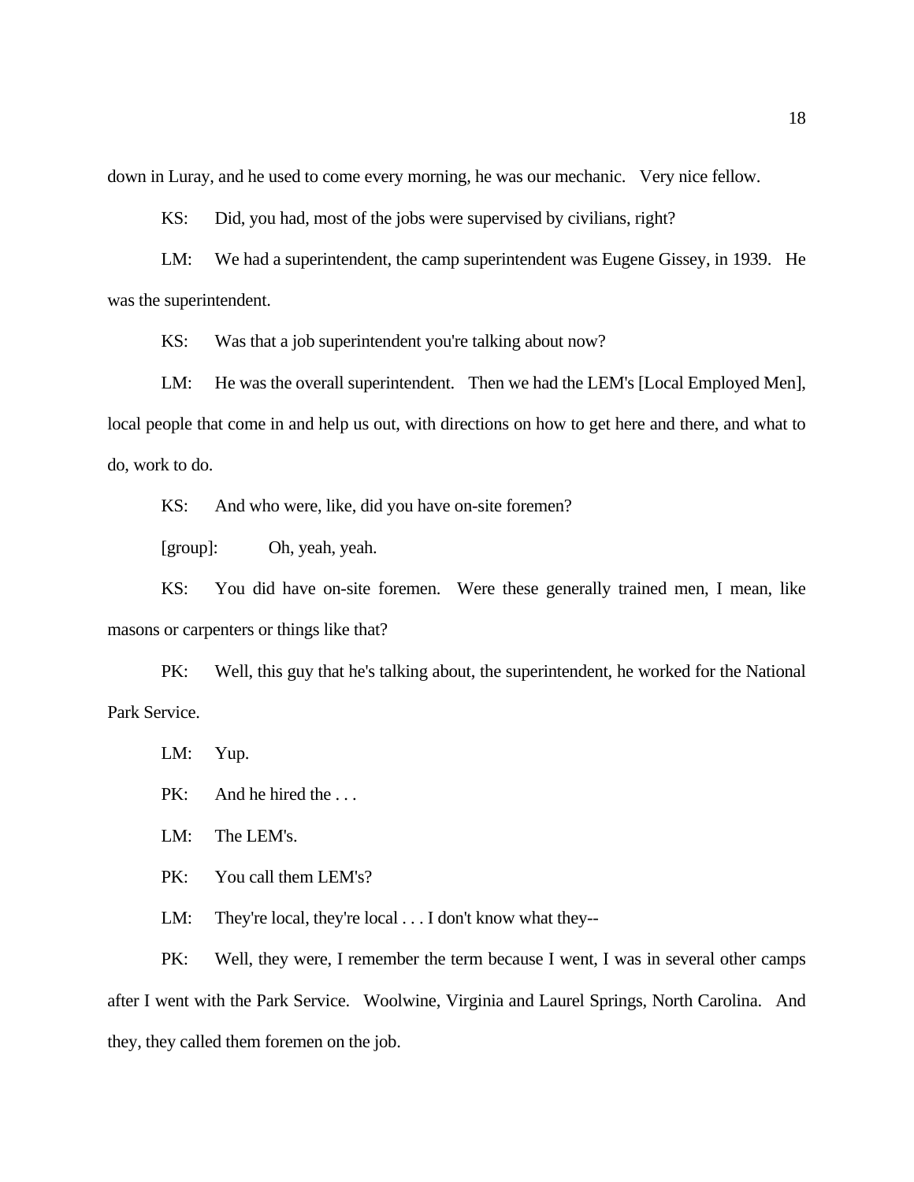down in Luray, and he used to come every morning, he was our mechanic. Very nice fellow.

KS: Did, you had, most of the jobs were supervised by civilians, right?

LM: We had a superintendent, the camp superintendent was Eugene Gissey, in 1939. He was the superintendent.

KS: Was that a job superintendent you're talking about now?

LM: He was the overall superintendent. Then we had the LEM's [Local Employed Men], local people that come in and help us out, with directions on how to get here and there, and what to do, work to do.

KS: And who were, like, did you have on-site foremen?

[group]: Oh, yeah, yeah.

KS: You did have on-site foremen. Were these generally trained men, I mean, like masons or carpenters or things like that?

PK: Well, this guy that he's talking about, the superintendent, he worked for the National Park Service.

LM: Yup.

PK: And he hired the . . .

LM: The LEM's.

PK: You call them LEM's?

LM: They're local, they're local . . . I don't know what they--

PK: Well, they were, I remember the term because I went, I was in several other camps after I went with the Park Service. Woolwine, Virginia and Laurel Springs, North Carolina. And they, they called them foremen on the job.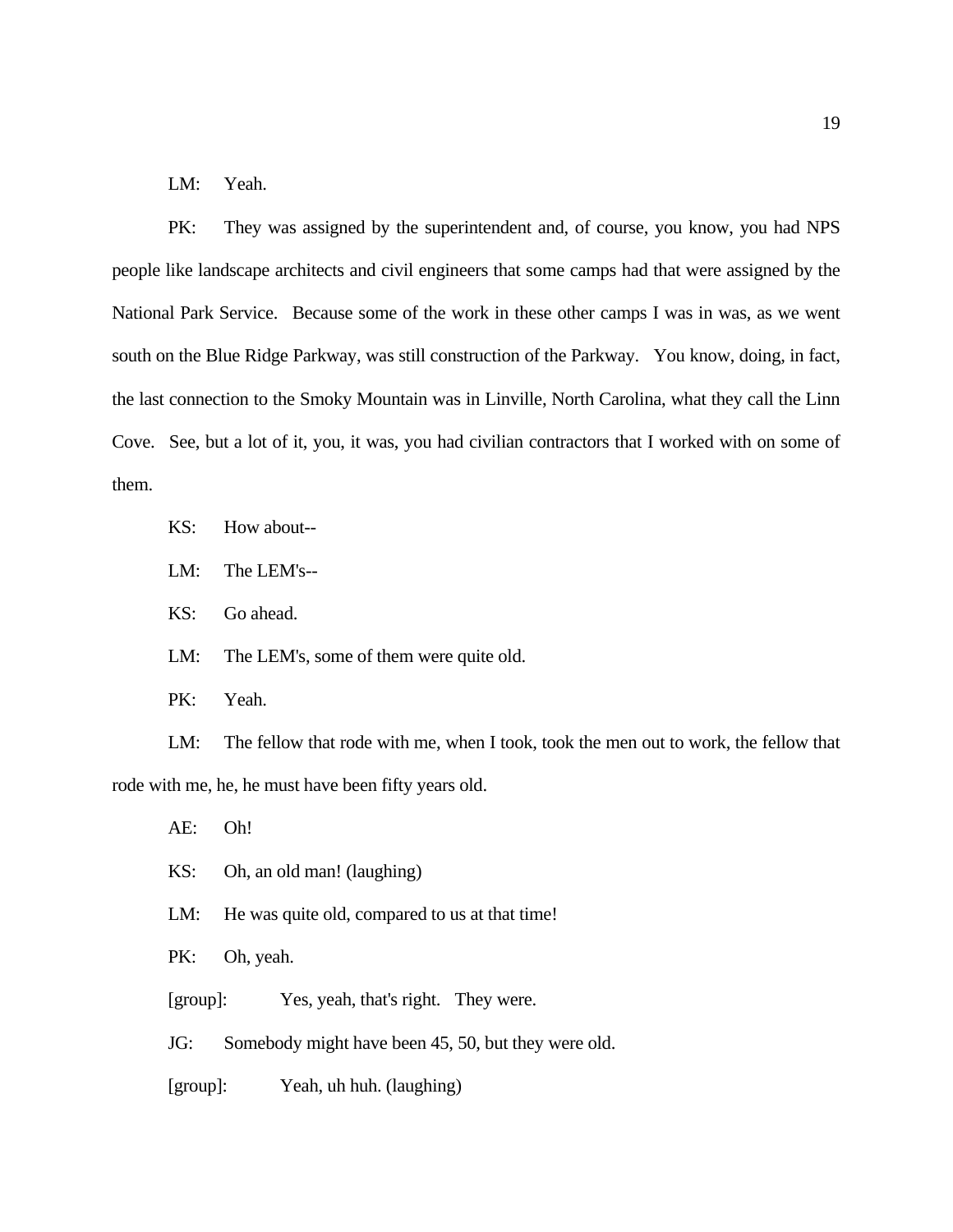LM: Yeah.

PK: They was assigned by the superintendent and, of course, you know, you had NPS people like landscape architects and civil engineers that some camps had that were assigned by the National Park Service. Because some of the work in these other camps I was in was, as we went south on the Blue Ridge Parkway, was still construction of the Parkway. You know, doing, in fact, the last connection to the Smoky Mountain was in Linville, North Carolina, what they call the Linn Cove. See, but a lot of it, you, it was, you had civilian contractors that I worked with on some of them.

KS: How about--

LM: The LEM's--

KS: Go ahead.

LM: The LEM's, some of them were quite old.

PK: Yeah.

LM: The fellow that rode with me, when I took, took the men out to work, the fellow that rode with me, he, he must have been fifty years old.

AE: Oh!

KS: Oh, an old man! (laughing)

LM: He was quite old, compared to us at that time!

PK: Oh, yeah.

[group]: Yes, yeah, that's right. They were.

JG: Somebody might have been 45, 50, but they were old.

[group]: Yeah, uh huh. (laughing)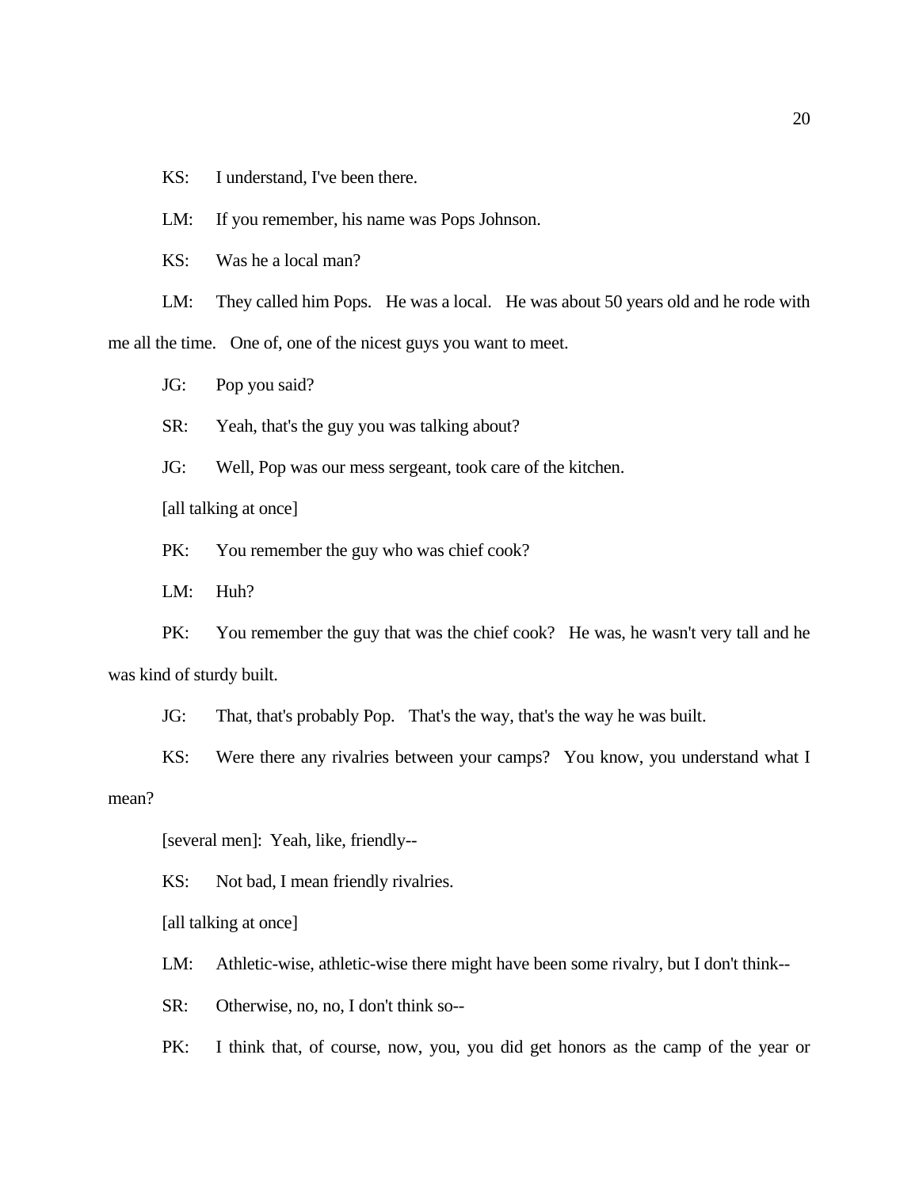KS: I understand, I've been there.

LM: If you remember, his name was Pops Johnson.

KS: Was he a local man?

LM: They called him Pops. He was a local. He was about 50 years old and he rode with me all the time. One of, one of the nicest guys you want to meet.

JG: Pop you said?

SR: Yeah, that's the guy you was talking about?

JG: Well, Pop was our mess sergeant, took care of the kitchen.

[all talking at once]

PK: You remember the guy who was chief cook?

LM: Huh?

PK: You remember the guy that was the chief cook? He was, he wasn't very tall and he was kind of sturdy built.

JG: That, that's probably Pop. That's the way, that's the way he was built.

KS: Were there any rivalries between your camps? You know, you understand what I mean?

[several men]: Yeah, like, friendly--

KS: Not bad, I mean friendly rivalries.

[all talking at once]

LM: Athletic-wise, athletic-wise there might have been some rivalry, but I don't think--

SR: Otherwise, no, no, I don't think so--

PK: I think that, of course, now, you, you did get honors as the camp of the year or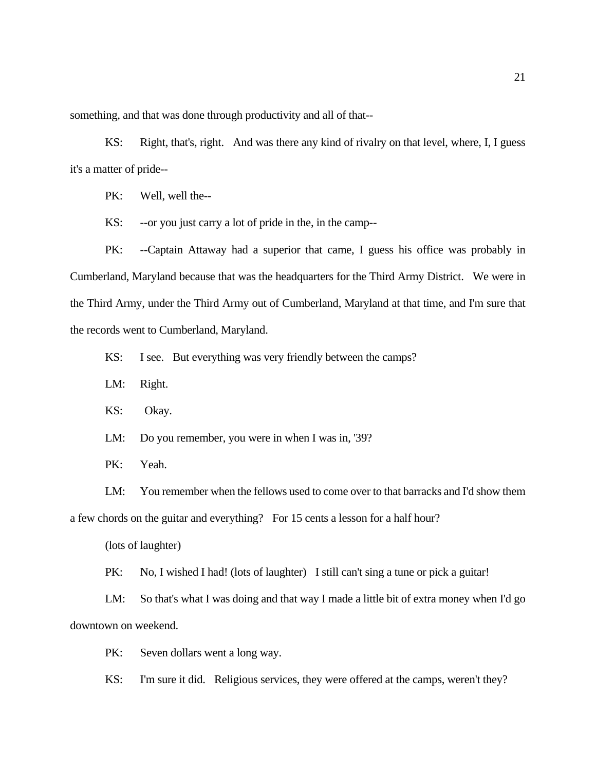something, and that was done through productivity and all of that--

KS: Right, that's, right. And was there any kind of rivalry on that level, where, I, I guess it's a matter of pride--

PK: Well, well the--

KS: --or you just carry a lot of pride in the, in the camp--

PK: --Captain Attaway had a superior that came, I guess his office was probably in Cumberland, Maryland because that was the headquarters for the Third Army District. We were in the Third Army, under the Third Army out of Cumberland, Maryland at that time, and I'm sure that the records went to Cumberland, Maryland.

KS: I see. But everything was very friendly between the camps?

LM: Right.

KS: Okay.

LM: Do you remember, you were in when I was in, '39?

PK: Yeah.

LM: You remember when the fellows used to come over to that barracks and I'd show them a few chords on the guitar and everything? For 15 cents a lesson for a half hour?

(lots of laughter)

PK: No, I wished I had! (lots of laughter) I still can't sing a tune or pick a guitar!

LM: So that's what I was doing and that way I made a little bit of extra money when I'd go downtown on weekend.

PK: Seven dollars went a long way.

KS: I'm sure it did. Religious services, they were offered at the camps, weren't they?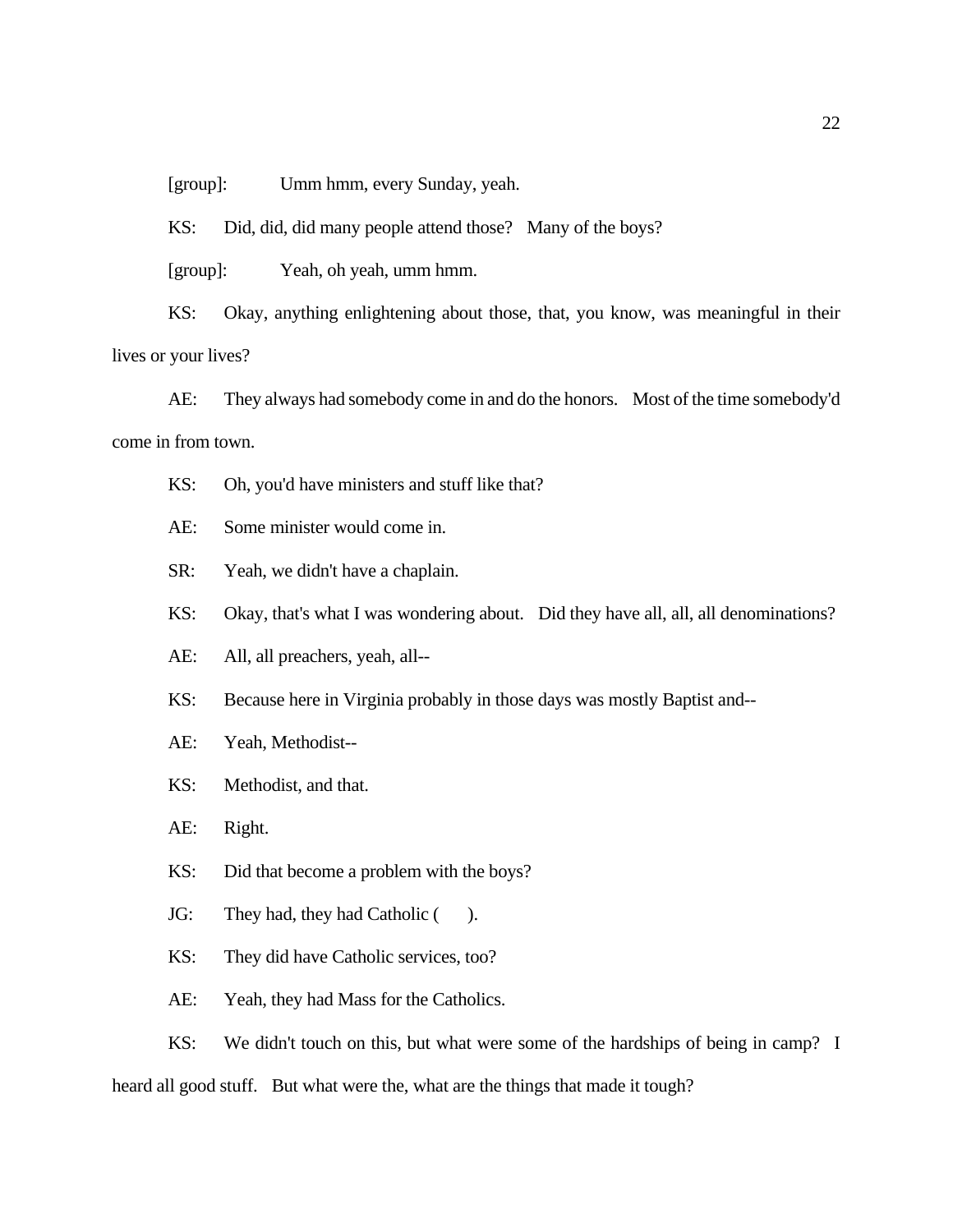[group]: Umm hmm, every Sunday, yeah.

KS: Did, did, did many people attend those? Many of the boys?

[group]: Yeah, oh yeah, umm hmm.

KS: Okay, anything enlightening about those, that, you know, was meaningful in their lives or your lives?

AE: They always had somebody come in and do the honors. Most of the time somebody'd come in from town.

KS: Oh, you'd have ministers and stuff like that?

AE: Some minister would come in.

SR: Yeah, we didn't have a chaplain.

KS: Okay, that's what I was wondering about. Did they have all, all, all denominations?

AE: All, all preachers, yeah, all--

KS: Because here in Virginia probably in those days was mostly Baptist and--

AE: Yeah, Methodist--

KS: Methodist, and that.

AE: Right.

KS: Did that become a problem with the boys?

JG: They had, they had Catholic (     ).

KS: They did have Catholic services, too?

AE: Yeah, they had Mass for the Catholics.

KS: We didn't touch on this, but what were some of the hardships of being in camp? I heard all good stuff. But what were the, what are the things that made it tough?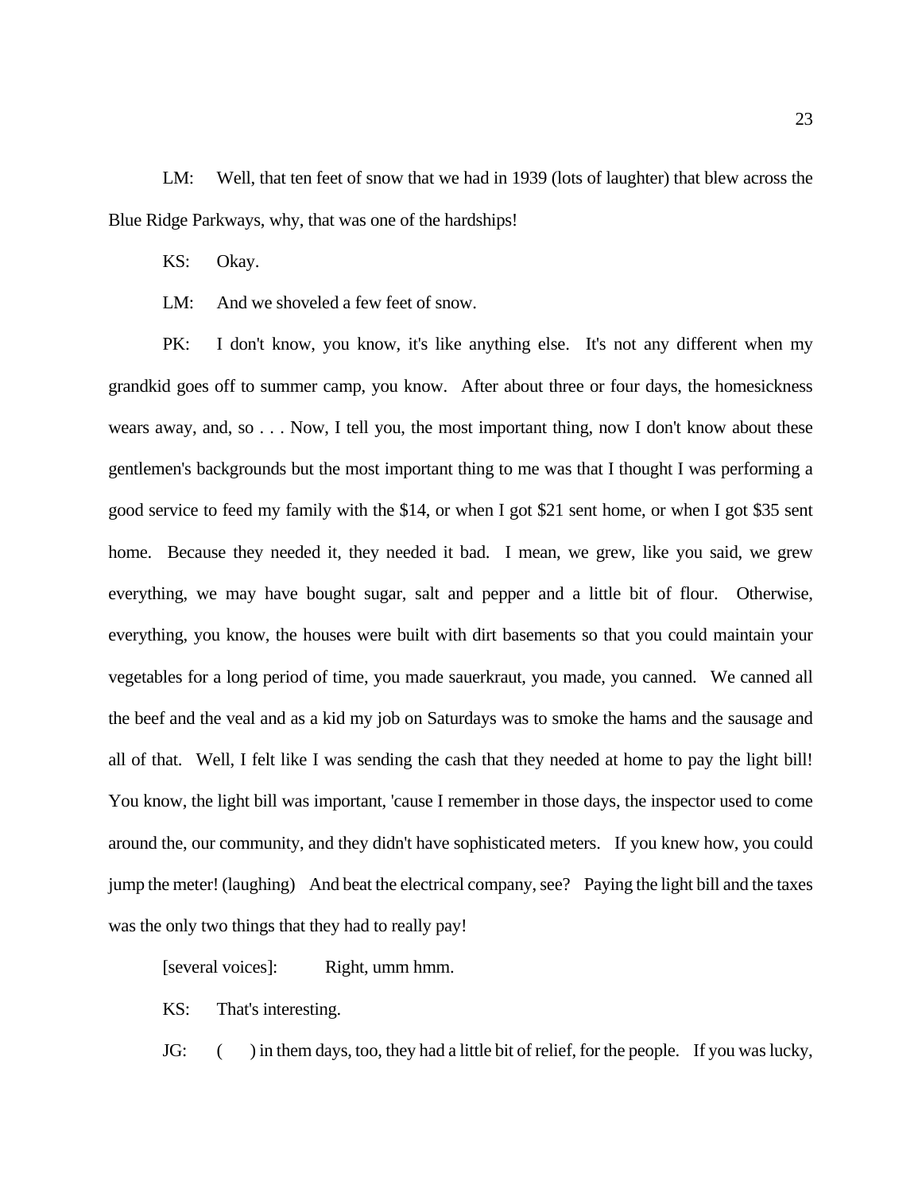LM: Well, that ten feet of snow that we had in 1939 (lots of laughter) that blew across the Blue Ridge Parkways, why, that was one of the hardships!

KS: Okay.

LM: And we shoveled a few feet of snow.

PK: I don't know, you know, it's like anything else. It's not any different when my grandkid goes off to summer camp, you know. After about three or four days, the homesickness wears away, and, so . . . Now, I tell you, the most important thing, now I don't know about these gentlemen's backgrounds but the most important thing to me was that I thought I was performing a good service to feed my family with the $14, or when I got $21 sent home, or when I got $35 sent home. Because they needed it, they needed it bad. I mean, we grew, like you said, we grew everything, we may have bought sugar, salt and pepper and a little bit of flour. Otherwise, everything, you know, the houses were built with dirt basements so that you could maintain your vegetables for a long period of time, you made sauerkraut, you made, you canned. We canned all the beef and the veal and as a kid my job on Saturdays was to smoke the hams and the sausage and all of that. Well, I felt like I was sending the cash that they needed at home to pay the light bill! You know, the light bill was important, 'cause I remember in those days, the inspector used to come around the, our community, and they didn't have sophisticated meters. If you knew how, you could jump the meter! (laughing) And beat the electrical company, see? Paying the light bill and the taxes was the only two things that they had to really pay!

[several voices]: Right, umm hmm.

KS: That's interesting.

JG: ( ) in them days, too, they had a little bit of relief, for the people. If you was lucky,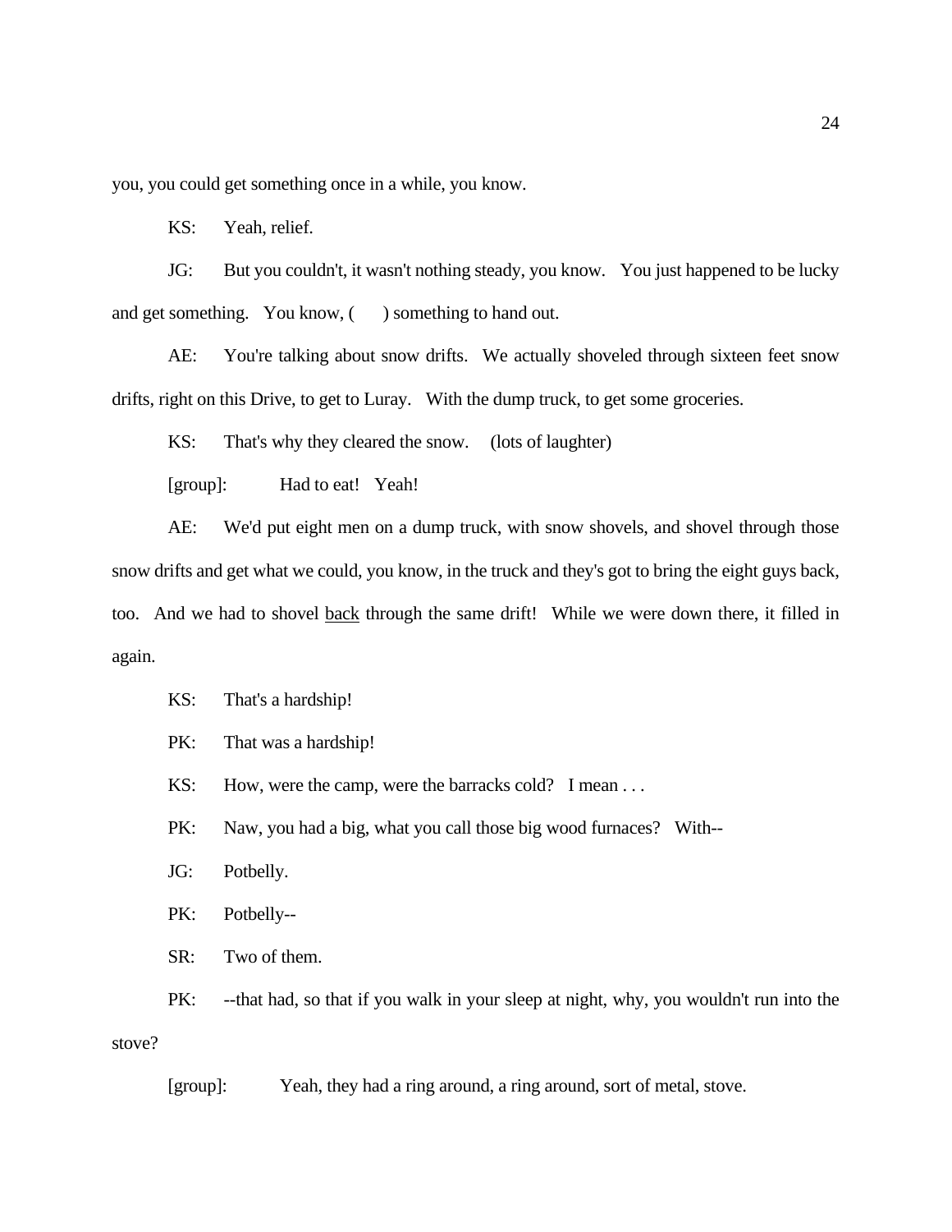you, you could get something once in a while, you know.

KS: Yeah, relief.

JG: But you couldn't, it wasn't nothing steady, you know. You just happened to be lucky and get something. You know, (     ) something to hand out.

AE: You're talking about snow drifts. We actually shoveled through sixteen feet snow drifts, right on this Drive, to get to Luray. With the dump truck, to get some groceries.

KS: That's why they cleared the snow. (lots of laughter)

[group]: Had to eat! Yeah!

AE: We'd put eight men on a dump truck, with snow shovels, and shovel through those snow drifts and get what we could, you know, in the truck and they's got to bring the eight guys back, too. And we had to shovel <u>back</u> through the same drift! While we were down there, it filled in again.

KS: That's a hardship!

PK: That was a hardship!

KS: How, were the camp, were the barracks cold? I mean . . .

PK: Naw, you had a big, what you call those big wood furnaces? With--

JG: Potbelly.

PK: Potbelly--

SR: Two of them.

PK: --that had, so that if you walk in your sleep at night, why, you wouldn't run into the stove?

[group]: Yeah, they had a ring around, a ring around, sort of metal, stove.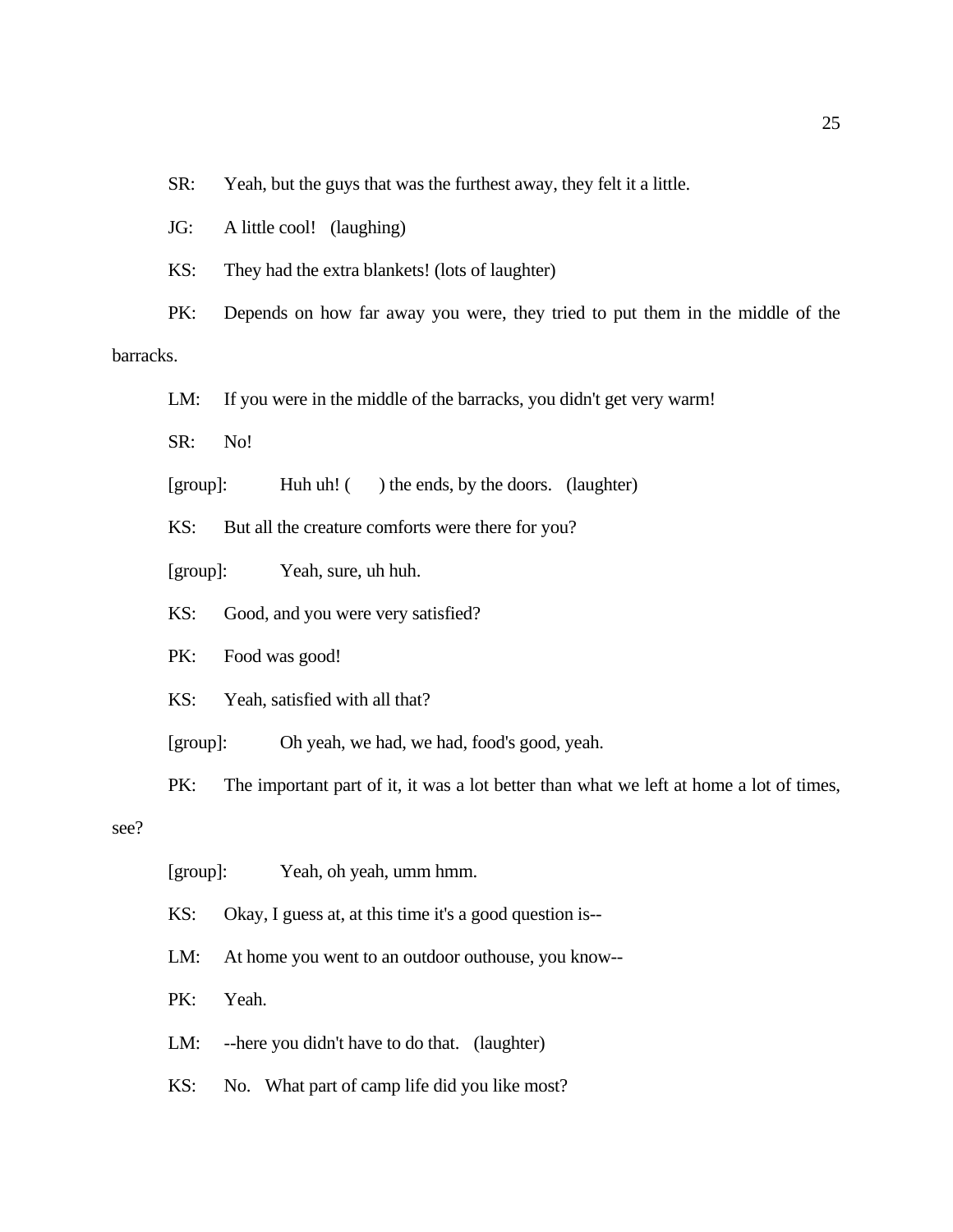SR: Yeah, but the guys that was the furthest away, they felt it a little.

JG: A little cool! (laughing)

KS: They had the extra blankets! (lots of laughter)

PK: Depends on how far away you were, they tried to put them in the middle of the barracks.

LM: If you were in the middle of the barracks, you didn't get very warm!

SR: No!

[group]: Huh uh! ( ) the ends, by the doors. (laughter)

KS: But all the creature comforts were there for you?

[group]: Yeah, sure, uh huh.

KS: Good, and you were very satisfied?

PK: Food was good!

KS: Yeah, satisfied with all that?

[group]: Oh yeah, we had, we had, food's good, yeah.

PK: The important part of it, it was a lot better than what we left at home a lot of times, see?

[group]: Yeah, oh yeah, umm hmm.

KS: Okay, I guess at, at this time it's a good question is--

LM: At home you went to an outdoor outhouse, you know--

PK: Yeah.

LM: --here you didn't have to do that. (laughter)

KS: No. What part of camp life did you like most?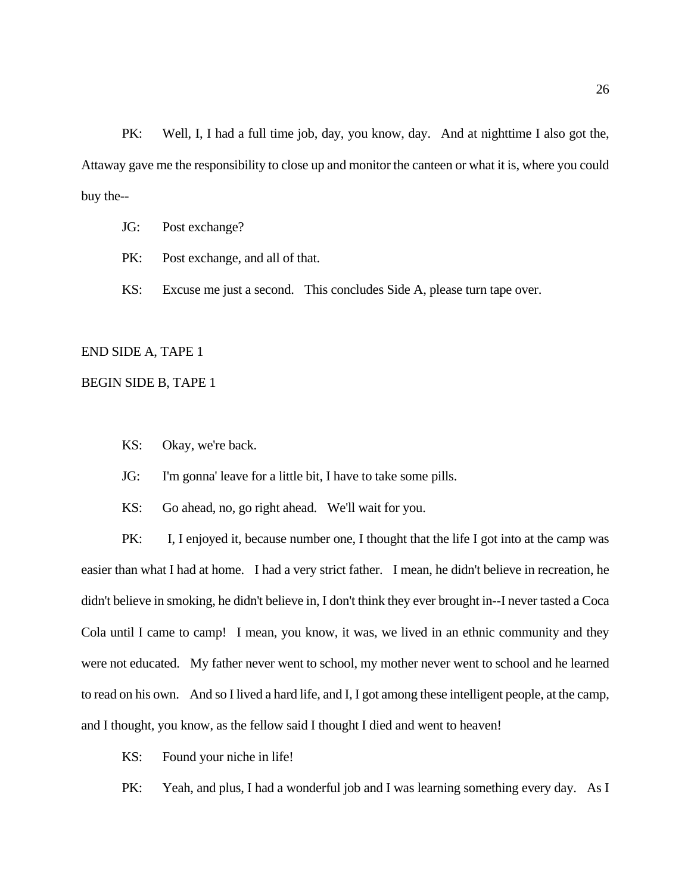PK: Well, I, I had a full time job, day, you know, day. And at nighttime I also got the, Attaway gave me the responsibility to close up and monitor the canteen or what it is, where you could buy the--

JG: Post exchange?

PK: Post exchange, and all of that.

KS: Excuse me just a second. This concludes Side A, please turn tape over.

END SIDE A, TAPE 1

BEGIN SIDE B, TAPE 1

KS: Okay, we're back.

JG: I'm gonna' leave for a little bit, I have to take some pills.

KS: Go ahead, no, go right ahead. We'll wait for you.

PK: I, I enjoyed it, because number one, I thought that the life I got into at the camp was easier than what I had at home. I had a very strict father. I mean, he didn't believe in recreation, he didn't believe in smoking, he didn't believe in, I don't think they ever brought in--I never tasted a Coca Cola until I came to camp! I mean, you know, it was, we lived in an ethnic community and they were not educated. My father never went to school, my mother never went to school and he learned to read on his own. And so I lived a hard life, and I, I got among these intelligent people, at the camp, and I thought, you know, as the fellow said I thought I died and went to heaven!

KS: Found your niche in life!

PK: Yeah, and plus, I had a wonderful job and I was learning something every day. As I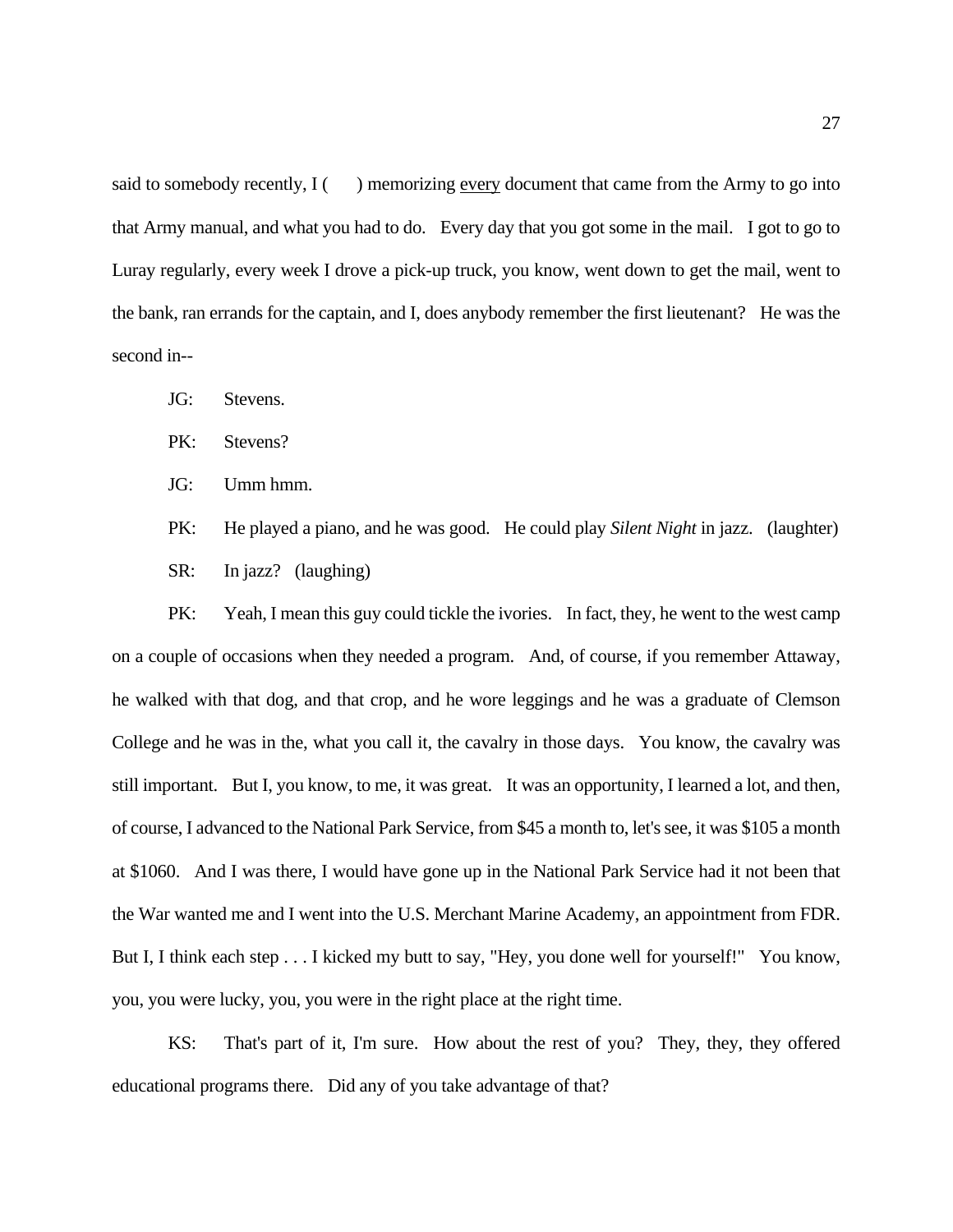said to somebody recently, I (      ) memorizing <u>every</u> document that came from the Army to go into that Army manual, and what you had to do. Every day that you got some in the mail. I got to go to Luray regularly, every week I drove a pick-up truck, you know, went down to get the mail, went to the bank, ran errands for the captain, and I, does anybody remember the first lieutenant? He was the second in--

JG: Stevens.

PK: Stevens?

JG: Umm hmm.

PK: He played a piano, and he was good. He could play *Silent Night* in jazz. (laughter)

SR: In jazz? (laughing)

PK: Yeah, I mean this guy could tickle the ivories. In fact, they, he went to the west camp on a couple of occasions when they needed a program. And, of course, if you remember Attaway, he walked with that dog, and that crop, and he wore leggings and he was a graduate of Clemson College and he was in the, what you call it, the cavalry in those days. You know, the cavalry was still important. But I, you know, to me, it was great. It was an opportunity, I learned a lot, and then, of course, I advanced to the National Park Service, from $45 a month to, let's see, it was $105 a month at $1060. And I was there, I would have gone up in the National Park Service had it not been that the War wanted me and I went into the U.S. Merchant Marine Academy, an appointment from FDR. But I, I think each step . . . I kicked my butt to say, "Hey, you done well for yourself!" You know, you, you were lucky, you, you were in the right place at the right time.

KS: That's part of it, I'm sure. How about the rest of you? They, they, they offered educational programs there. Did any of you take advantage of that?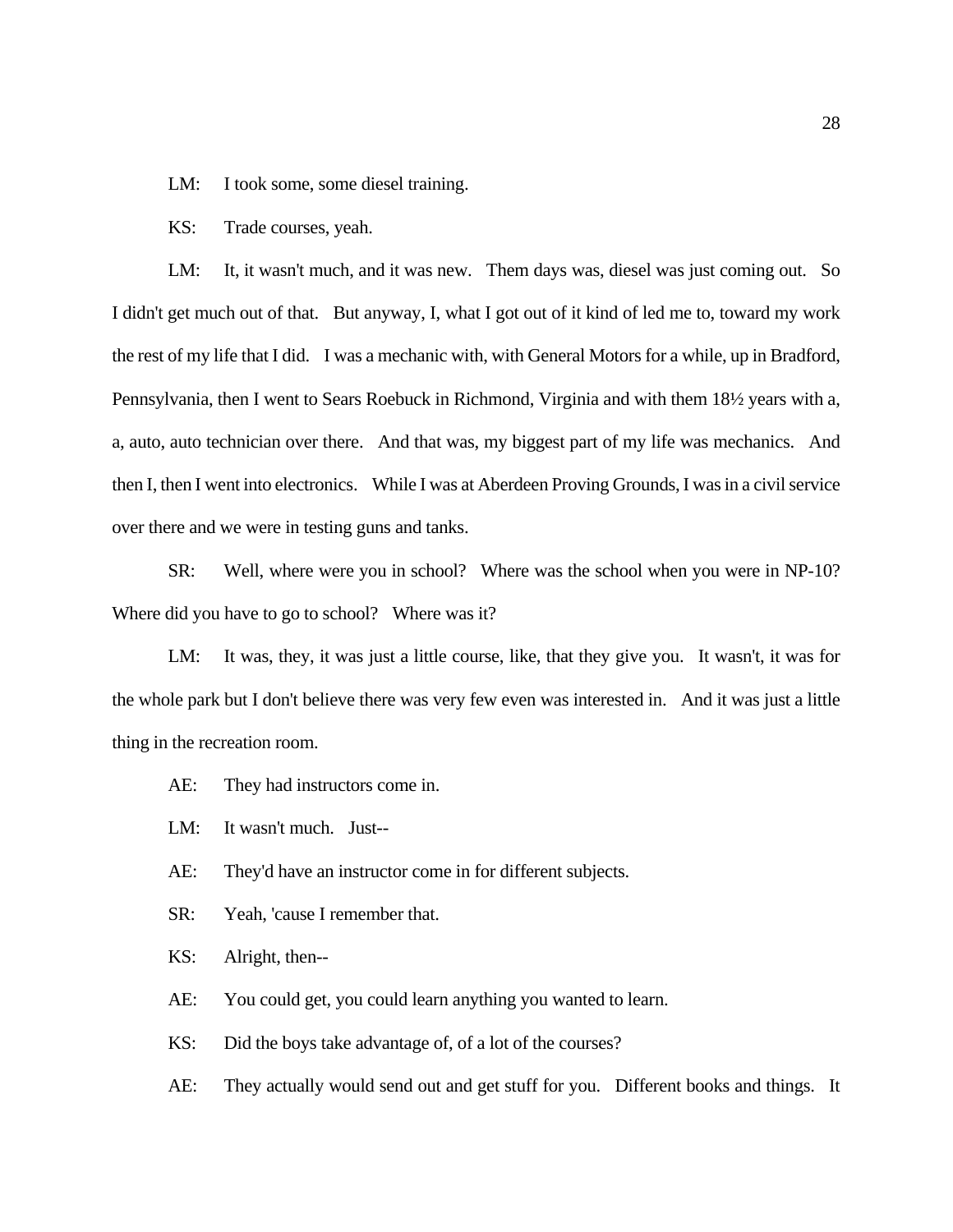LM: I took some, some diesel training.

KS: Trade courses, yeah.

LM: It, it wasn't much, and it was new. Them days was, diesel was just coming out. So I didn't get much out of that. But anyway, I, what I got out of it kind of led me to, toward my work the rest of my life that I did. I was a mechanic with, with General Motors for a while, up in Bradford, Pennsylvania, then I went to Sears Roebuck in Richmond, Virginia and with them 18½ years with a, a, auto, auto technician over there. And that was, my biggest part of my life was mechanics. And then I, then I went into electronics. While I was at Aberdeen Proving Grounds, I was in a civil service over there and we were in testing guns and tanks.

SR: Well, where were you in school? Where was the school when you were in NP-10? Where did you have to go to school? Where was it?

LM: It was, they, it was just a little course, like, that they give you. It wasn't, it was for the whole park but I don't believe there was very few even was interested in. And it was just a little thing in the recreation room.

AE: They had instructors come in.

LM: It wasn't much. Just--

AE: They'd have an instructor come in for different subjects.

SR: Yeah, 'cause I remember that.

KS: Alright, then--

AE: You could get, you could learn anything you wanted to learn.

KS: Did the boys take advantage of, of a lot of the courses?

AE: They actually would send out and get stuff for you. Different books and things. It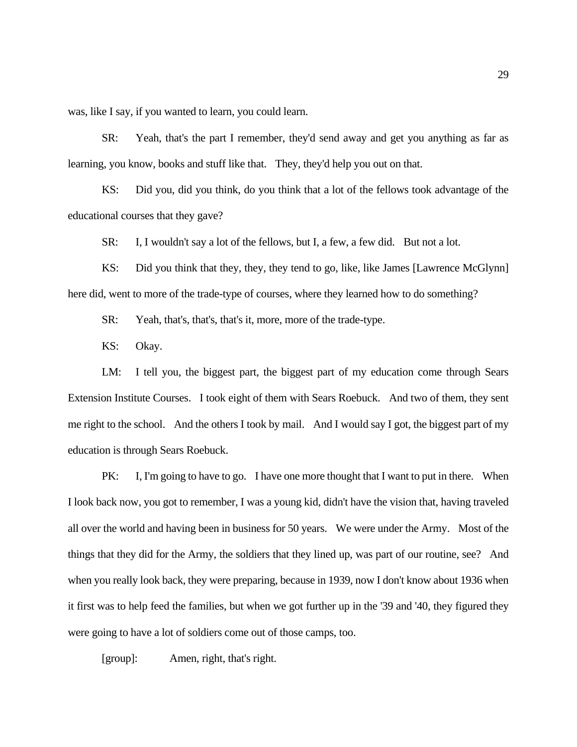was, like I say, if you wanted to learn, you could learn.

SR: Yeah, that's the part I remember, they'd send away and get you anything as far as learning, you know, books and stuff like that. They, they'd help you out on that.

KS: Did you, did you think, do you think that a lot of the fellows took advantage of the educational courses that they gave?

SR: I, I wouldn't say a lot of the fellows, but I, a few, a few did. But not a lot.

KS: Did you think that they, they, they tend to go, like, like James [Lawrence McGlynn] here did, went to more of the trade-type of courses, where they learned how to do something?

SR: Yeah, that's, that's, that's it, more, more of the trade-type.

KS: Okay.

LM: I tell you, the biggest part, the biggest part of my education come through Sears Extension Institute Courses. I took eight of them with Sears Roebuck. And two of them, they sent me right to the school. And the others I took by mail. And I would say I got, the biggest part of my education is through Sears Roebuck.

PK: I, I'm going to have to go. I have one more thought that I want to put in there. When I look back now, you got to remember, I was a young kid, didn't have the vision that, having traveled all over the world and having been in business for 50 years. We were under the Army. Most of the things that they did for the Army, the soldiers that they lined up, was part of our routine, see? And when you really look back, they were preparing, because in 1939, now I don't know about 1936 when it first was to help feed the families, but when we got further up in the '39 and '40, they figured they were going to have a lot of soldiers come out of those camps, too.

[group]: Amen, right, that's right.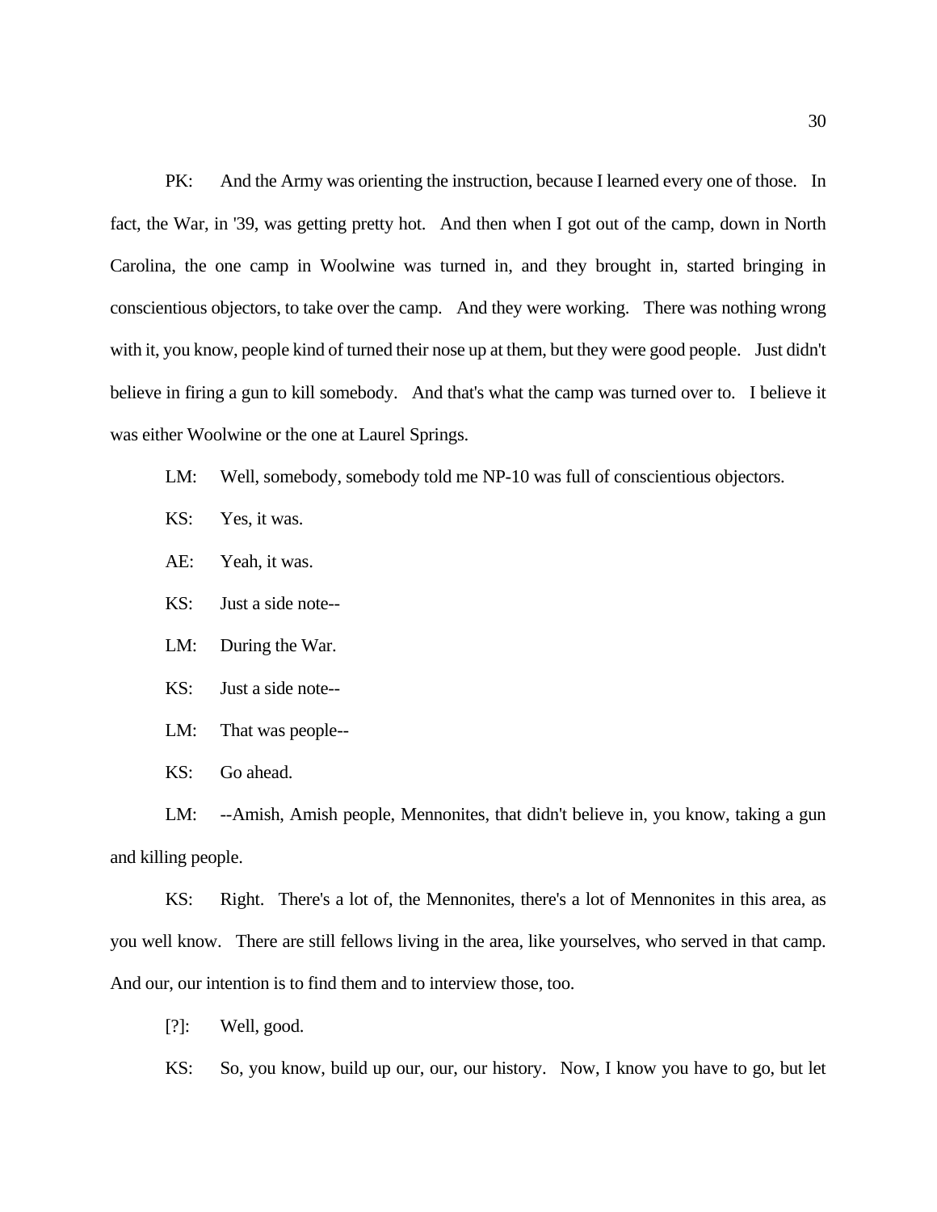PK: And the Army was orienting the instruction, because I learned every one of those. In fact, the War, in '39, was getting pretty hot. And then when I got out of the camp, down in North Carolina, the one camp in Woolwine was turned in, and they brought in, started bringing in conscientious objectors, to take over the camp. And they were working. There was nothing wrong with it, you know, people kind of turned their nose up at them, but they were good people. Just didn't believe in firing a gun to kill somebody. And that's what the camp was turned over to. I believe it was either Woolwine or the one at Laurel Springs.

LM: Well, somebody, somebody told me NP-10 was full of conscientious objectors.

KS: Yes, it was.

AE: Yeah, it was.

KS: Just a side note--

LM: During the War.

KS: Just a side note--

LM: That was people--

KS: Go ahead.

LM: --Amish, Amish people, Mennonites, that didn't believe in, you know, taking a gun and killing people.

KS: Right. There's a lot of, the Mennonites, there's a lot of Mennonites in this area, as you well know. There are still fellows living in the area, like yourselves, who served in that camp. And our, our intention is to find them and to interview those, too.

[?]: Well, good.

KS: So, you know, build up our, our, our history. Now, I know you have to go, but let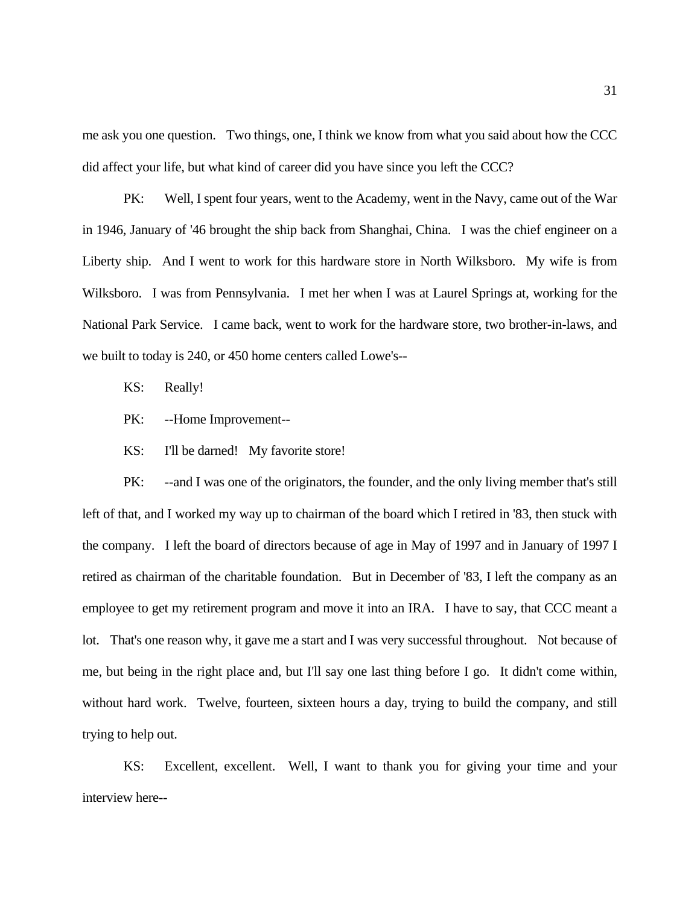me ask you one question. Two things, one, I think we know from what you said about how the CCC did affect your life, but what kind of career did you have since you left the CCC?

PK: Well, I spent four years, went to the Academy, went in the Navy, came out of the War in 1946, January of '46 brought the ship back from Shanghai, China. I was the chief engineer on a Liberty ship. And I went to work for this hardware store in North Wilksboro. My wife is from Wilksboro. I was from Pennsylvania. I met her when I was at Laurel Springs at, working for the National Park Service. I came back, went to work for the hardware store, two brother-in-laws, and we built to today is 240, or 450 home centers called Lowe's--

KS: Really!

PK: --Home Improvement--

KS: I'll be darned! My favorite store!

PK: --and I was one of the originators, the founder, and the only living member that's still left of that, and I worked my way up to chairman of the board which I retired in '83, then stuck with the company. I left the board of directors because of age in May of 1997 and in January of 1997 I retired as chairman of the charitable foundation. But in December of '83, I left the company as an employee to get my retirement program and move it into an IRA. I have to say, that CCC meant a lot. That's one reason why, it gave me a start and I was very successful throughout. Not because of me, but being in the right place and, but I'll say one last thing before I go. It didn't come within, without hard work. Twelve, fourteen, sixteen hours a day, trying to build the company, and still trying to help out.

KS: Excellent, excellent. Well, I want to thank you for giving your time and your interview here--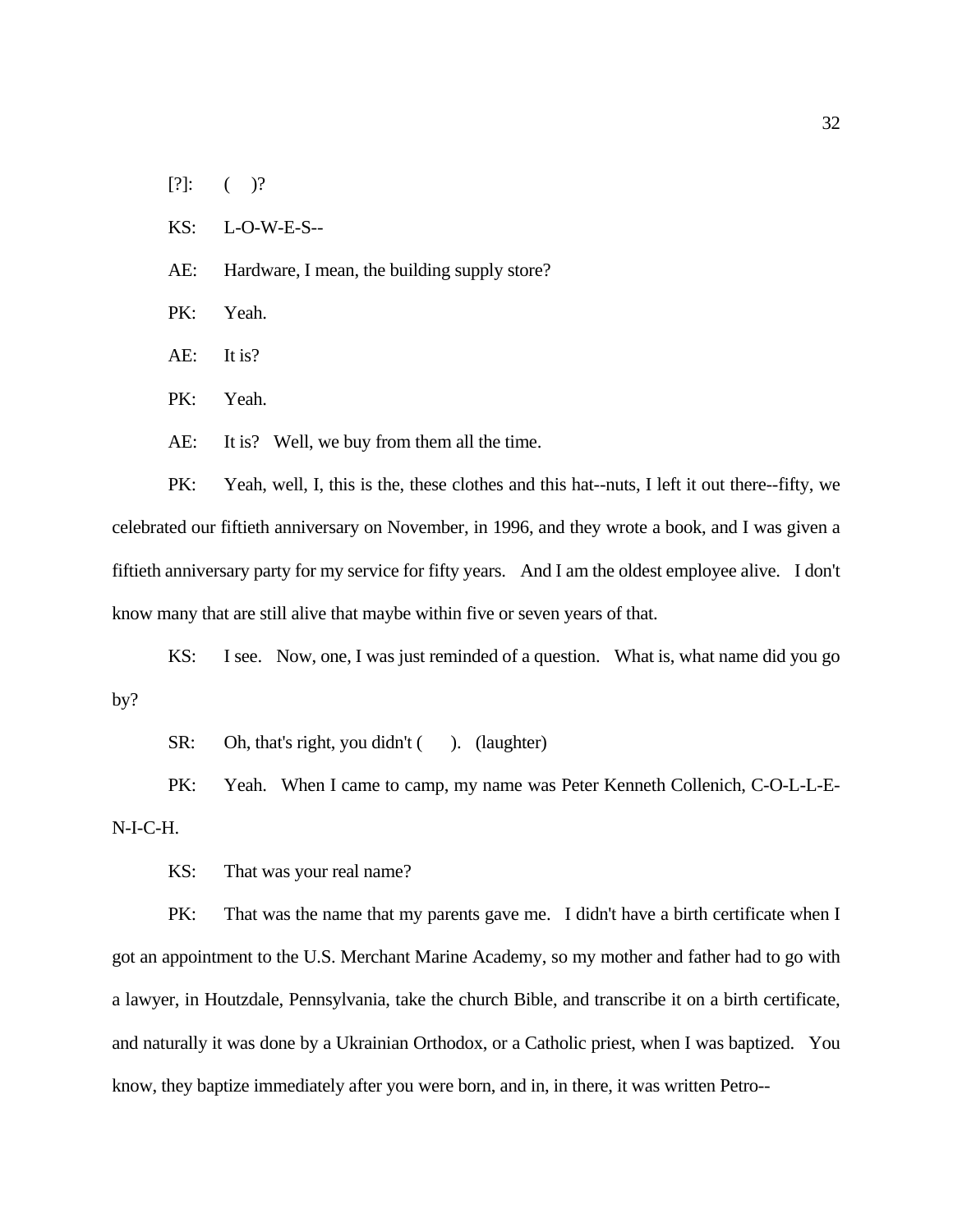[?]: ( )?

KS: L-O-W-E-S--

AE: Hardware, I mean, the building supply store?

PK: Yeah.

AE: It is?

PK: Yeah.

AE: It is? Well, we buy from them all the time.

PK: Yeah, well, I, this is the, these clothes and this hat--nuts, I left it out there--fifty, we celebrated our fiftieth anniversary on November, in 1996, and they wrote a book, and I was given a fiftieth anniversary party for my service for fifty years. And I am the oldest employee alive. I don't know many that are still alive that maybe within five or seven years of that.

KS: I see. Now, one, I was just reminded of a question. What is, what name did you go by?

SR: Oh, that's right, you didn't ( ). (laughter)

PK: Yeah. When I came to camp, my name was Peter Kenneth Collenich, C-O-L-L-E-N-I-C-H.

KS: That was your real name?

PK: That was the name that my parents gave me. I didn't have a birth certificate when I got an appointment to the U.S. Merchant Marine Academy, so my mother and father had to go with a lawyer, in Houtzdale, Pennsylvania, take the church Bible, and transcribe it on a birth certificate, and naturally it was done by a Ukrainian Orthodox, or a Catholic priest, when I was baptized. You know, they baptize immediately after you were born, and in, in there, it was written Petro--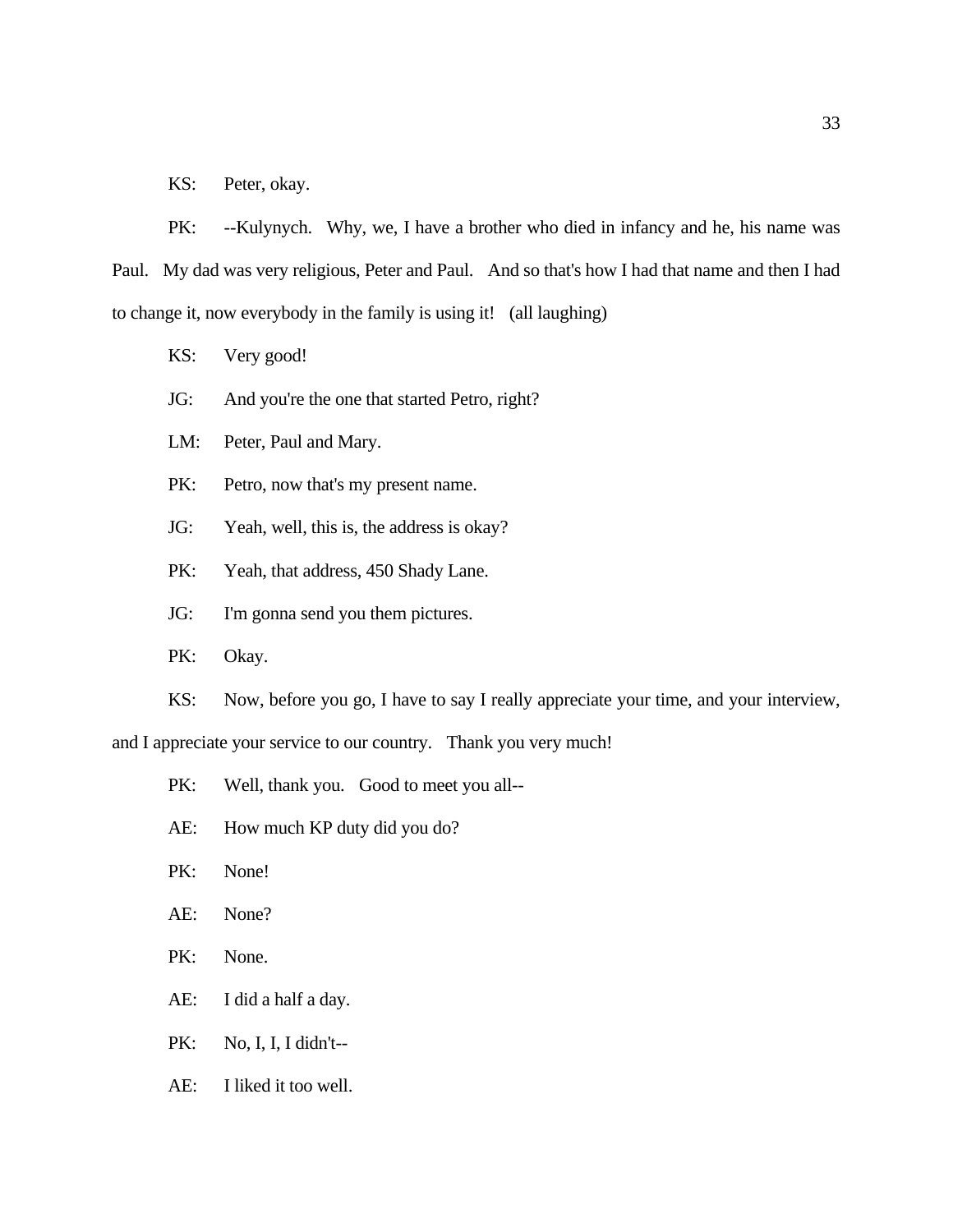KS: Peter, okay.

PK: --Kulynych. Why, we, I have a brother who died in infancy and he, his name was Paul. My dad was very religious, Peter and Paul. And so that's how I had that name and then I had to change it, now everybody in the family is using it! (all laughing)

KS: Very good!

JG: And you're the one that started Petro, right?

LM: Peter, Paul and Mary.

PK: Petro, now that's my present name.

JG: Yeah, well, this is, the address is okay?

PK: Yeah, that address, 450 Shady Lane.

JG: I'm gonna send you them pictures.

PK: Okay.

KS: Now, before you go, I have to say I really appreciate your time, and your interview, and I appreciate your service to our country. Thank you very much!

PK: Well, thank you. Good to meet you all--

AE: How much KP duty did you do?

PK: None!

AE: None?

PK: None.

AE: I did a half a day.

PK: No, I, I, I didn't--

AE: I liked it too well.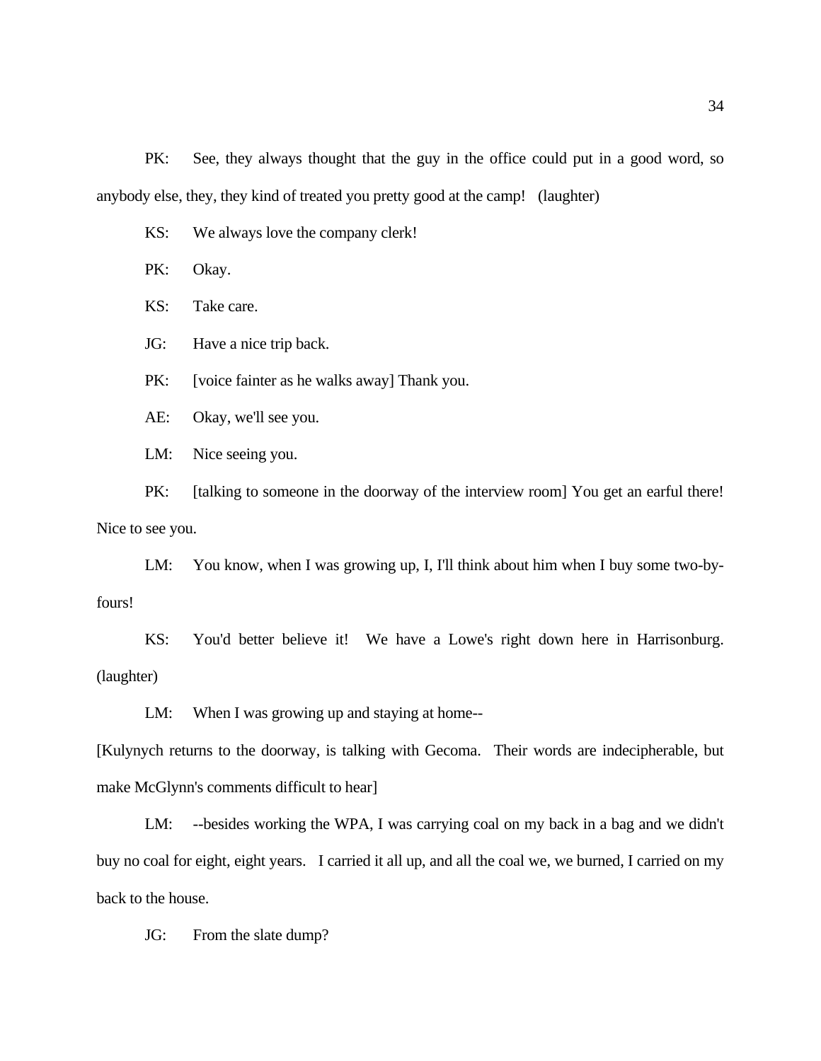PK: See, they always thought that the guy in the office could put in a good word, so anybody else, they, they kind of treated you pretty good at the camp! (laughter)

KS: We always love the company clerk!

PK: Okay.

KS: Take care.

JG: Have a nice trip back.

PK: [voice fainter as he walks away] Thank you.

AE: Okay, we'll see you.

LM: Nice seeing you.

PK: [talking to someone in the doorway of the interview room] You get an earful there! Nice to see you.

LM: You know, when I was growing up, I, I'll think about him when I buy some two-by-fours!

KS: You'd better believe it! We have a Lowe's right down here in Harrisonburg. (laughter)

LM: When I was growing up and staying at home--

[Kulynych returns to the doorway, is talking with Gecoma. Their words are indecipherable, but make McGlynn's comments difficult to hear]

LM: --besides working the WPA, I was carrying coal on my back in a bag and we didn't buy no coal for eight, eight years. I carried it all up, and all the coal we, we burned, I carried on my back to the house.

JG: From the slate dump?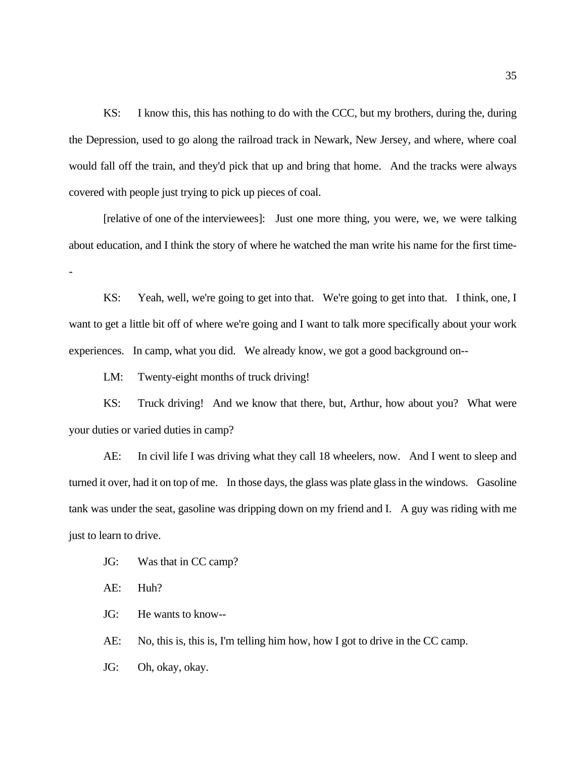KS: I know this, this has nothing to do with the CCC, but my brothers, during the, during the Depression, used to go along the railroad track in Newark, New Jersey, and where, where coal would fall off the train, and they'd pick that up and bring that home. And the tracks were always covered with people just trying to pick up pieces of coal.

[relative of one of the interviewees]: Just one more thing, you were, we, we were talking about education, and I think the story of where he watched the man write his name for the first time--

KS: Yeah, well, we're going to get into that. We're going to get into that. I think, one, I want to get a little bit off of where we're going and I want to talk more specifically about your work experiences. In camp, what you did. We already know, we got a good background on--

LM: Twenty-eight months of truck driving!

KS: Truck driving! And we know that there, but, Arthur, how about you? What were your duties or varied duties in camp?

AE: In civil life I was driving what they call 18 wheelers, now. And I went to sleep and turned it over, had it on top of me. In those days, the glass was plate glass in the windows. Gasoline tank was under the seat, gasoline was dripping down on my friend and I. A guy was riding with me just to learn to drive.

JG: Was that in CC camp?

AE: Huh?

JG: He wants to know--

AE: No, this is, this is, I'm telling him how, how I got to drive in the CC camp.

JG: Oh, okay, okay.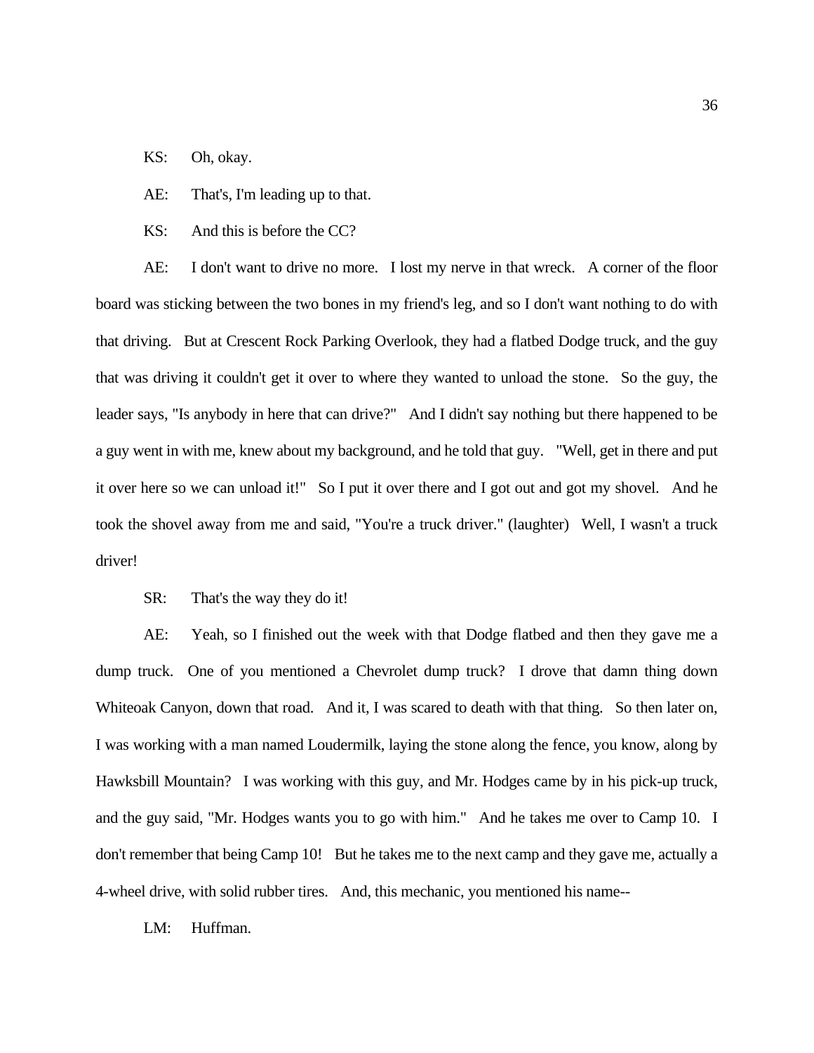KS: Oh, okay.

AE: That's, I'm leading up to that.

KS: And this is before the CC?

AE: I don't want to drive no more. I lost my nerve in that wreck. A corner of the floor board was sticking between the two bones in my friend's leg, and so I don't want nothing to do with that driving. But at Crescent Rock Parking Overlook, they had a flatbed Dodge truck, and the guy that was driving it couldn't get it over to where they wanted to unload the stone. So the guy, the leader says, "Is anybody in here that can drive?" And I didn't say nothing but there happened to be a guy went in with me, knew about my background, and he told that guy. "Well, get in there and put it over here so we can unload it!" So I put it over there and I got out and got my shovel. And he took the shovel away from me and said, "You're a truck driver." (laughter) Well, I wasn't a truck driver!

SR: That's the way they do it!

AE: Yeah, so I finished out the week with that Dodge flatbed and then they gave me a dump truck. One of you mentioned a Chevrolet dump truck? I drove that damn thing down Whiteoak Canyon, down that road. And it, I was scared to death with that thing. So then later on, I was working with a man named Loudermilk, laying the stone along the fence, you know, along by Hawksbill Mountain? I was working with this guy, and Mr. Hodges came by in his pick-up truck, and the guy said, "Mr. Hodges wants you to go with him." And he takes me over to Camp 10. I don't remember that being Camp 10! But he takes me to the next camp and they gave me, actually a 4-wheel drive, with solid rubber tires. And, this mechanic, you mentioned his name--

LM: Huffman.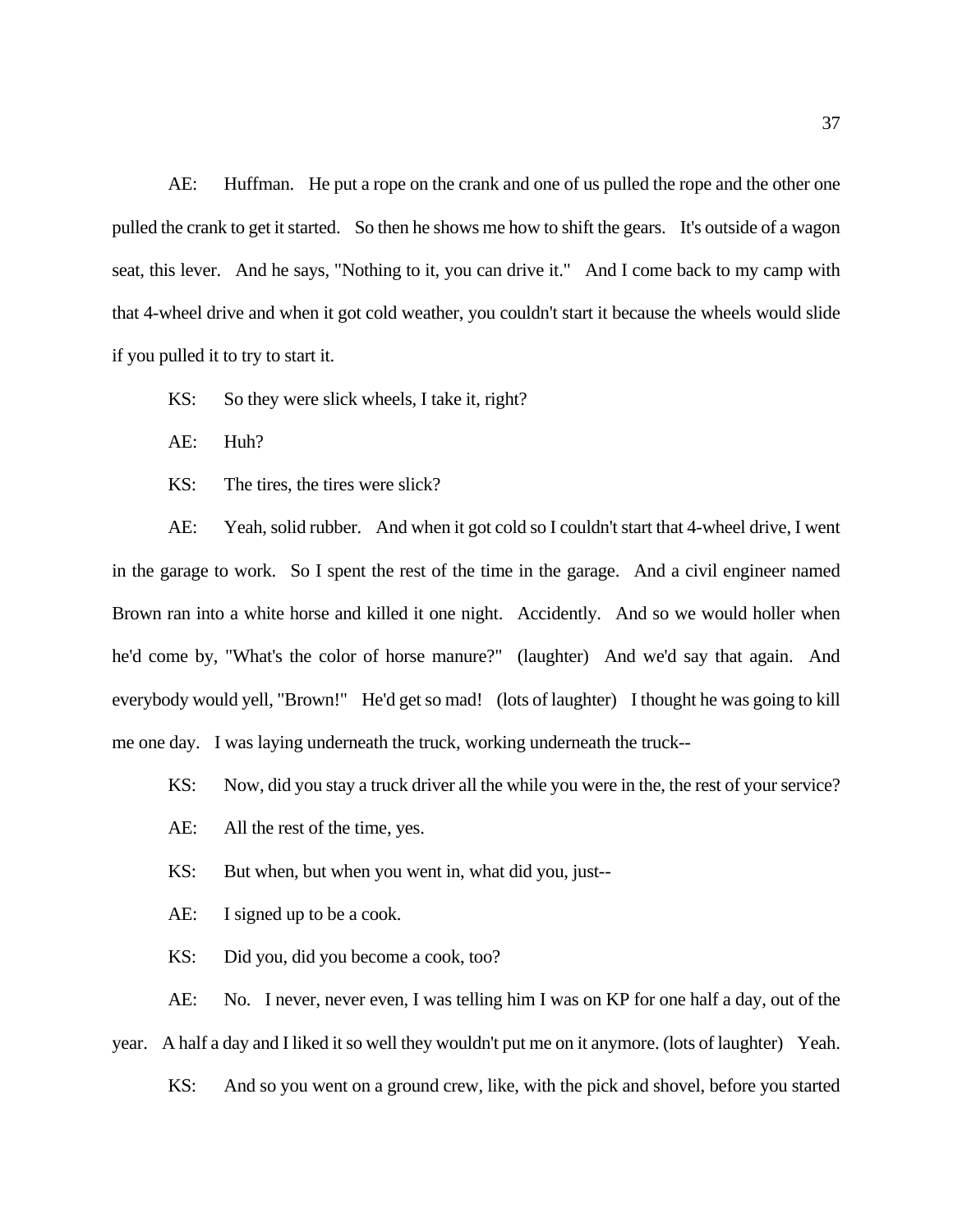AE: Huffman. He put a rope on the crank and one of us pulled the rope and the other one pulled the crank to get it started. So then he shows me how to shift the gears. It's outside of a wagon seat, this lever. And he says, "Nothing to it, you can drive it." And I come back to my camp with that 4-wheel drive and when it got cold weather, you couldn't start it because the wheels would slide if you pulled it to try to start it.

KS: So they were slick wheels, I take it, right?

AE: Huh?

KS: The tires, the tires were slick?

AE: Yeah, solid rubber. And when it got cold so I couldn't start that 4-wheel drive, I went in the garage to work. So I spent the rest of the time in the garage. And a civil engineer named Brown ran into a white horse and killed it one night. Accidently. And so we would holler when he'd come by, "What's the color of horse manure?" (laughter) And we'd say that again. And everybody would yell, "Brown!" He'd get so mad! (lots of laughter) I thought he was going to kill me one day. I was laying underneath the truck, working underneath the truck--

KS: Now, did you stay a truck driver all the while you were in the, the rest of your service?

AE: All the rest of the time, yes.

KS: But when, but when you went in, what did you, just--

AE: I signed up to be a cook.

KS: Did you, did you become a cook, too?

AE: No. I never, never even, I was telling him I was on KP for one half a day, out of the year. A half a day and I liked it so well they wouldn't put me on it anymore. (lots of laughter) Yeah.

KS: And so you went on a ground crew, like, with the pick and shovel, before you started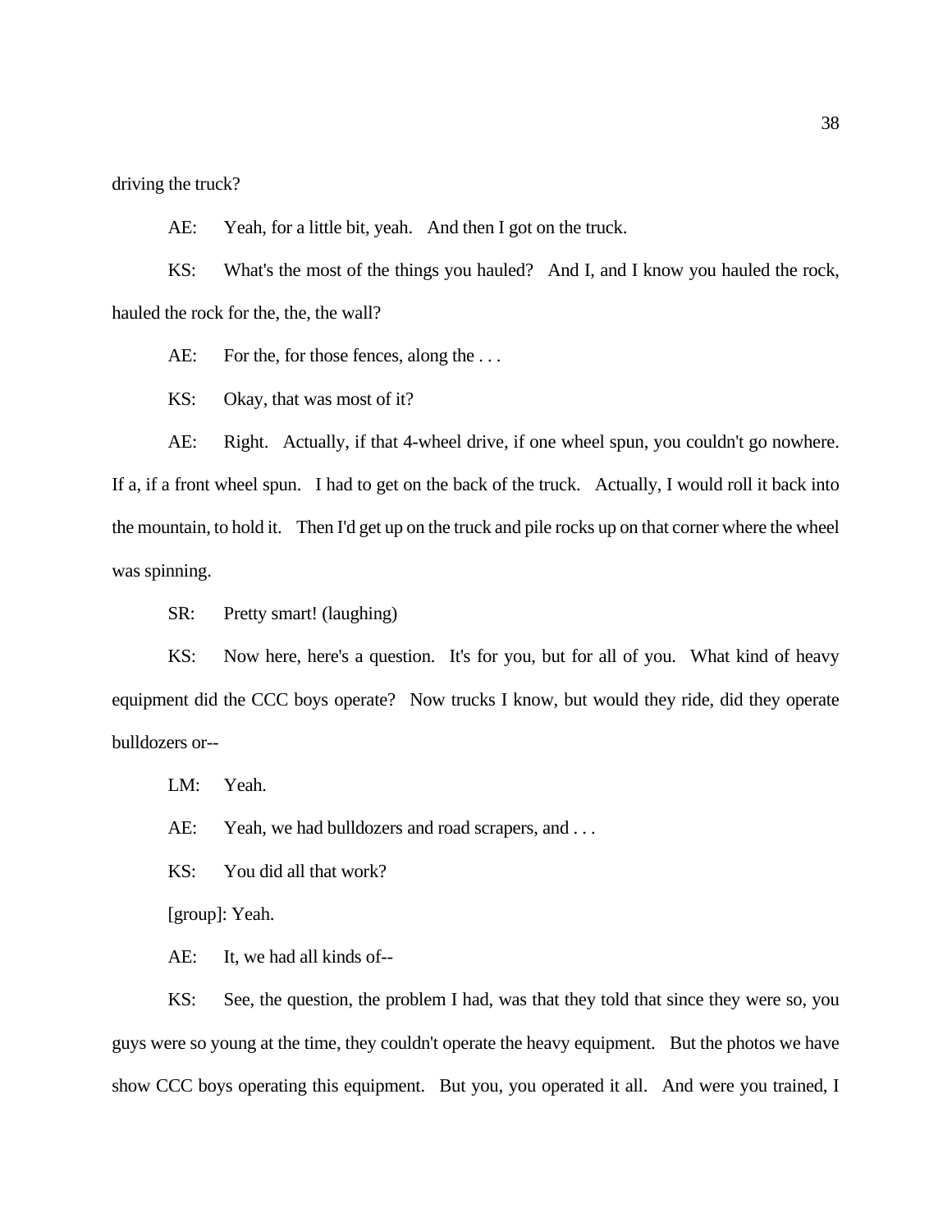driving the truck?

AE: Yeah, for a little bit, yeah. And then I got on the truck.

KS: What's the most of the things you hauled? And I, and I know you hauled the rock, hauled the rock for the, the, the wall?

AE: For the, for those fences, along the . . .

KS: Okay, that was most of it?

AE: Right. Actually, if that 4-wheel drive, if one wheel spun, you couldn't go nowhere. If a, if a front wheel spun. I had to get on the back of the truck. Actually, I would roll it back into the mountain, to hold it. Then I'd get up on the truck and pile rocks up on that corner where the wheel was spinning.

SR: Pretty smart! (laughing)

KS: Now here, here's a question. It's for you, but for all of you. What kind of heavy equipment did the CCC boys operate? Now trucks I know, but would they ride, did they operate bulldozers or--

LM: Yeah.

AE: Yeah, we had bulldozers and road scrapers, and . . .

KS: You did all that work?

[group]: Yeah.

AE: It, we had all kinds of--

KS: See, the question, the problem I had, was that they told that since they were so, you guys were so young at the time, they couldn't operate the heavy equipment. But the photos we have show CCC boys operating this equipment. But you, you operated it all. And were you trained, I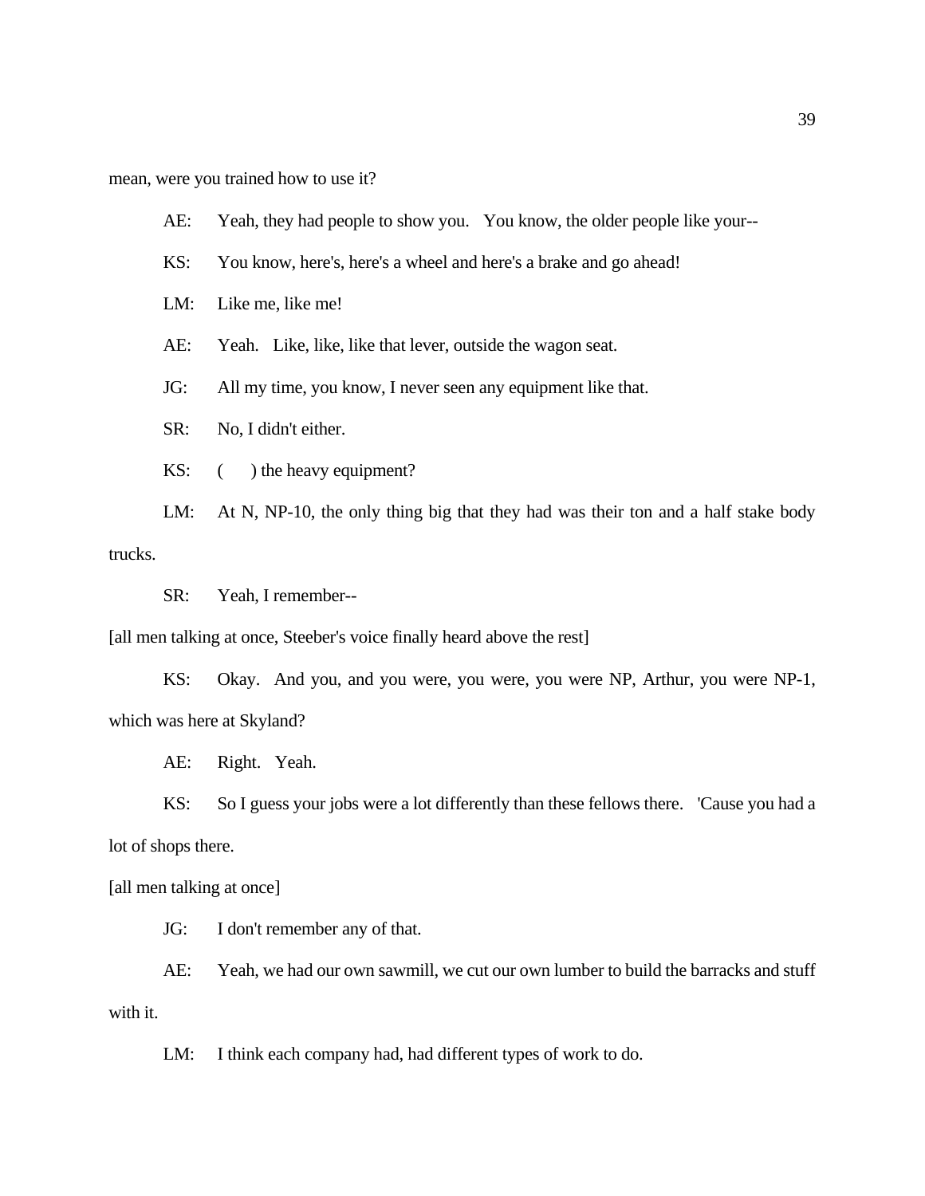mean, were you trained how to use it?

AE: Yeah, they had people to show you. You know, the older people like your--

KS: You know, here's, here's a wheel and here's a brake and go ahead!

LM: Like me, like me!

AE: Yeah. Like, like, like that lever, outside the wagon seat.

JG: All my time, you know, I never seen any equipment like that.

SR: No, I didn't either.

KS: (      ) the heavy equipment?

LM: At N, NP-10, the only thing big that they had was their ton and a half stake body trucks.

SR: Yeah, I remember--

[all men talking at once, Steeber's voice finally heard above the rest]

KS: Okay. And you, and you were, you were, you were NP, Arthur, you were NP-1, which was here at Skyland?

AE: Right. Yeah.

KS: So I guess your jobs were a lot differently than these fellows there. 'Cause you had a lot of shops there.

[all men talking at once]

JG: I don't remember any of that.

AE: Yeah, we had our own sawmill, we cut our own lumber to build the barracks and stuff with it.

LM: I think each company had, had different types of work to do.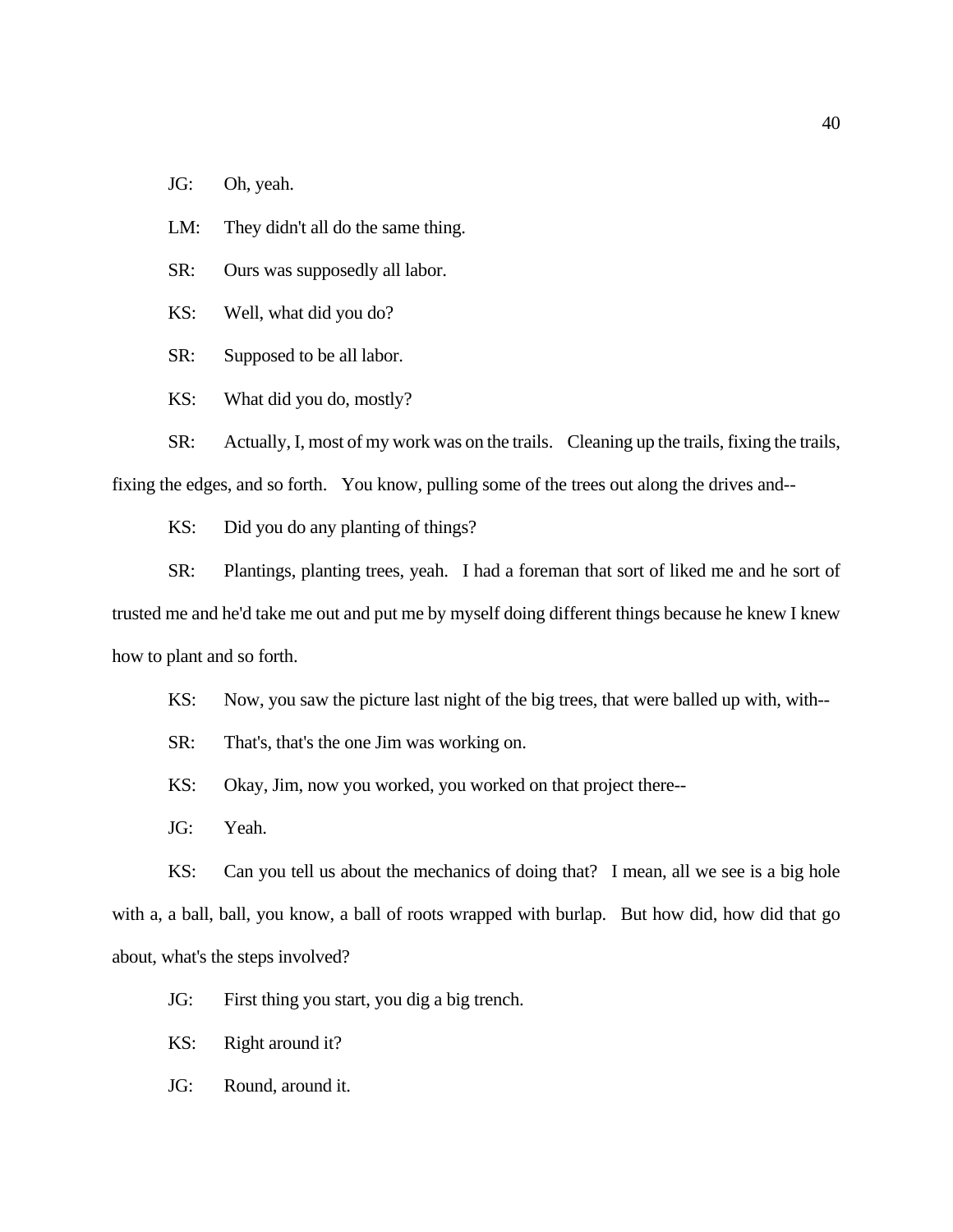JG: Oh, yeah.

LM: They didn't all do the same thing.

SR: Ours was supposedly all labor.

KS: Well, what did you do?

SR: Supposed to be all labor.

KS: What did you do, mostly?

SR: Actually, I, most of my work was on the trails. Cleaning up the trails, fixing the trails, fixing the edges, and so forth. You know, pulling some of the trees out along the drives and--

KS: Did you do any planting of things?

SR: Plantings, planting trees, yeah. I had a foreman that sort of liked me and he sort of trusted me and he'd take me out and put me by myself doing different things because he knew I knew how to plant and so forth.

KS: Now, you saw the picture last night of the big trees, that were balled up with, with--

SR: That's, that's the one Jim was working on.

KS: Okay, Jim, now you worked, you worked on that project there--

JG: Yeah.

KS: Can you tell us about the mechanics of doing that? I mean, all we see is a big hole with a, a ball, ball, you know, a ball of roots wrapped with burlap. But how did, how did that go about, what's the steps involved?

JG: First thing you start, you dig a big trench.

KS: Right around it?

JG: Round, around it.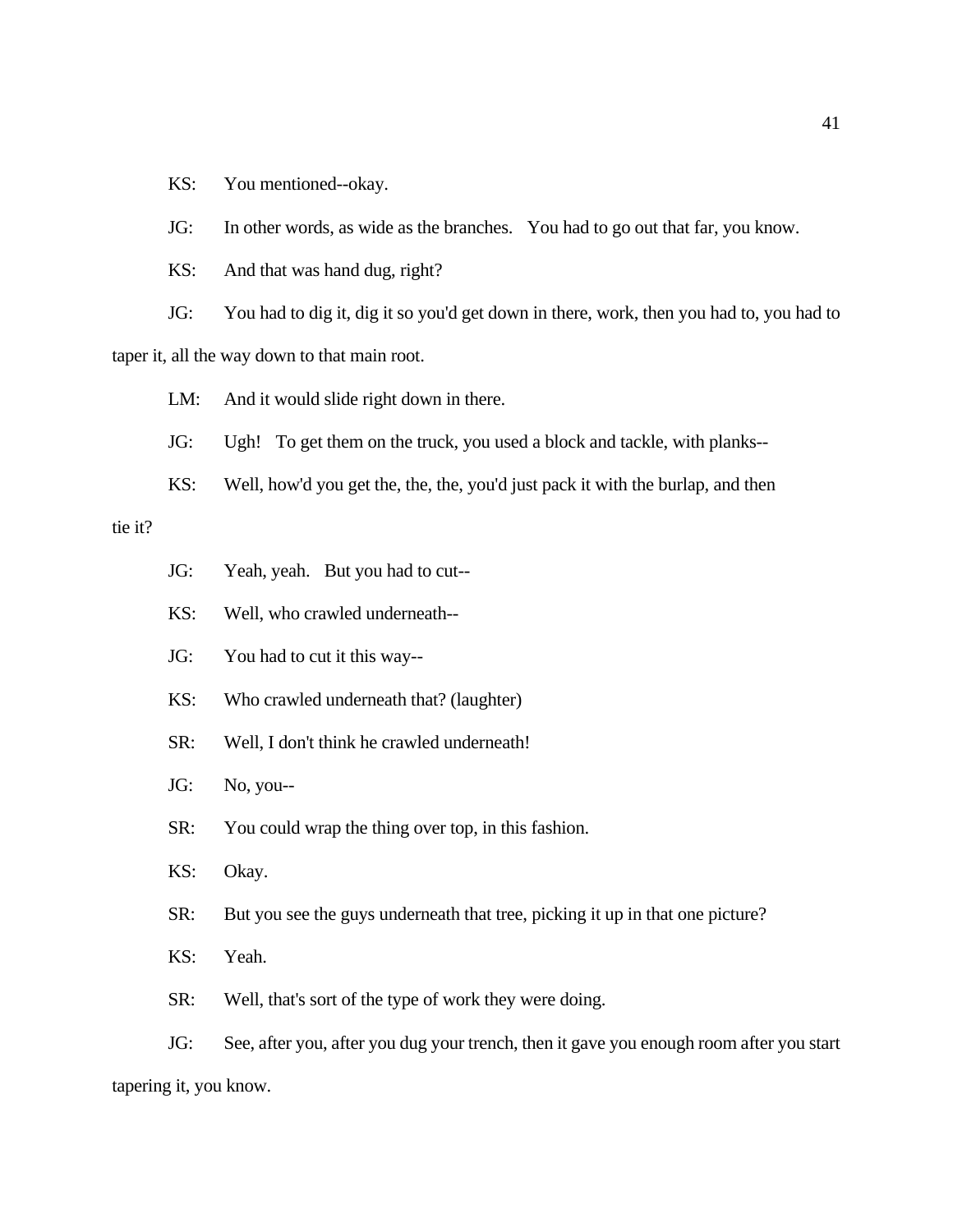KS: You mentioned--okay.

JG: In other words, as wide as the branches. You had to go out that far, you know.

KS: And that was hand dug, right?

JG: You had to dig it, dig it so you'd get down in there, work, then you had to, you had to taper it, all the way down to that main root.

LM: And it would slide right down in there.

JG: Ugh! To get them on the truck, you used a block and tackle, with planks--

KS: Well, how'd you get the, the, the, you'd just pack it with the burlap, and then tie it?

JG: Yeah, yeah. But you had to cut--

KS: Well, who crawled underneath--

JG: You had to cut it this way--

KS: Who crawled underneath that? (laughter)

SR: Well, I don't think he crawled underneath!

JG: No, you--

SR: You could wrap the thing over top, in this fashion.

KS: Okay.

SR: But you see the guys underneath that tree, picking it up in that one picture?

KS: Yeah.

SR: Well, that's sort of the type of work they were doing.

JG: See, after you, after you dug your trench, then it gave you enough room after you start tapering it, you know.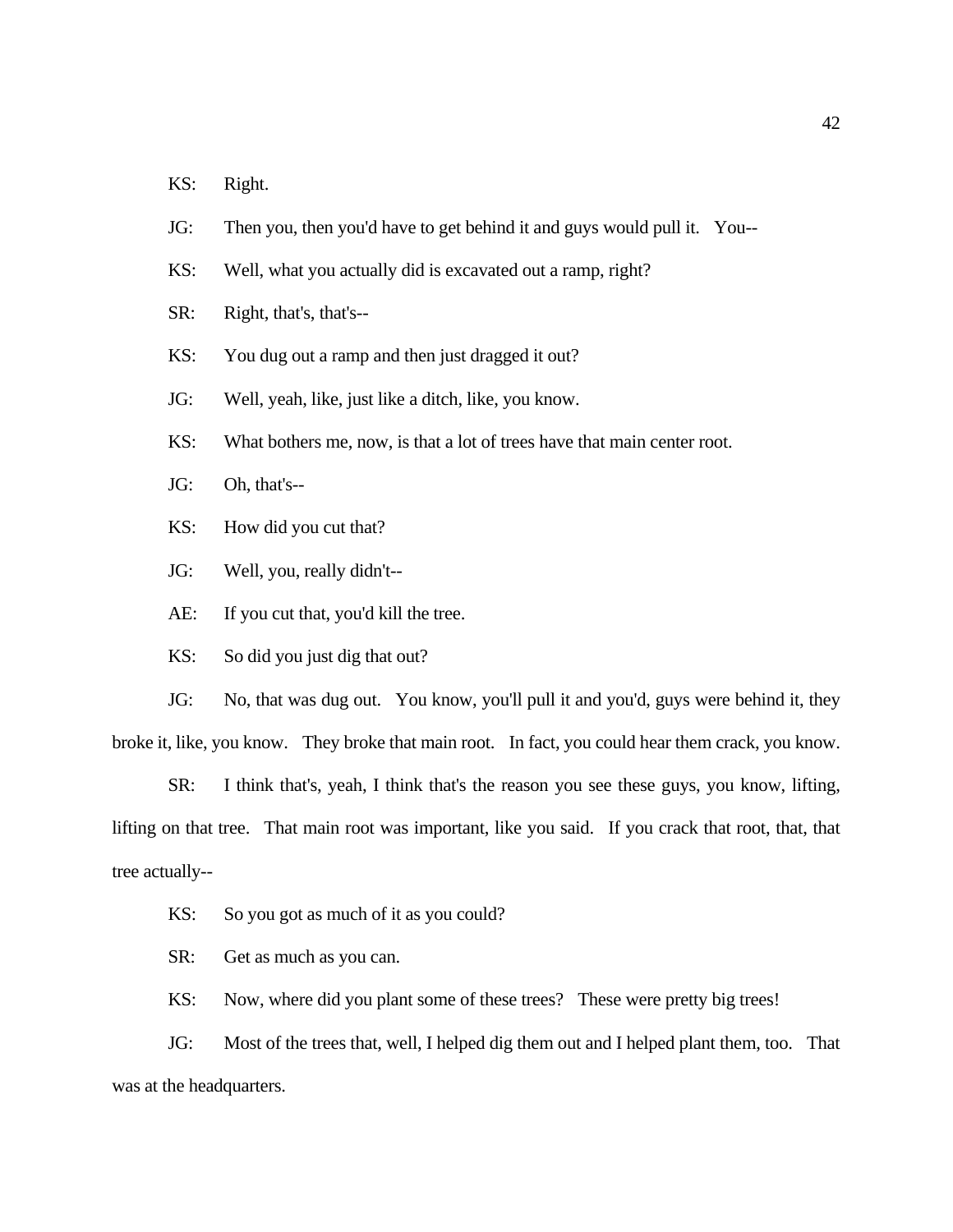KS: Right.

JG: Then you, then you'd have to get behind it and guys would pull it. You--

KS: Well, what you actually did is excavated out a ramp, right?

SR: Right, that's, that's--

KS: You dug out a ramp and then just dragged it out?

JG: Well, yeah, like, just like a ditch, like, you know.

KS: What bothers me, now, is that a lot of trees have that main center root.

JG: Oh, that's--

KS: How did you cut that?

JG: Well, you, really didn't--

AE: If you cut that, you'd kill the tree.

KS: So did you just dig that out?

JG: No, that was dug out. You know, you'll pull it and you'd, guys were behind it, they broke it, like, you know. They broke that main root. In fact, you could hear them crack, you know.

SR: I think that's, yeah, I think that's the reason you see these guys, you know, lifting, lifting on that tree. That main root was important, like you said. If you crack that root, that, that tree actually--

KS: So you got as much of it as you could?

SR: Get as much as you can.

KS: Now, where did you plant some of these trees? These were pretty big trees!

JG: Most of the trees that, well, I helped dig them out and I helped plant them, too. That was at the headquarters.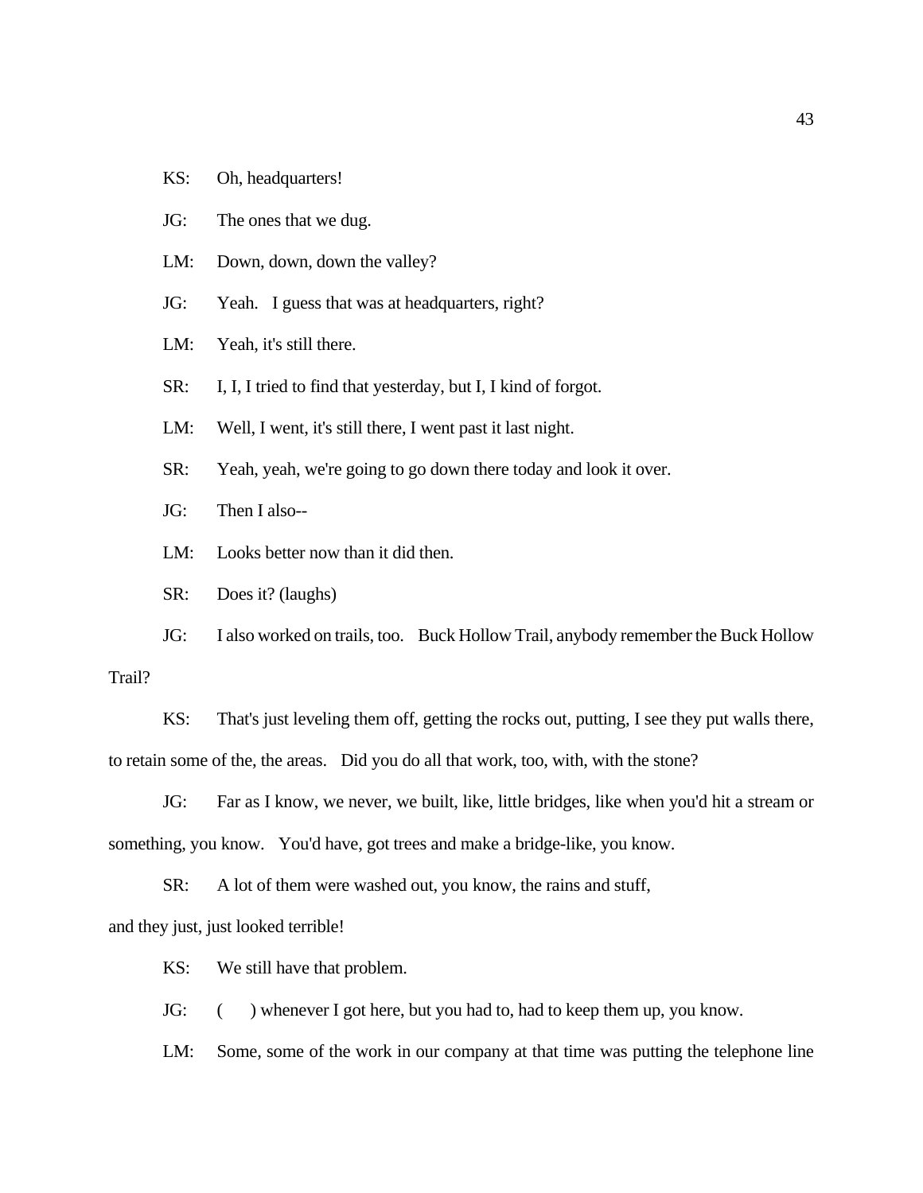KS: Oh, headquarters!

JG: The ones that we dug.

LM: Down, down, down the valley?

JG: Yeah. I guess that was at headquarters, right?

LM: Yeah, it's still there.

SR: I, I, I tried to find that yesterday, but I, I kind of forgot.

LM: Well, I went, it's still there, I went past it last night.

SR: Yeah, yeah, we're going to go down there today and look it over.

JG: Then I also--

LM: Looks better now than it did then.

SR: Does it? (laughs)

JG: I also worked on trails, too. Buck Hollow Trail, anybody remember the Buck Hollow Trail?

KS: That's just leveling them off, getting the rocks out, putting, I see they put walls there, to retain some of the, the areas. Did you do all that work, too, with, with the stone?

JG: Far as I know, we never, we built, like, little bridges, like when you'd hit a stream or something, you know. You'd have, got trees and make a bridge-like, you know.

SR: A lot of them were washed out, you know, the rains and stuff, and they just, just looked terrible!

KS: We still have that problem.

JG: (     ) whenever I got here, but you had to, had to keep them up, you know.

LM: Some, some of the work in our company at that time was putting the telephone line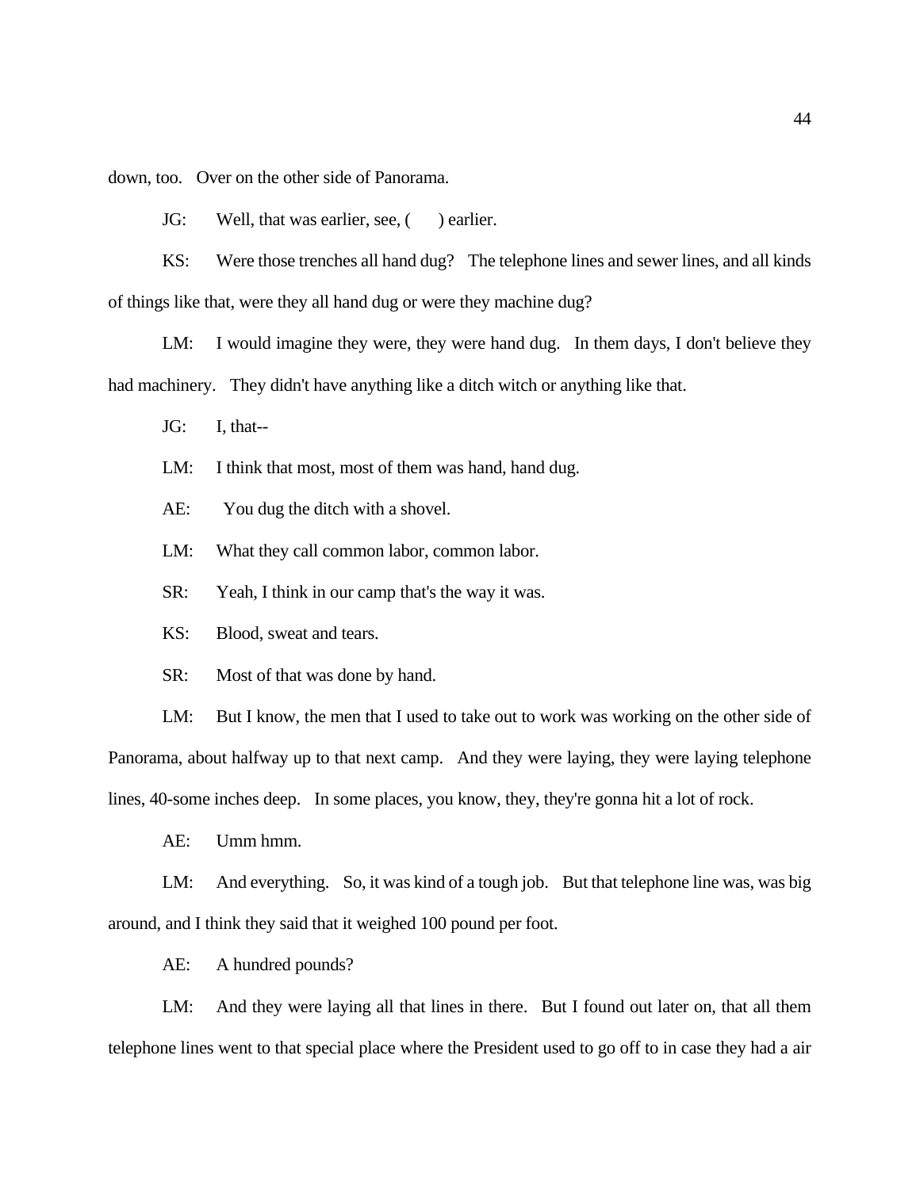down, too. Over on the other side of Panorama.

JG: Well, that was earlier, see, ( ) earlier.

KS: Were those trenches all hand dug? The telephone lines and sewer lines, and all kinds of things like that, were they all hand dug or were they machine dug?

LM: I would imagine they were, they were hand dug. In them days, I don't believe they had machinery. They didn't have anything like a ditch witch or anything like that.

JG: I, that--

LM: I think that most, most of them was hand, hand dug.

AE: You dug the ditch with a shovel.

LM: What they call common labor, common labor.

SR: Yeah, I think in our camp that's the way it was.

KS: Blood, sweat and tears.

SR: Most of that was done by hand.

LM: But I know, the men that I used to take out to work was working on the other side of Panorama, about halfway up to that next camp. And they were laying, they were laying telephone lines, 40-some inches deep. In some places, you know, they, they're gonna hit a lot of rock.

AE: Umm hmm.

LM: And everything. So, it was kind of a tough job. But that telephone line was, was big around, and I think they said that it weighed 100 pound per foot.

AE: A hundred pounds?

LM: And they were laying all that lines in there. But I found out later on, that all them telephone lines went to that special place where the President used to go off to in case they had a air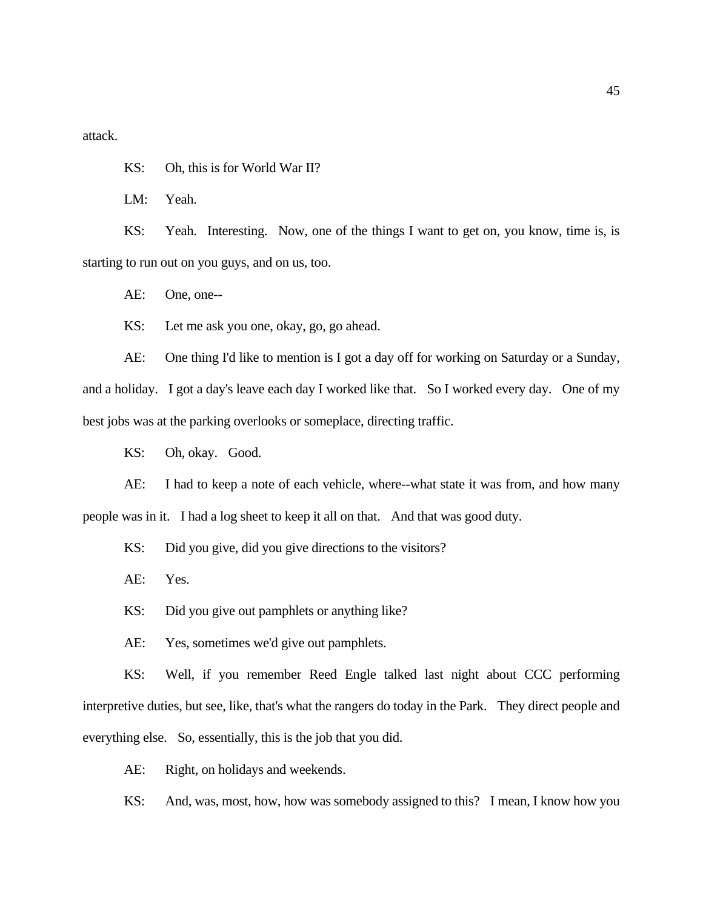attack.

KS: Oh, this is for World War II?

LM: Yeah.

KS: Yeah. Interesting. Now, one of the things I want to get on, you know, time is, is starting to run out on you guys, and on us, too.

AE: One, one--

KS: Let me ask you one, okay, go, go ahead.

AE: One thing I'd like to mention is I got a day off for working on Saturday or a Sunday, and a holiday. I got a day's leave each day I worked like that. So I worked every day. One of my best jobs was at the parking overlooks or someplace, directing traffic.

KS: Oh, okay. Good.

AE: I had to keep a note of each vehicle, where--what state it was from, and how many people was in it. I had a log sheet to keep it all on that. And that was good duty.

KS: Did you give, did you give directions to the visitors?

AE: Yes.

KS: Did you give out pamphlets or anything like?

AE: Yes, sometimes we'd give out pamphlets.

KS: Well, if you remember Reed Engle talked last night about CCC performing interpretive duties, but see, like, that's what the rangers do today in the Park. They direct people and everything else. So, essentially, this is the job that you did.

AE: Right, on holidays and weekends.

KS: And, was, most, how, how was somebody assigned to this? I mean, I know how you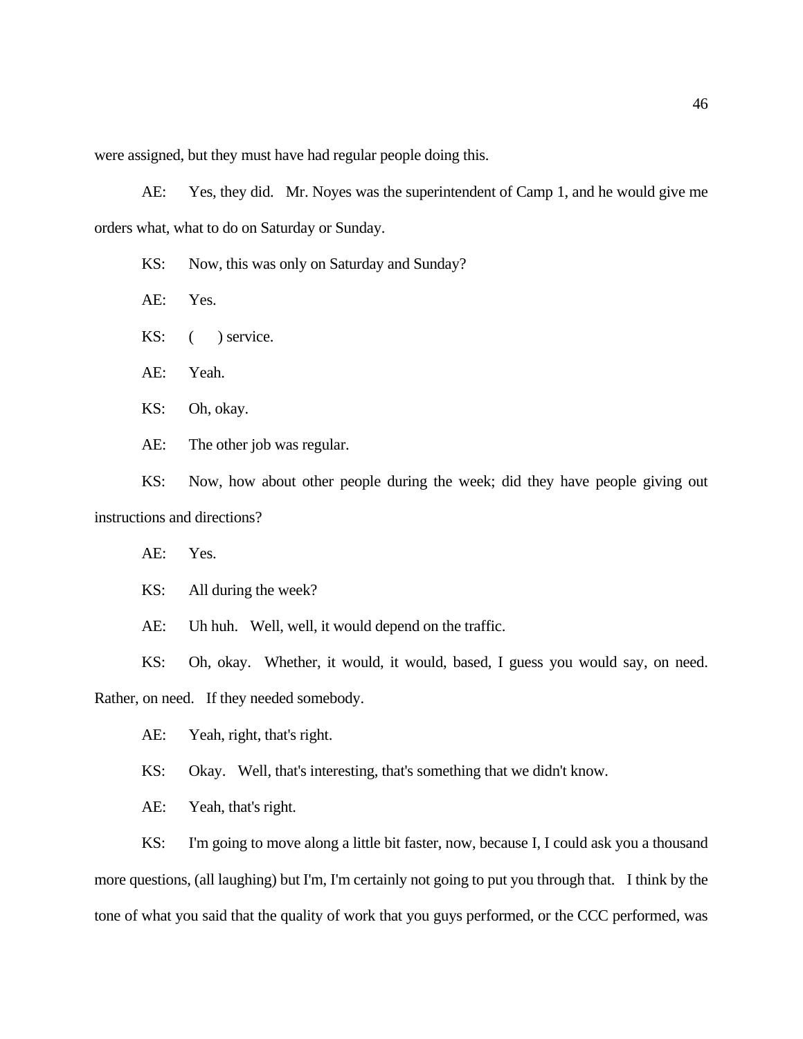were assigned, but they must have had regular people doing this.

AE: Yes, they did. Mr. Noyes was the superintendent of Camp 1, and he would give me orders what, what to do on Saturday or Sunday.

KS: Now, this was only on Saturday and Sunday?

AE: Yes.

KS: (     ) service.

AE: Yeah.

KS: Oh, okay.

AE: The other job was regular.

KS: Now, how about other people during the week; did they have people giving out instructions and directions?

AE: Yes.

KS: All during the week?

AE: Uh huh. Well, well, it would depend on the traffic.

KS: Oh, okay. Whether, it would, it would, based, I guess you would say, on need. Rather, on need. If they needed somebody.

AE: Yeah, right, that's right.

KS: Okay. Well, that's interesting, that's something that we didn't know.

AE: Yeah, that's right.

KS: I'm going to move along a little bit faster, now, because I, I could ask you a thousand more questions, (all laughing) but I'm, I'm certainly not going to put you through that. I think by the tone of what you said that the quality of work that you guys performed, or the CCC performed, was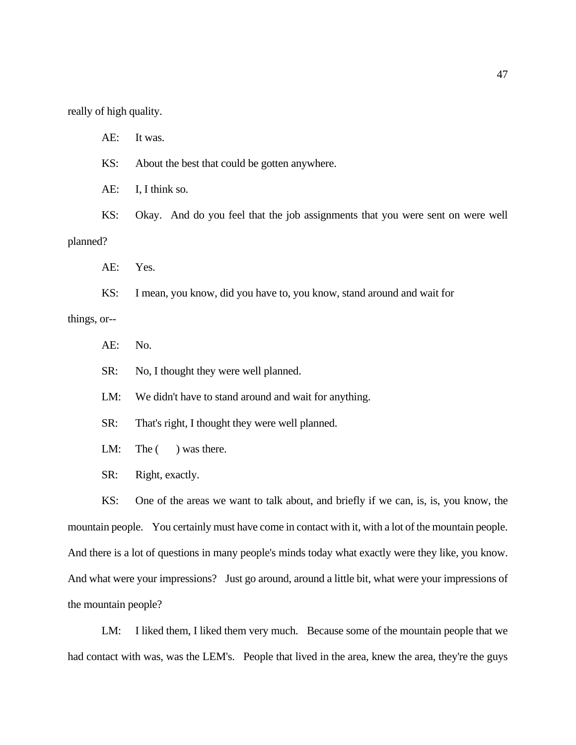really of high quality.

AE: It was.

KS: About the best that could be gotten anywhere.

AE: I, I think so.

KS: Okay. And do you feel that the job assignments that you were sent on were well planned?

AE: Yes.

KS: I mean, you know, did you have to, you know, stand around and wait for things, or--

AE: No.

SR: No, I thought they were well planned.

LM: We didn't have to stand around and wait for anything.

SR: That's right, I thought they were well planned.

LM: The (    ) was there.

SR: Right, exactly.

KS: One of the areas we want to talk about, and briefly if we can, is, is, you know, the mountain people. You certainly must have come in contact with it, with a lot of the mountain people. And there is a lot of questions in many people's minds today what exactly were they like, you know. And what were your impressions? Just go around, around a little bit, what were your impressions of the mountain people?

LM: I liked them, I liked them very much. Because some of the mountain people that we had contact with was, was the LEM's. People that lived in the area, knew the area, they're the guys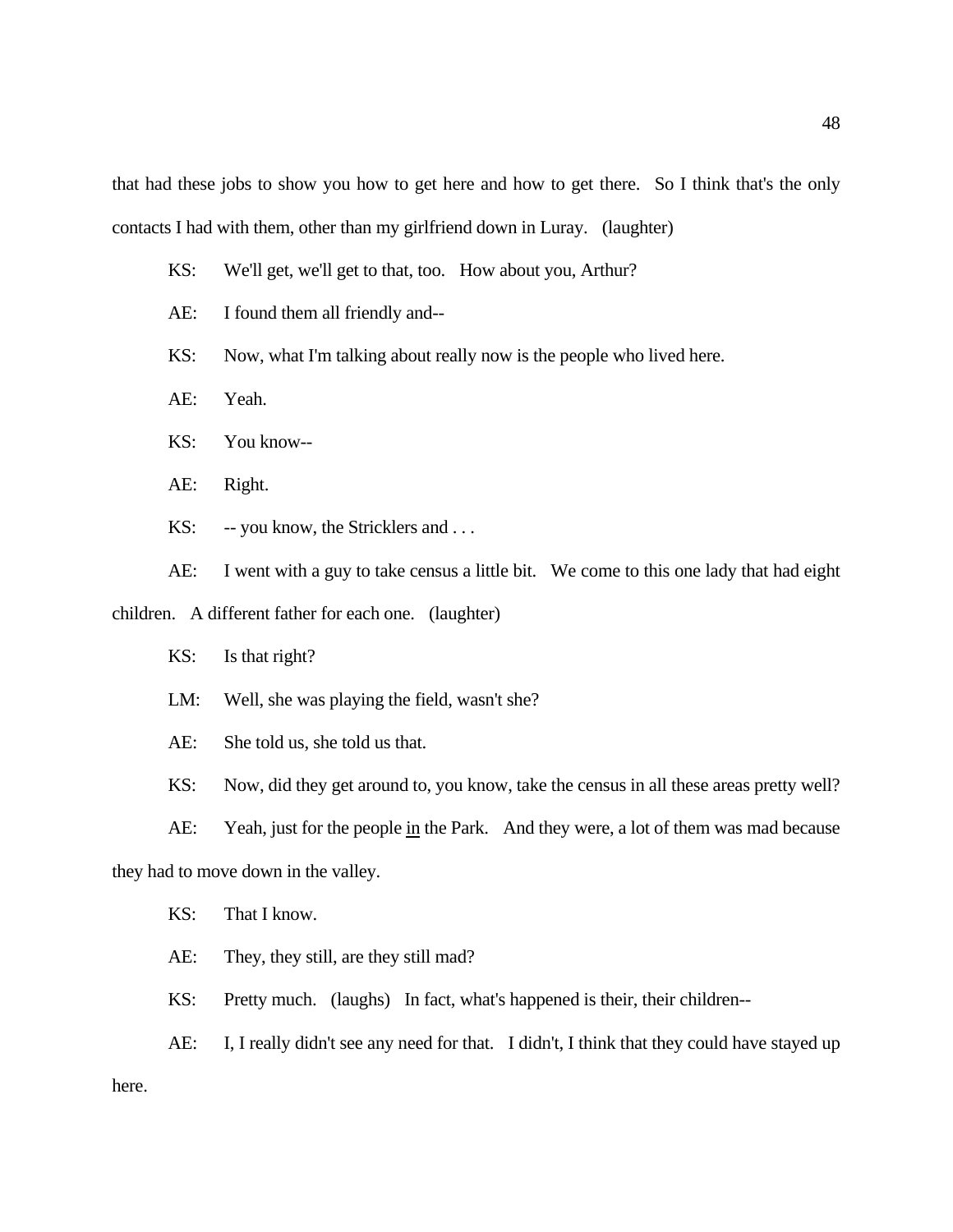that had these jobs to show you how to get here and how to get there. So I think that's the only contacts I had with them, other than my girlfriend down in Luray. (laughter)

KS: We'll get, we'll get to that, too. How about you, Arthur?

AE: I found them all friendly and--

KS: Now, what I'm talking about really now is the people who lived here.

AE: Yeah.

KS: You know--

AE: Right.

KS: -- you know, the Stricklers and . . .

AE: I went with a guy to take census a little bit. We come to this one lady that had eight children. A different father for each one. (laughter)

KS: Is that right?

LM: Well, she was playing the field, wasn't she?

AE: She told us, she told us that.

KS: Now, did they get around to, you know, take the census in all these areas pretty well?

AE: Yeah, just for the people <u>in</u> the Park. And they were, a lot of them was mad because they had to move down in the valley.

KS: That I know.

AE: They, they still, are they still mad?

KS: Pretty much. (laughs) In fact, what's happened is their, their children--

AE: I, I really didn't see any need for that. I didn't, I think that they could have stayed up here.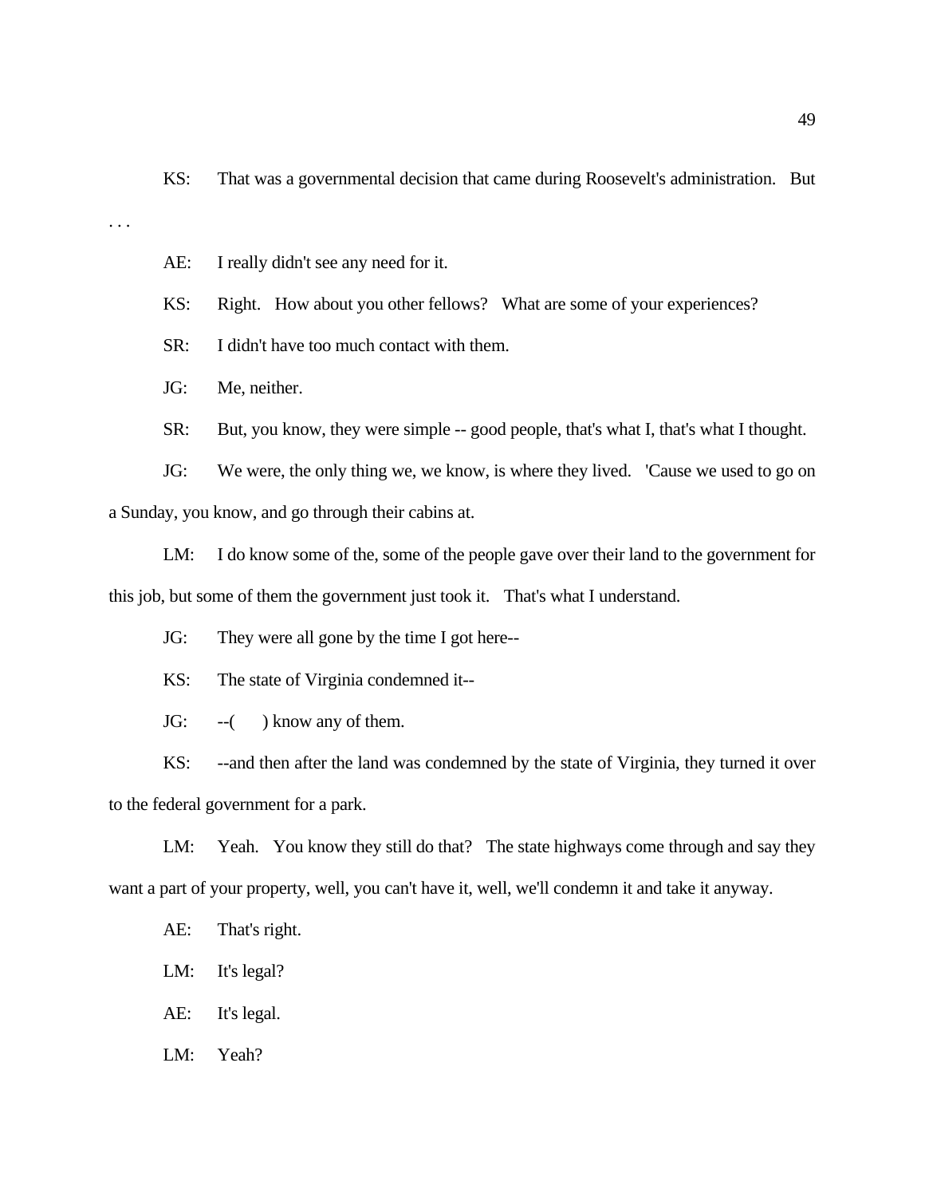KS: That was a governmental decision that came during Roosevelt's administration. But . . .

AE: I really didn't see any need for it.

KS: Right. How about you other fellows? What are some of your experiences?

SR: I didn't have too much contact with them.

JG: Me, neither.

SR: But, you know, they were simple -- good people, that's what I, that's what I thought.

JG: We were, the only thing we, we know, is where they lived. 'Cause we used to go on a Sunday, you know, and go through their cabins at.

LM: I do know some of the, some of the people gave over their land to the government for this job, but some of them the government just took it. That's what I understand.

JG: They were all gone by the time I got here--

KS: The state of Virginia condemned it--

JG: --( ) know any of them.

KS: --and then after the land was condemned by the state of Virginia, they turned it over to the federal government for a park.

LM: Yeah. You know they still do that? The state highways come through and say they want a part of your property, well, you can't have it, well, we'll condemn it and take it anyway.

AE: That's right.

LM: It's legal?

AE: It's legal.

LM: Yeah?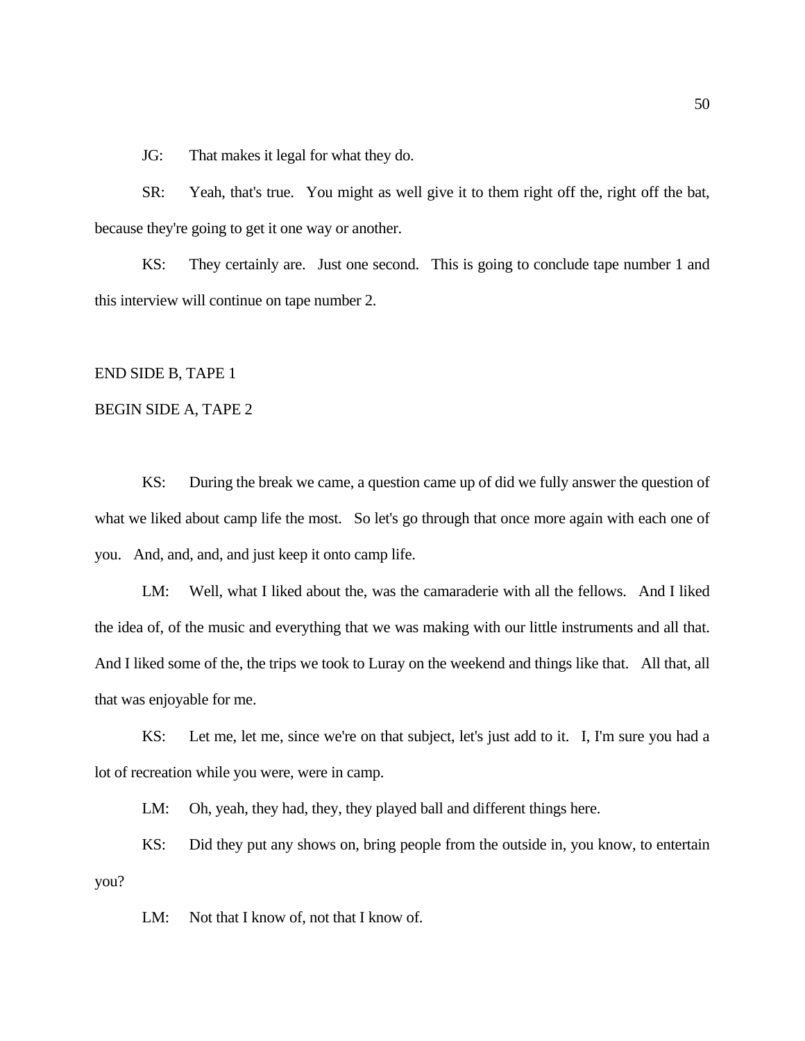JG: That makes it legal for what they do.

SR: Yeah, that's true. You might as well give it to them right off the, right off the bat, because they're going to get it one way or another.

KS: They certainly are. Just one second. This is going to conclude tape number 1 and this interview will continue on tape number 2.

END SIDE B, TAPE 1

BEGIN SIDE A, TAPE 2

KS: During the break we came, a question came up of did we fully answer the question of what we liked about camp life the most. So let's go through that once more again with each one of you. And, and, and, and just keep it onto camp life.

LM: Well, what I liked about the, was the camaraderie with all the fellows. And I liked the idea of, of the music and everything that we was making with our little instruments and all that. And I liked some of the, the trips we took to Luray on the weekend and things like that. All that, all that was enjoyable for me.

KS: Let me, let me, since we're on that subject, let's just add to it. I, I'm sure you had a lot of recreation while you were, were in camp.

LM: Oh, yeah, they had, they, they played ball and different things here.

KS: Did they put any shows on, bring people from the outside in, you know, to entertain you?

LM: Not that I know of, not that I know of.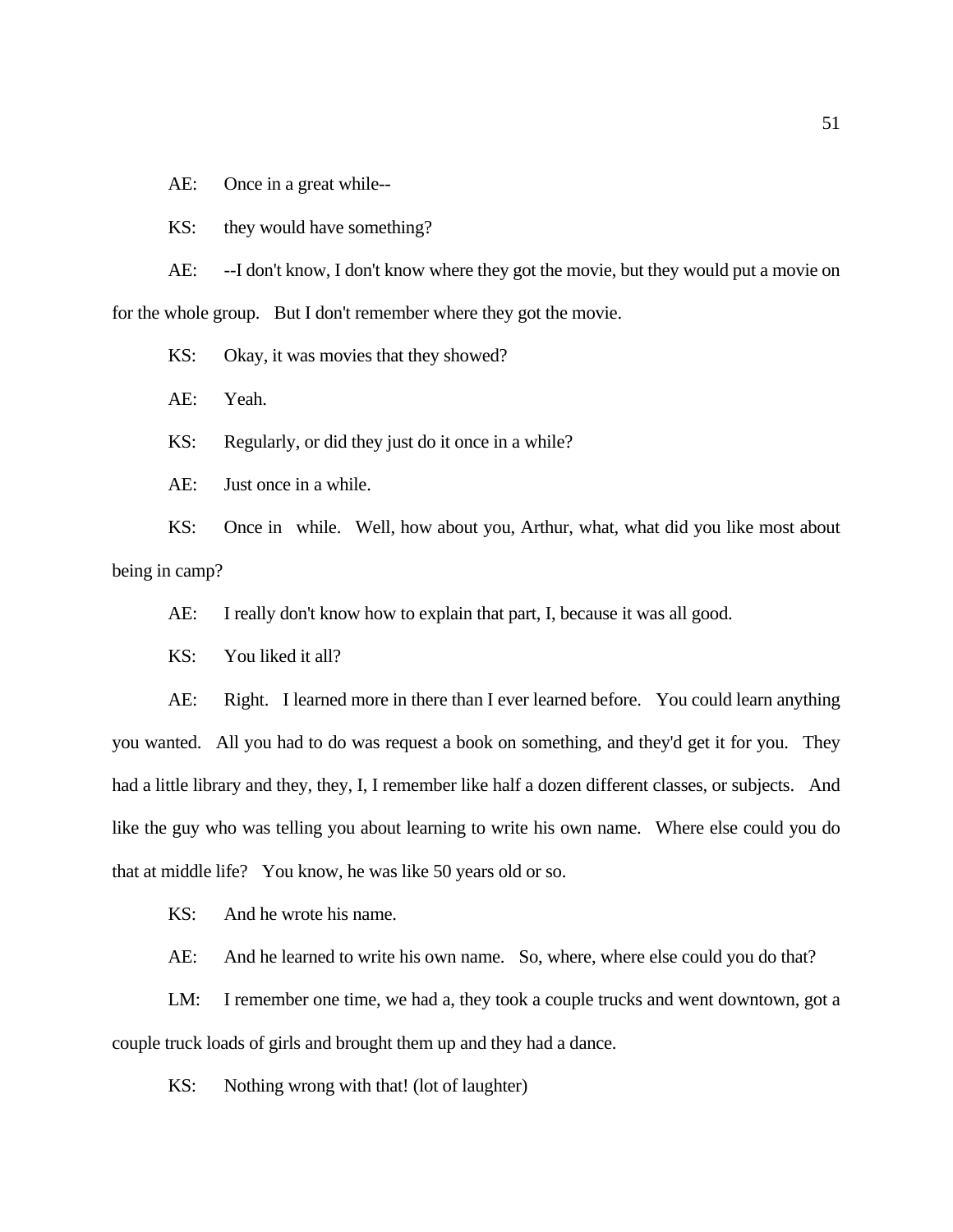AE: Once in a great while--

KS: they would have something?

AE: --I don't know, I don't know where they got the movie, but they would put a movie on for the whole group. But I don't remember where they got the movie.

KS: Okay, it was movies that they showed?

AE: Yeah.

KS: Regularly, or did they just do it once in a while?

AE: Just once in a while.

KS: Once in while. Well, how about you, Arthur, what, what did you like most about being in camp?

AE: I really don't know how to explain that part, I, because it was all good.

KS: You liked it all?

AE: Right. I learned more in there than I ever learned before. You could learn anything you wanted. All you had to do was request a book on something, and they'd get it for you. They had a little library and they, they, I, I remember like half a dozen different classes, or subjects. And like the guy who was telling you about learning to write his own name. Where else could you do that at middle life? You know, he was like 50 years old or so.

KS: And he wrote his name.

AE: And he learned to write his own name. So, where, where else could you do that?

LM: I remember one time, we had a, they took a couple trucks and went downtown, got a couple truck loads of girls and brought them up and they had a dance.

KS: Nothing wrong with that! (lot of laughter)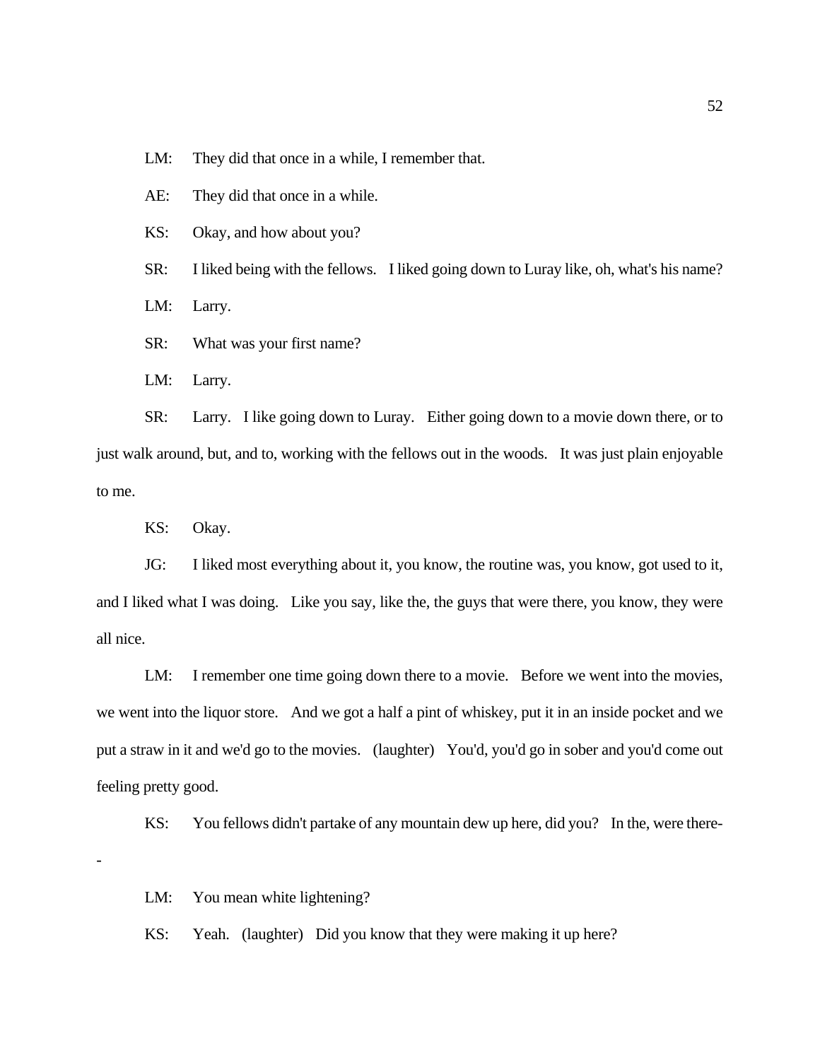LM: They did that once in a while, I remember that.

AE: They did that once in a while.

KS: Okay, and how about you?

SR: I liked being with the fellows. I liked going down to Luray like, oh, what's his name?

LM: Larry.

SR: What was your first name?

LM: Larry.

SR: Larry. I like going down to Luray. Either going down to a movie down there, or to just walk around, but, and to, working with the fellows out in the woods. It was just plain enjoyable to me.

KS: Okay.

JG: I liked most everything about it, you know, the routine was, you know, got used to it, and I liked what I was doing. Like you say, like the, the guys that were there, you know, they were all nice.

LM: I remember one time going down there to a movie. Before we went into the movies, we went into the liquor store. And we got a half a pint of whiskey, put it in an inside pocket and we put a straw in it and we'd go to the movies. (laughter) You'd, you'd go in sober and you'd come out feeling pretty good.

KS: You fellows didn't partake of any mountain dew up here, did you? In the, were there--

LM: You mean white lightening?

KS: Yeah. (laughter) Did you know that they were making it up here?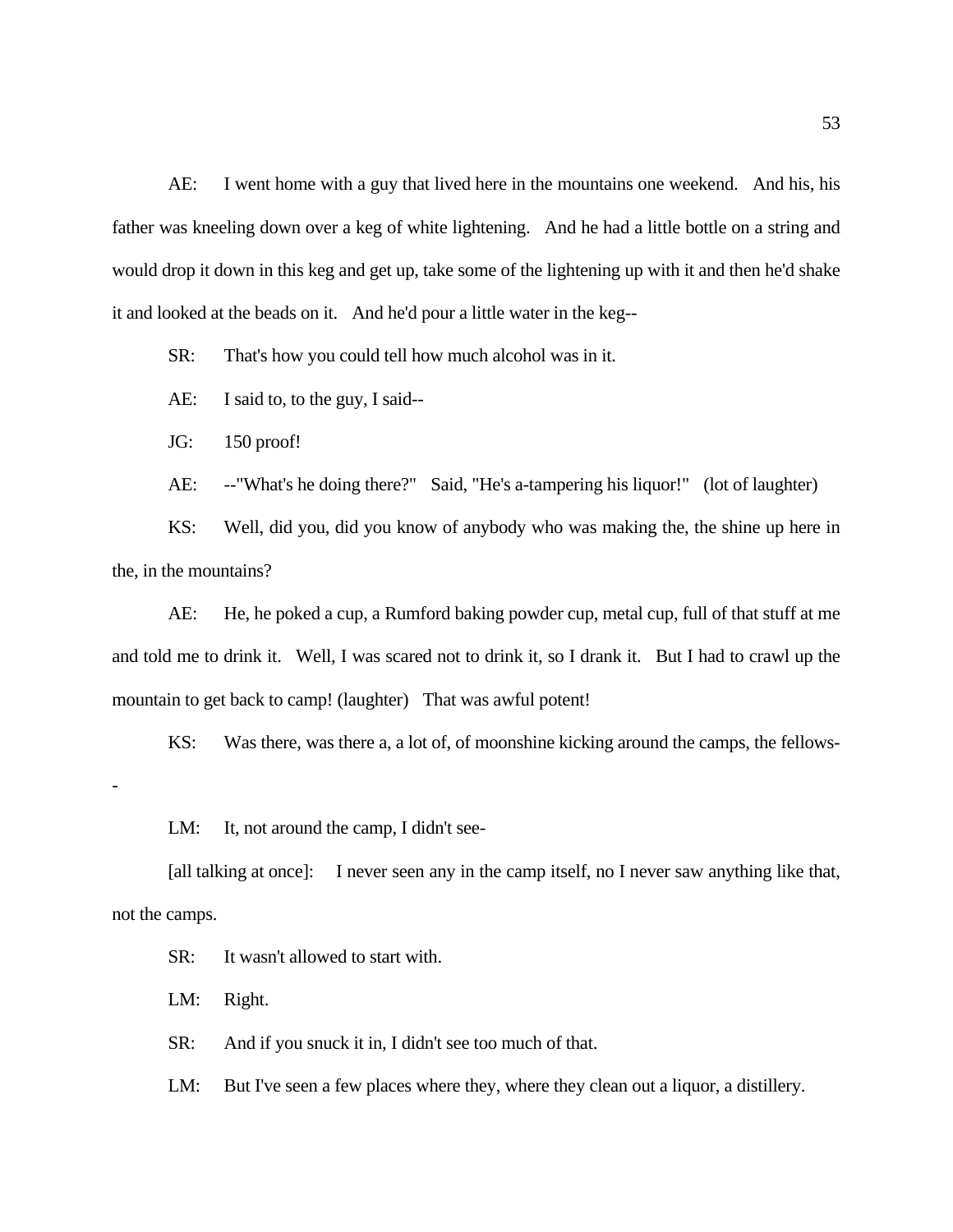AE: I went home with a guy that lived here in the mountains one weekend. And his, his father was kneeling down over a keg of white lightening. And he had a little bottle on a string and would drop it down in this keg and get up, take some of the lightening up with it and then he'd shake it and looked at the beads on it. And he'd pour a little water in the keg--

SR: That's how you could tell how much alcohol was in it.

AE: I said to, to the guy, I said--

JG: 150 proof!

AE: --"What's he doing there?" Said, "He's a-tampering his liquor!" (lot of laughter)

KS: Well, did you, did you know of anybody who was making the, the shine up here in the, in the mountains?

AE: He, he poked a cup, a Rumford baking powder cup, metal cup, full of that stuff at me and told me to drink it. Well, I was scared not to drink it, so I drank it. But I had to crawl up the mountain to get back to camp! (laughter) That was awful potent!

KS: Was there, was there a, a lot of, of moonshine kicking around the camps, the fellows--

LM: It, not around the camp, I didn't see-

[all talking at once]: I never seen any in the camp itself, no I never saw anything like that, not the camps.

SR: It wasn't allowed to start with.

LM: Right.

SR: And if you snuck it in, I didn't see too much of that.

LM: But I've seen a few places where they, where they clean out a liquor, a distillery.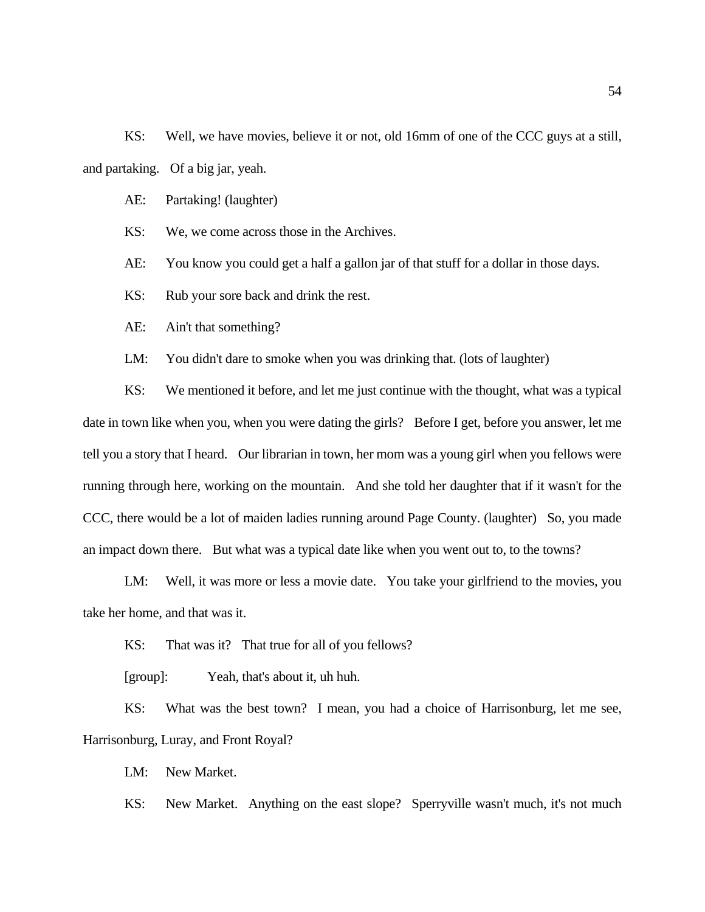KS: Well, we have movies, believe it or not, old 16mm of one of the CCC guys at a still, and partaking. Of a big jar, yeah.

AE: Partaking! (laughter)

KS: We, we come across those in the Archives.

AE: You know you could get a half a gallon jar of that stuff for a dollar in those days.

KS: Rub your sore back and drink the rest.

AE: Ain't that something?

LM: You didn't dare to smoke when you was drinking that. (lots of laughter)

KS: We mentioned it before, and let me just continue with the thought, what was a typical date in town like when you, when you were dating the girls? Before I get, before you answer, let me tell you a story that I heard. Our librarian in town, her mom was a young girl when you fellows were running through here, working on the mountain. And she told her daughter that if it wasn't for the CCC, there would be a lot of maiden ladies running around Page County. (laughter) So, you made an impact down there. But what was a typical date like when you went out to, to the towns?

LM: Well, it was more or less a movie date. You take your girlfriend to the movies, you take her home, and that was it.

KS: That was it? That true for all of you fellows?

[group]: Yeah, that's about it, uh huh.

KS: What was the best town? I mean, you had a choice of Harrisonburg, let me see, Harrisonburg, Luray, and Front Royal?

LM: New Market.

KS: New Market. Anything on the east slope? Sperryville wasn't much, it's not much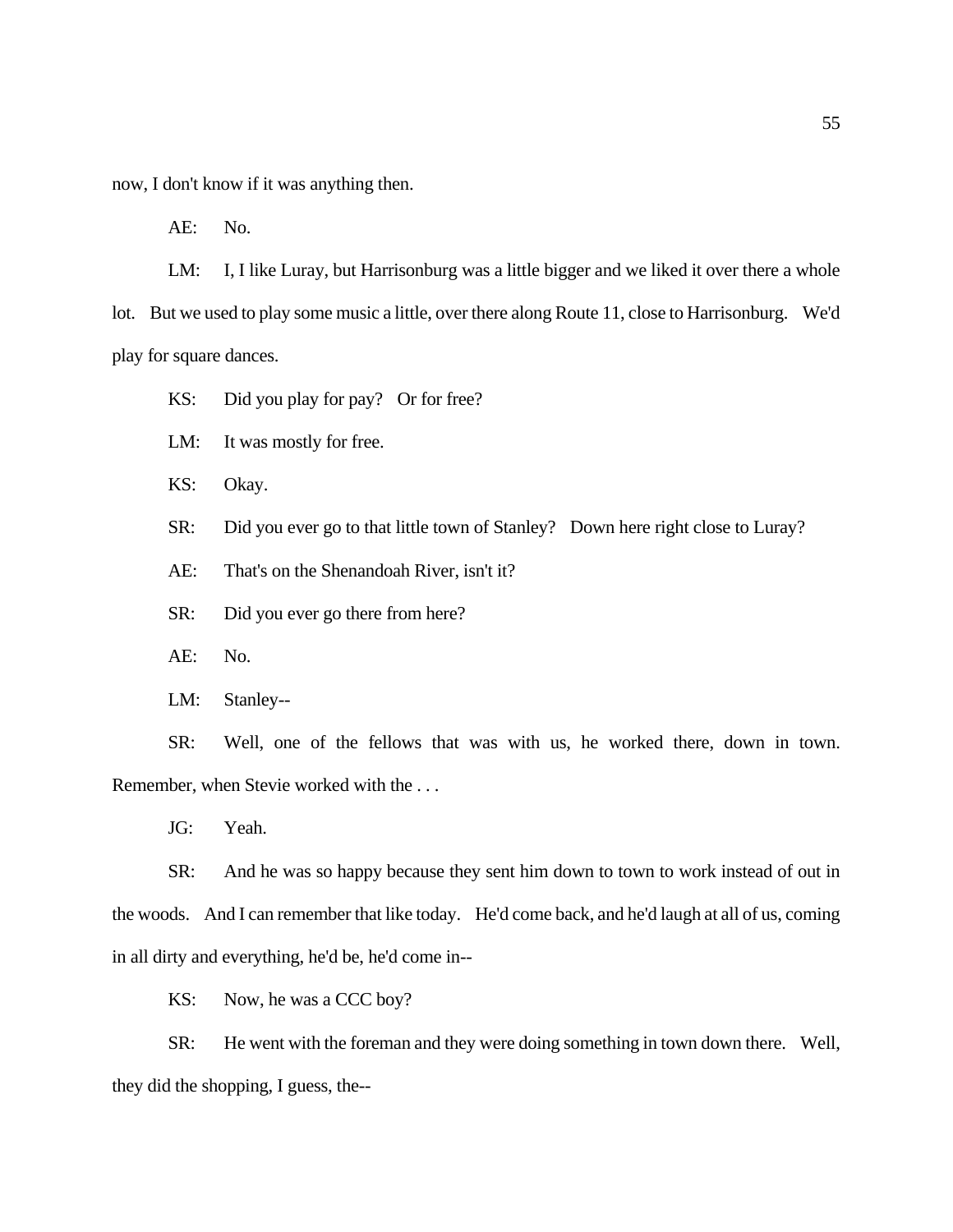now, I don't know if it was anything then.

AE: No.

LM: I, I like Luray, but Harrisonburg was a little bigger and we liked it over there a whole lot. But we used to play some music a little, over there along Route 11, close to Harrisonburg. We'd play for square dances.

KS: Did you play for pay? Or for free?

LM: It was mostly for free.

KS: Okay.

SR: Did you ever go to that little town of Stanley? Down here right close to Luray?

AE: That's on the Shenandoah River, isn't it?

SR: Did you ever go there from here?

AE: No.

LM: Stanley--

SR: Well, one of the fellows that was with us, he worked there, down in town. Remember, when Stevie worked with the . . .

JG: Yeah.

SR: And he was so happy because they sent him down to town to work instead of out in the woods. And I can remember that like today. He'd come back, and he'd laugh at all of us, coming in all dirty and everything, he'd be, he'd come in--

KS: Now, he was a CCC boy?

SR: He went with the foreman and they were doing something in town down there. Well, they did the shopping, I guess, the--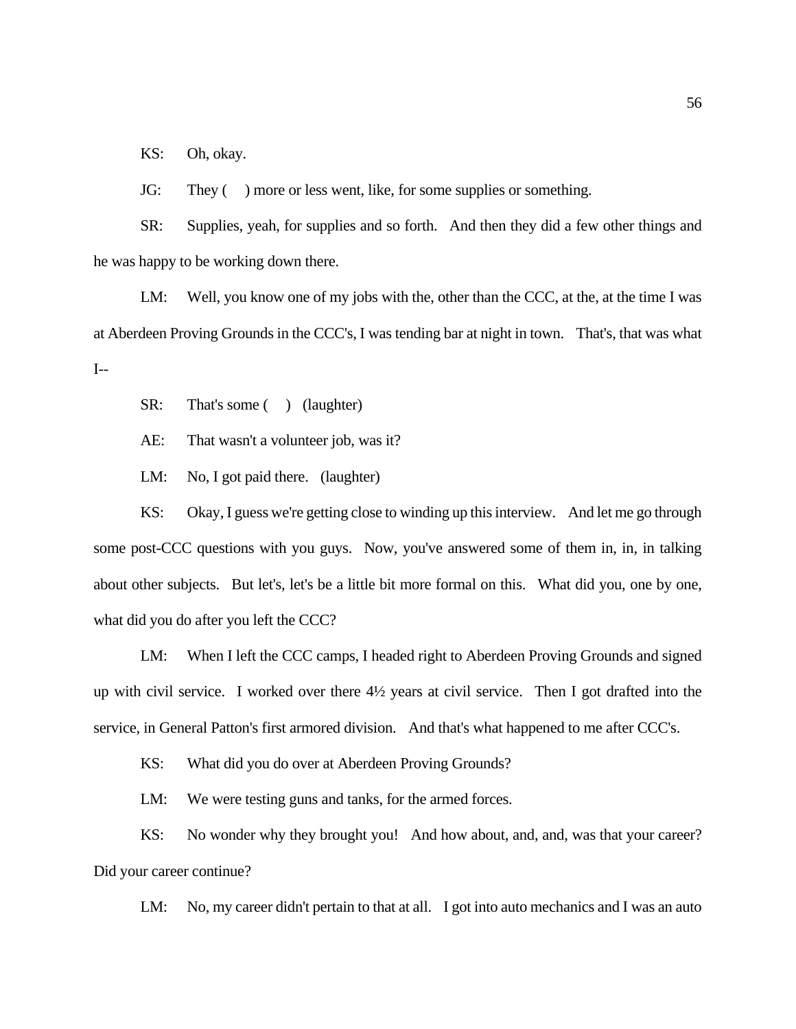KS: Oh, okay.

JG: They ( ) more or less went, like, for some supplies or something.

SR: Supplies, yeah, for supplies and so forth. And then they did a few other things and he was happy to be working down there.

LM: Well, you know one of my jobs with the, other than the CCC, at the, at the time I was at Aberdeen Proving Grounds in the CCC's, I was tending bar at night in town. That's, that was what I--

SR: That's some ( ) (laughter)

AE: That wasn't a volunteer job, was it?

LM: No, I got paid there. (laughter)

KS: Okay, I guess we're getting close to winding up this interview. And let me go through some post-CCC questions with you guys. Now, you've answered some of them in, in, in talking about other subjects. But let's, let's be a little bit more formal on this. What did you, one by one, what did you do after you left the CCC?

LM: When I left the CCC camps, I headed right to Aberdeen Proving Grounds and signed up with civil service. I worked over there 4½ years at civil service. Then I got drafted into the service, in General Patton's first armored division. And that's what happened to me after CCC's.

KS: What did you do over at Aberdeen Proving Grounds?

LM: We were testing guns and tanks, for the armed forces.

KS: No wonder why they brought you! And how about, and, and, was that your career? Did your career continue?

LM: No, my career didn't pertain to that at all. I got into auto mechanics and I was an auto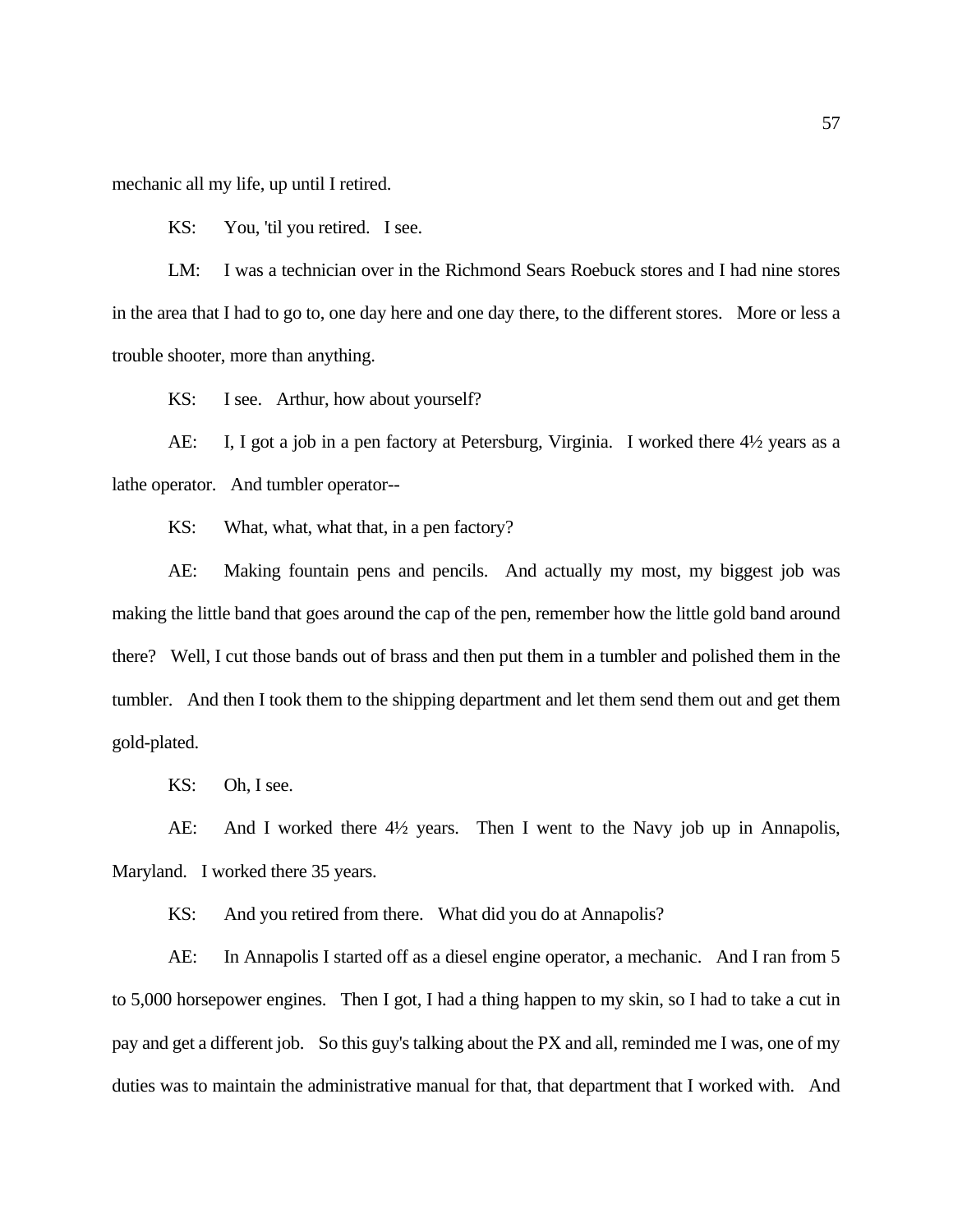mechanic all my life, up until I retired.

KS: You, 'til you retired. I see.

LM: I was a technician over in the Richmond Sears Roebuck stores and I had nine stores in the area that I had to go to, one day here and one day there, to the different stores. More or less a trouble shooter, more than anything.

KS: I see. Arthur, how about yourself?

AE: I, I got a job in a pen factory at Petersburg, Virginia. I worked there 4½ years as a lathe operator. And tumbler operator--

KS: What, what, what that, in a pen factory?

AE: Making fountain pens and pencils. And actually my most, my biggest job was making the little band that goes around the cap of the pen, remember how the little gold band around there? Well, I cut those bands out of brass and then put them in a tumbler and polished them in the tumbler. And then I took them to the shipping department and let them send them out and get them gold-plated.

KS: Oh, I see.

AE: And I worked there 4½ years. Then I went to the Navy job up in Annapolis, Maryland. I worked there 35 years.

KS: And you retired from there. What did you do at Annapolis?

AE: In Annapolis I started off as a diesel engine operator, a mechanic. And I ran from 5 to 5,000 horsepower engines. Then I got, I had a thing happen to my skin, so I had to take a cut in pay and get a different job. So this guy's talking about the PX and all, reminded me I was, one of my duties was to maintain the administrative manual for that, that department that I worked with. And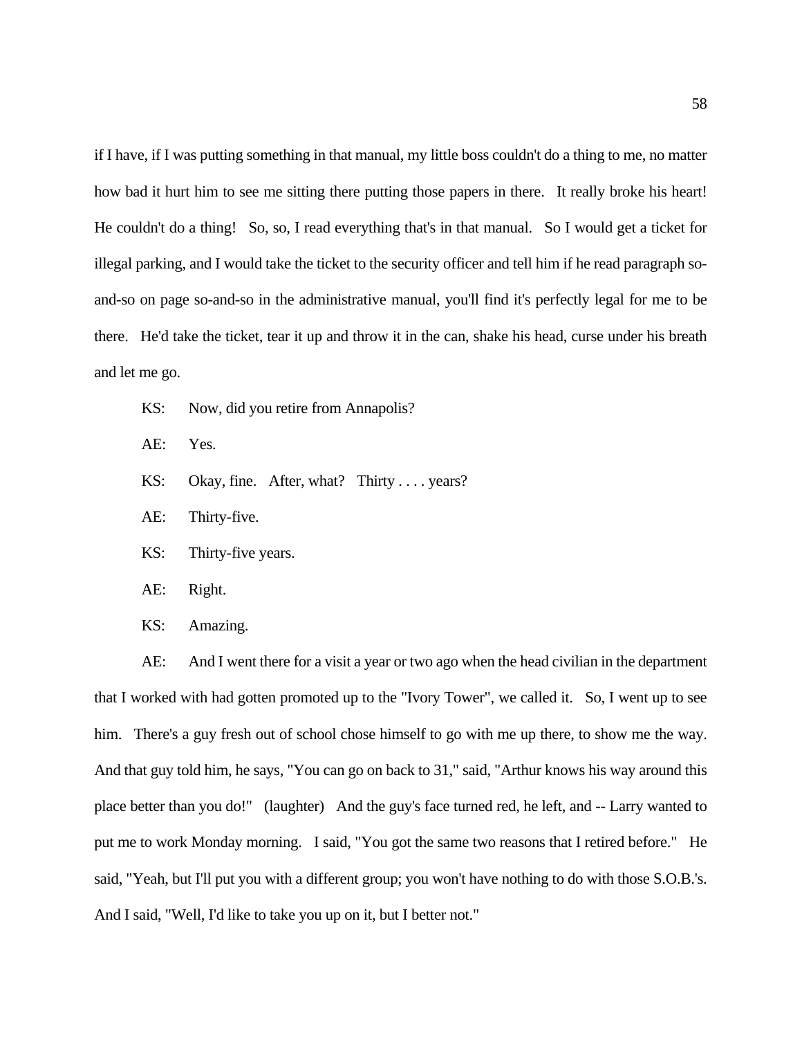if I have, if I was putting something in that manual, my little boss couldn't do a thing to me, no matter how bad it hurt him to see me sitting there putting those papers in there. It really broke his heart! He couldn't do a thing! So, so, I read everything that's in that manual. So I would get a ticket for illegal parking, and I would take the ticket to the security officer and tell him if he read paragraph so-and-so on page so-and-so in the administrative manual, you'll find it's perfectly legal for me to be there. He'd take the ticket, tear it up and throw it in the can, shake his head, curse under his breath and let me go.

KS: Now, did you retire from Annapolis?

AE: Yes.

KS: Okay, fine. After, what? Thirty . . . . years?

AE: Thirty-five.

KS: Thirty-five years.

AE: Right.

KS: Amazing.

AE: And I went there for a visit a year or two ago when the head civilian in the department that I worked with had gotten promoted up to the "Ivory Tower", we called it. So, I went up to see him. There's a guy fresh out of school chose himself to go with me up there, to show me the way. And that guy told him, he says, "You can go on back to 31," said, "Arthur knows his way around this place better than you do!" (laughter) And the guy's face turned red, he left, and -- Larry wanted to put me to work Monday morning. I said, "You got the same two reasons that I retired before." He said, "Yeah, but I'll put you with a different group; you won't have nothing to do with those S.O.B.'s. And I said, "Well, I'd like to take you up on it, but I better not."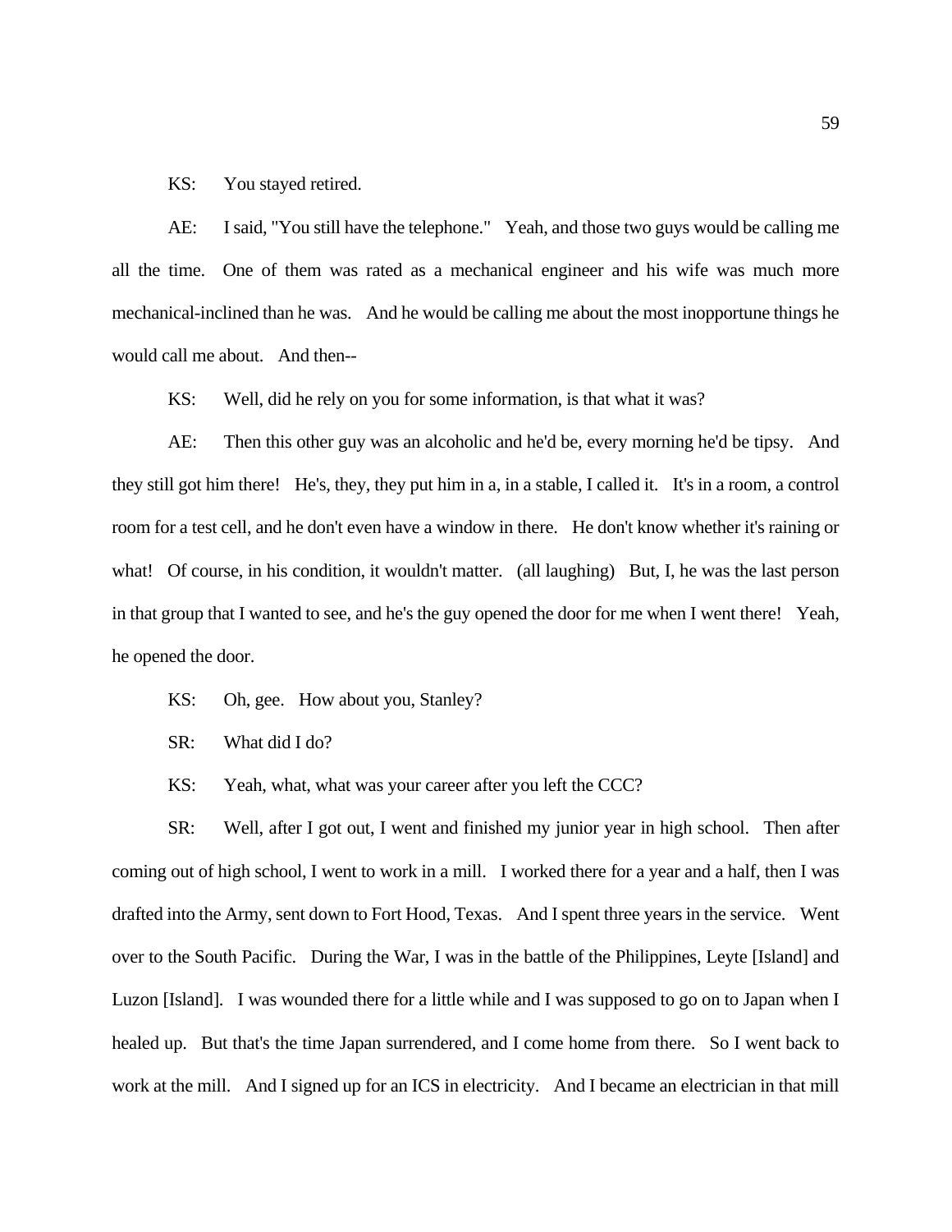KS: You stayed retired.

AE: I said, "You still have the telephone." Yeah, and those two guys would be calling me all the time. One of them was rated as a mechanical engineer and his wife was much more mechanical-inclined than he was. And he would be calling me about the most inopportune things he would call me about. And then--

KS: Well, did he rely on you for some information, is that what it was?

AE: Then this other guy was an alcoholic and he'd be, every morning he'd be tipsy. And they still got him there! He's, they, they put him in a, in a stable, I called it. It's in a room, a control room for a test cell, and he don't even have a window in there. He don't know whether it's raining or what! Of course, in his condition, it wouldn't matter. (all laughing) But, I, he was the last person in that group that I wanted to see, and he's the guy opened the door for me when I went there! Yeah, he opened the door.

KS: Oh, gee. How about you, Stanley?

SR: What did I do?

KS: Yeah, what, what was your career after you left the CCC?

SR: Well, after I got out, I went and finished my junior year in high school. Then after coming out of high school, I went to work in a mill. I worked there for a year and a half, then I was drafted into the Army, sent down to Fort Hood, Texas. And I spent three years in the service. Went over to the South Pacific. During the War, I was in the battle of the Philippines, Leyte [Island] and Luzon [Island]. I was wounded there for a little while and I was supposed to go on to Japan when I healed up. But that's the time Japan surrendered, and I come home from there. So I went back to work at the mill. And I signed up for an ICS in electricity. And I became an electrician in that mill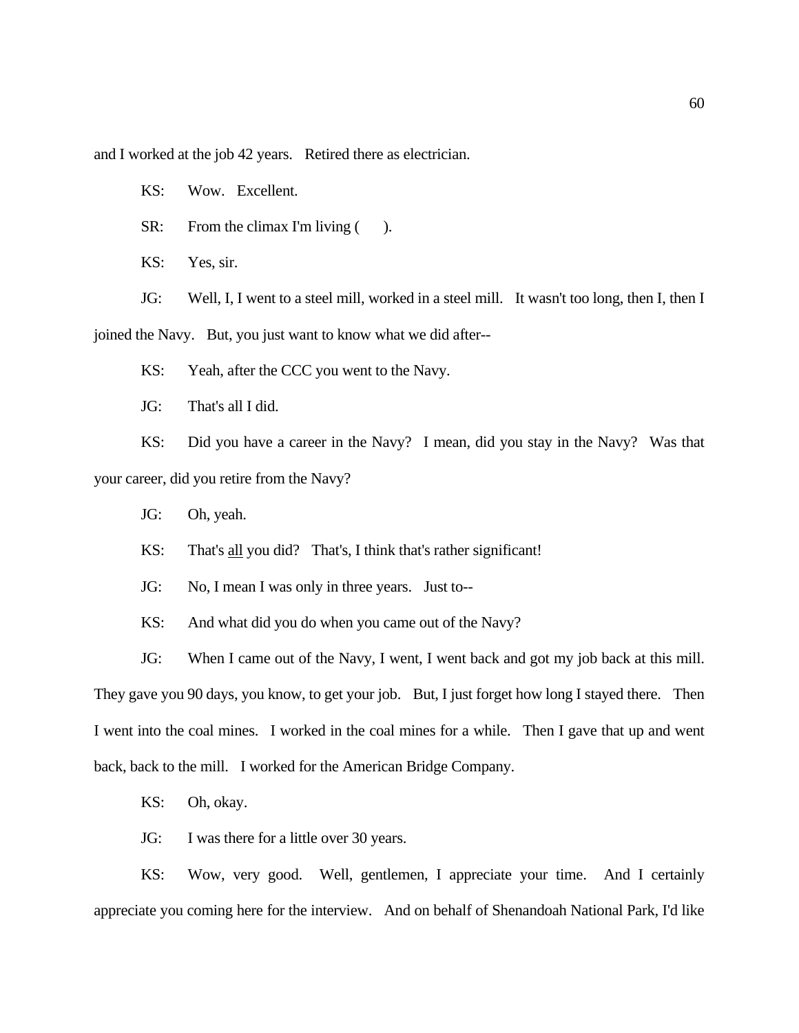and I worked at the job 42 years. Retired there as electrician.

KS: Wow. Excellent.

SR: From the climax I'm living ( ).

KS: Yes, sir.

JG: Well, I, I went to a steel mill, worked in a steel mill. It wasn't too long, then I, then I joined the Navy. But, you just want to know what we did after--

KS: Yeah, after the CCC you went to the Navy.

JG: That's all I did.

KS: Did you have a career in the Navy? I mean, did you stay in the Navy? Was that your career, did you retire from the Navy?

JG: Oh, yeah.

KS: That's <u>all</u> you did? That's, I think that's rather significant!

JG: No, I mean I was only in three years. Just to--

KS: And what did you do when you came out of the Navy?

JG: When I came out of the Navy, I went, I went back and got my job back at this mill. They gave you 90 days, you know, to get your job. But, I just forget how long I stayed there. Then I went into the coal mines. I worked in the coal mines for a while. Then I gave that up and went back, back to the mill. I worked for the American Bridge Company.

KS: Oh, okay.

JG: I was there for a little over 30 years.

KS: Wow, very good. Well, gentlemen, I appreciate your time. And I certainly appreciate you coming here for the interview. And on behalf of Shenandoah National Park, I'd like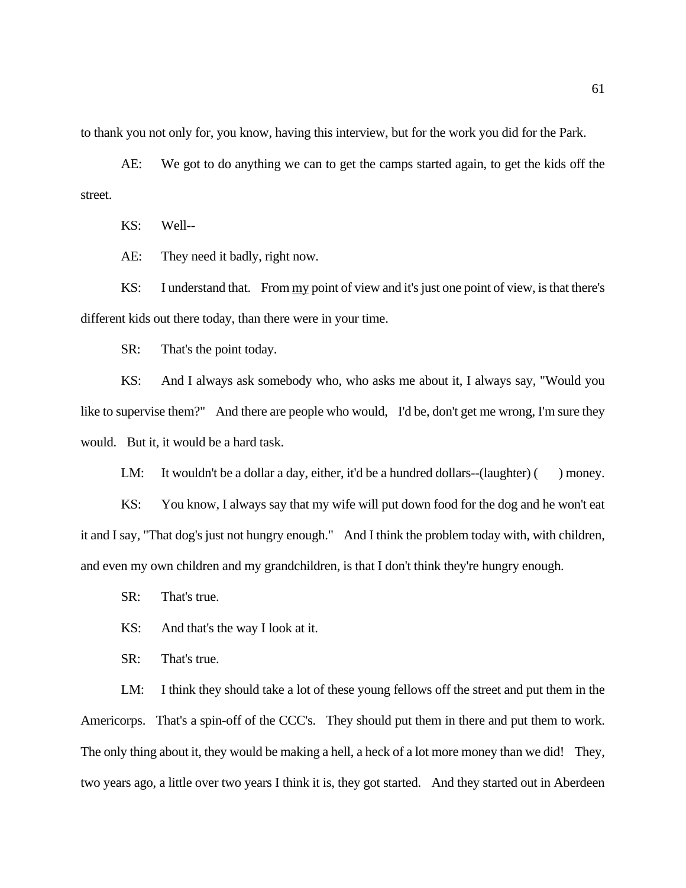to thank you not only for, you know, having this interview, but for the work you did for the Park.

AE: We got to do anything we can to get the camps started again, to get the kids off the street.

KS: Well--

AE: They need it badly, right now.

KS: I understand that. From <u>my</u> point of view and it's just one point of view, is that there's different kids out there today, than there were in your time.

SR: That's the point today.

KS: And I always ask somebody who, who asks me about it, I always say, "Would you like to supervise them?" And there are people who would, I'd be, don't get me wrong, I'm sure they would. But it, it would be a hard task.

LM: It wouldn't be a dollar a day, either, it'd be a hundred dollars--(laughter) (     ) money.

KS: You know, I always say that my wife will put down food for the dog and he won't eat it and I say, "That dog's just not hungry enough." And I think the problem today with, with children, and even my own children and my grandchildren, is that I don't think they're hungry enough.

SR: That's true.

KS: And that's the way I look at it.

SR: That's true.

LM: I think they should take a lot of these young fellows off the street and put them in the Americorps. That's a spin-off of the CCC's. They should put them in there and put them to work. The only thing about it, they would be making a hell, a heck of a lot more money than we did! They, two years ago, a little over two years I think it is, they got started. And they started out in Aberdeen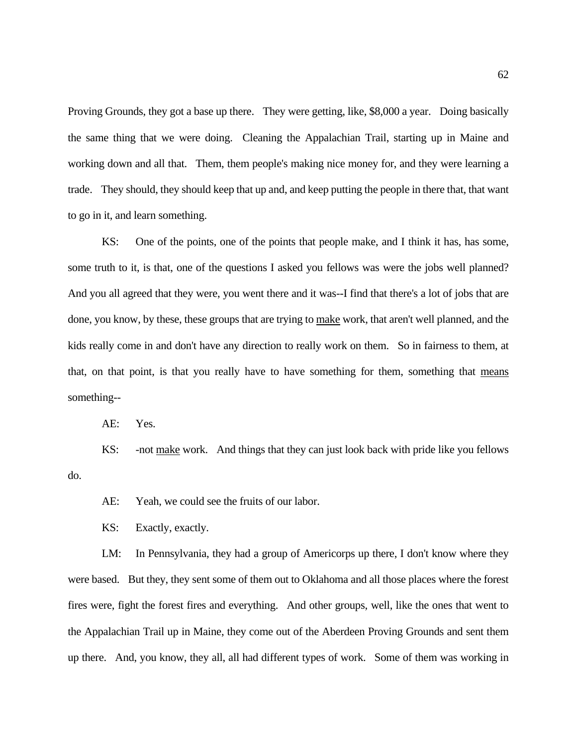Proving Grounds, they got a base up there. They were getting, like, $8,000 a year. Doing basically the same thing that we were doing. Cleaning the Appalachian Trail, starting up in Maine and working down and all that. Them, them people's making nice money for, and they were learning a trade. They should, they should keep that up and, and keep putting the people in there that, that want to go in it, and learn something.

KS: One of the points, one of the points that people make, and I think it has, has some, some truth to it, is that, one of the questions I asked you fellows was were the jobs well planned? And you all agreed that they were, you went there and it was--I find that there's a lot of jobs that are done, you know, by these, these groups that are trying to <u>make</u> work, that aren't well planned, and the kids really come in and don't have any direction to really work on them. So in fairness to them, at that, on that point, is that you really have to have something for them, something that <u>means</u> something--

AE: Yes.

KS: -not <u>make</u> work. And things that they can just look back with pride like you fellows do.

AE: Yeah, we could see the fruits of our labor.

KS: Exactly, exactly.

LM: In Pennsylvania, they had a group of Americorps up there, I don't know where they were based. But they, they sent some of them out to Oklahoma and all those places where the forest fires were, fight the forest fires and everything. And other groups, well, like the ones that went to the Appalachian Trail up in Maine, they come out of the Aberdeen Proving Grounds and sent them up there. And, you know, they all, all had different types of work. Some of them was working in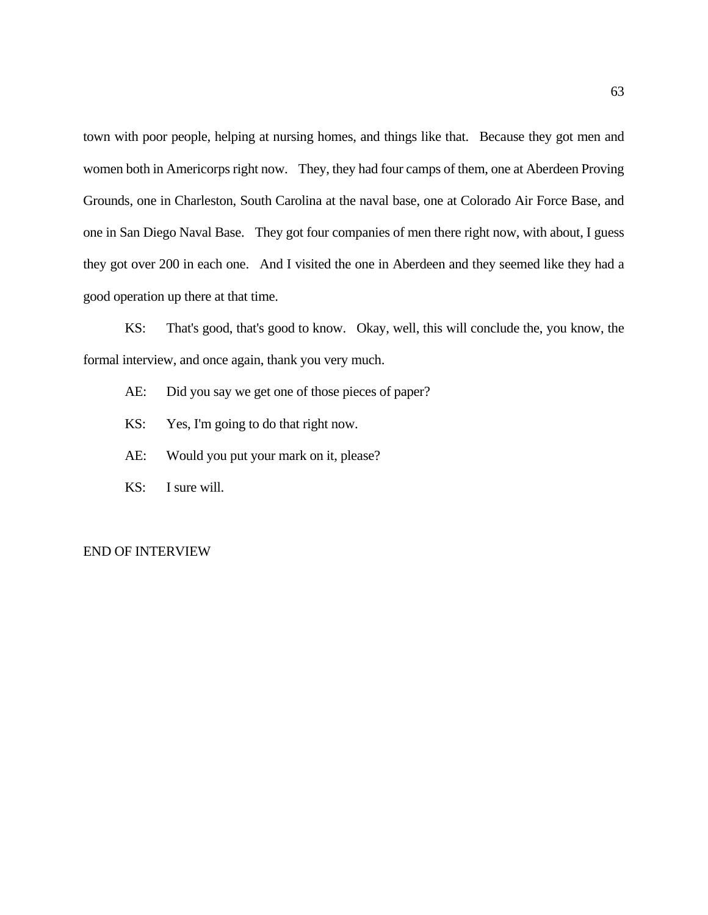town with poor people, helping at nursing homes, and things like that. Because they got men and women both in Americorps right now. They, they had four camps of them, one at Aberdeen Proving Grounds, one in Charleston, South Carolina at the naval base, one at Colorado Air Force Base, and one in San Diego Naval Base. They got four companies of men there right now, with about, I guess they got over 200 in each one. And I visited the one in Aberdeen and they seemed like they had a good operation up there at that time.

KS: That's good, that's good to know. Okay, well, this will conclude the, you know, the formal interview, and once again, thank you very much.

AE: Did you say we get one of those pieces of paper?

KS: Yes, I'm going to do that right now.

AE: Would you put your mark on it, please?

KS: I sure will.

END OF INTERVIEW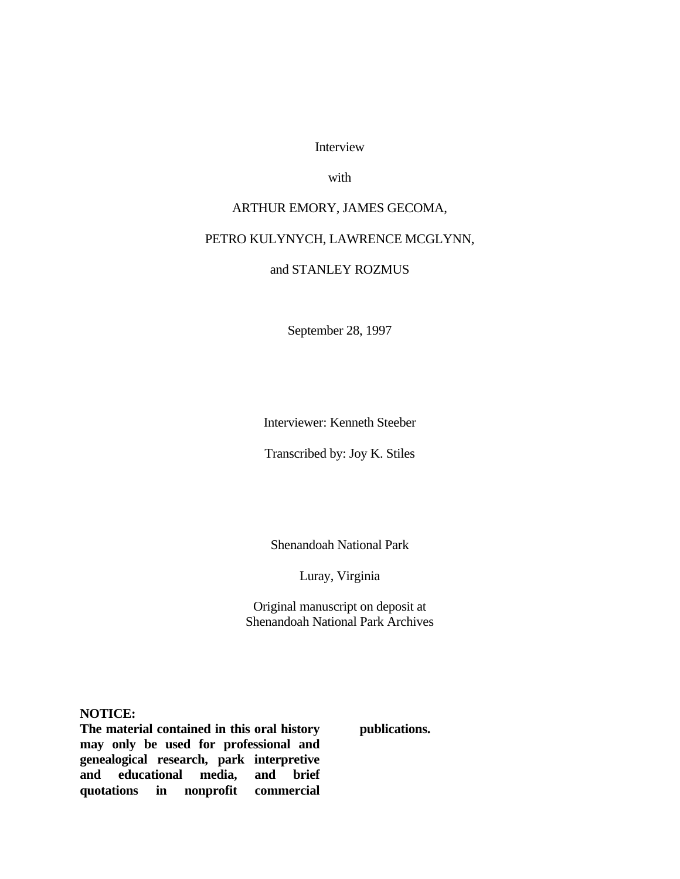Interview

with

ARTHUR EMORY, JAMES GECOMA,

PETRO KULYNYCH, LAWRENCE MCGLYNN,

and STANLEY ROZMUS

September 28, 1997

Interviewer: Kenneth Steeber

Transcribed by: Joy K. Stiles

Shenandoah National Park

Luray, Virginia

Original manuscript on deposit at
Shenandoah National Park Archives

**NOTICE:**
**The material contained in this oral history may only be used for professional and genealogical research, park interpretive and educational media, and brief quotations in nonprofit commercial publications.**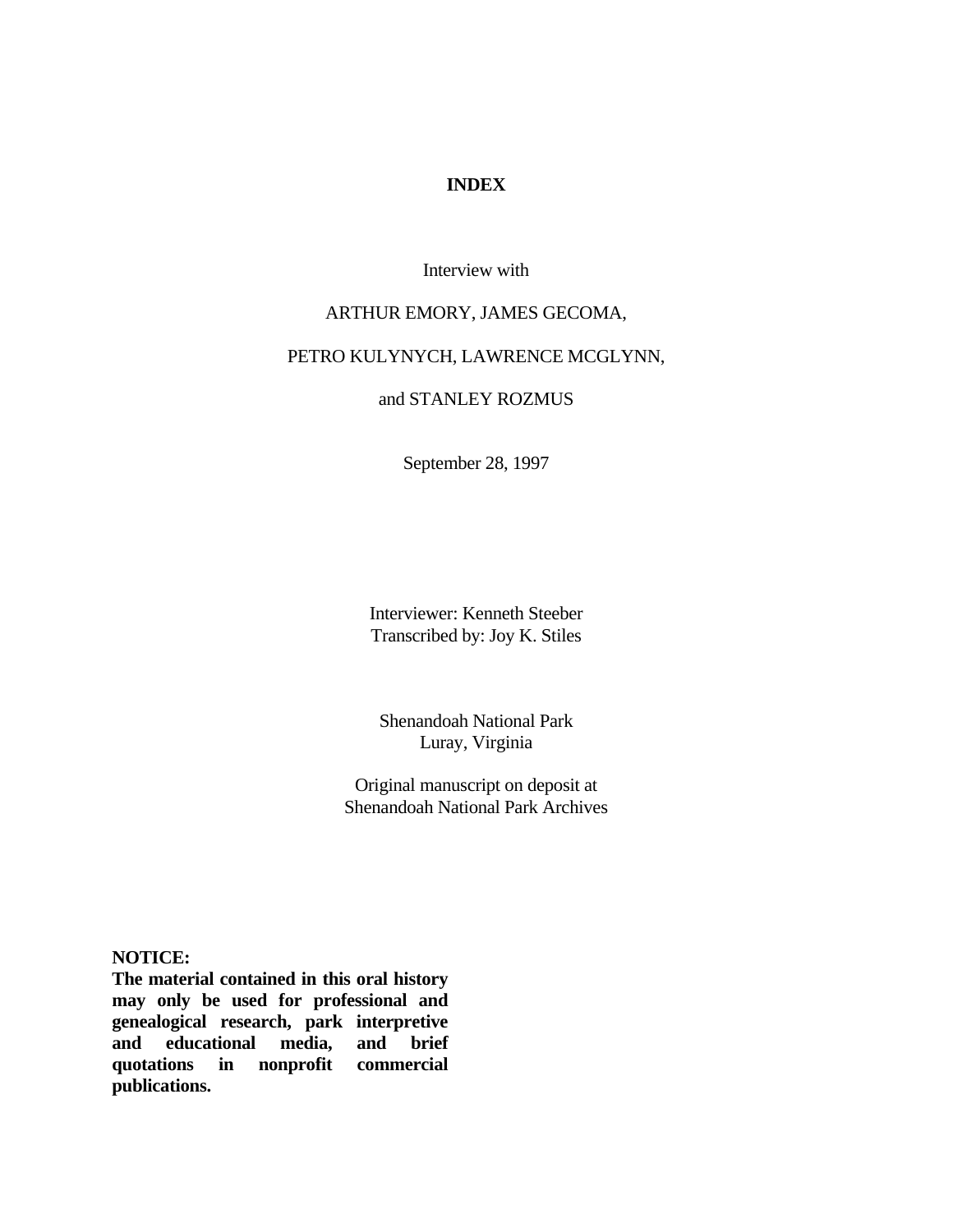# INDEX

Interview with

ARTHUR EMORY, JAMES GECOMA,

PETRO KULYNYCH, LAWRENCE MCGLYNN,

and STANLEY ROZMUS

September 28, 1997

Interviewer: Kenneth Steeber
Transcribed by: Joy K. Stiles

Shenandoah National Park
Luray, Virginia

Original manuscript on deposit at
Shenandoah National Park Archives

**NOTICE:**
**The material contained in this oral history may only be used for professional and genealogical research, park interpretive and educational media, and brief quotations in nonprofit commercial publications.**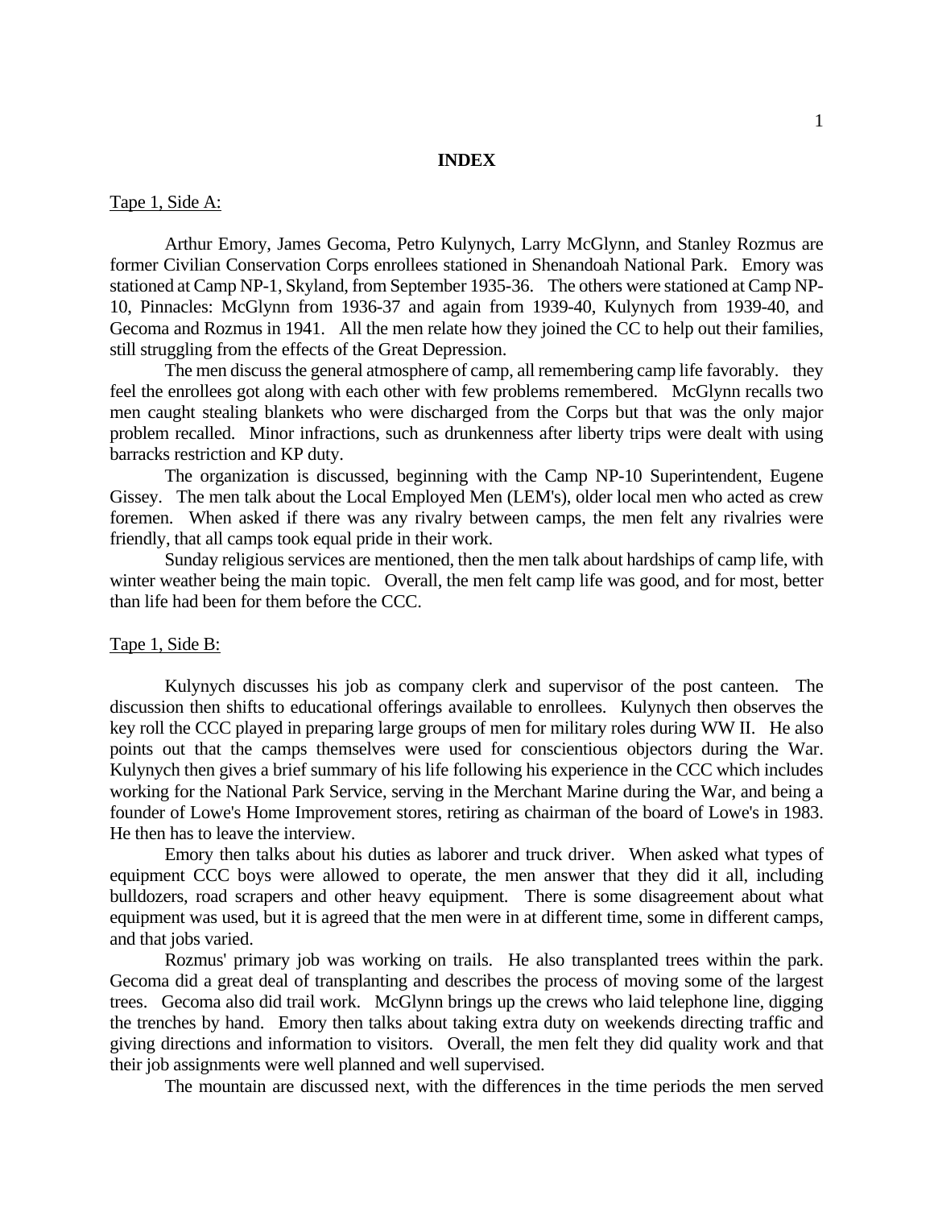# INDEX

Tape 1, Side A:

Arthur Emory, James Gecoma, Petro Kulynych, Larry McGlynn, and Stanley Rozmus are former Civilian Conservation Corps enrollees stationed in Shenandoah National Park. Emory was stationed at Camp NP-1, Skyland, from September 1935-36. The others were stationed at Camp NP-10, Pinnacles: McGlynn from 1936-37 and again from 1939-40, Kulynych from 1939-40, and Gecoma and Rozmus in 1941. All the men relate how they joined the CC to help out their families, still struggling from the effects of the Great Depression.

The men discuss the general atmosphere of camp, all remembering camp life favorably. they feel the enrollees got along with each other with few problems remembered. McGlynn recalls two men caught stealing blankets who were discharged from the Corps but that was the only major problem recalled. Minor infractions, such as drunkenness after liberty trips were dealt with using barracks restriction and KP duty.

The organization is discussed, beginning with the Camp NP-10 Superintendent, Eugene Gissey. The men talk about the Local Employed Men (LEM's), older local men who acted as crew foremen. When asked if there was any rivalry between camps, the men felt any rivalries were friendly, that all camps took equal pride in their work.

Sunday religious services are mentioned, then the men talk about hardships of camp life, with winter weather being the main topic. Overall, the men felt camp life was good, and for most, better than life had been for them before the CCC.

Tape 1, Side B:

Kulynych discusses his job as company clerk and supervisor of the post canteen. The discussion then shifts to educational offerings available to enrollees. Kulynych then observes the key roll the CCC played in preparing large groups of men for military roles during WW II. He also points out that the camps themselves were used for conscientious objectors during the War. Kulynych then gives a brief summary of his life following his experience in the CCC which includes working for the National Park Service, serving in the Merchant Marine during the War, and being a founder of Lowe's Home Improvement stores, retiring as chairman of the board of Lowe's in 1983. He then has to leave the interview.

Emory then talks about his duties as laborer and truck driver. When asked what types of equipment CCC boys were allowed to operate, the men answer that they did it all, including bulldozers, road scrapers and other heavy equipment. There is some disagreement about what equipment was used, but it is agreed that the men were in at different time, some in different camps, and that jobs varied.

Rozmus' primary job was working on trails. He also transplanted trees within the park. Gecoma did a great deal of transplanting and describes the process of moving some of the largest trees. Gecoma also did trail work. McGlynn brings up the crews who laid telephone line, digging the trenches by hand. Emory then talks about taking extra duty on weekends directing traffic and giving directions and information to visitors. Overall, the men felt they did quality work and that their job assignments were well planned and well supervised.

The mountain are discussed next, with the differences in the time periods the men served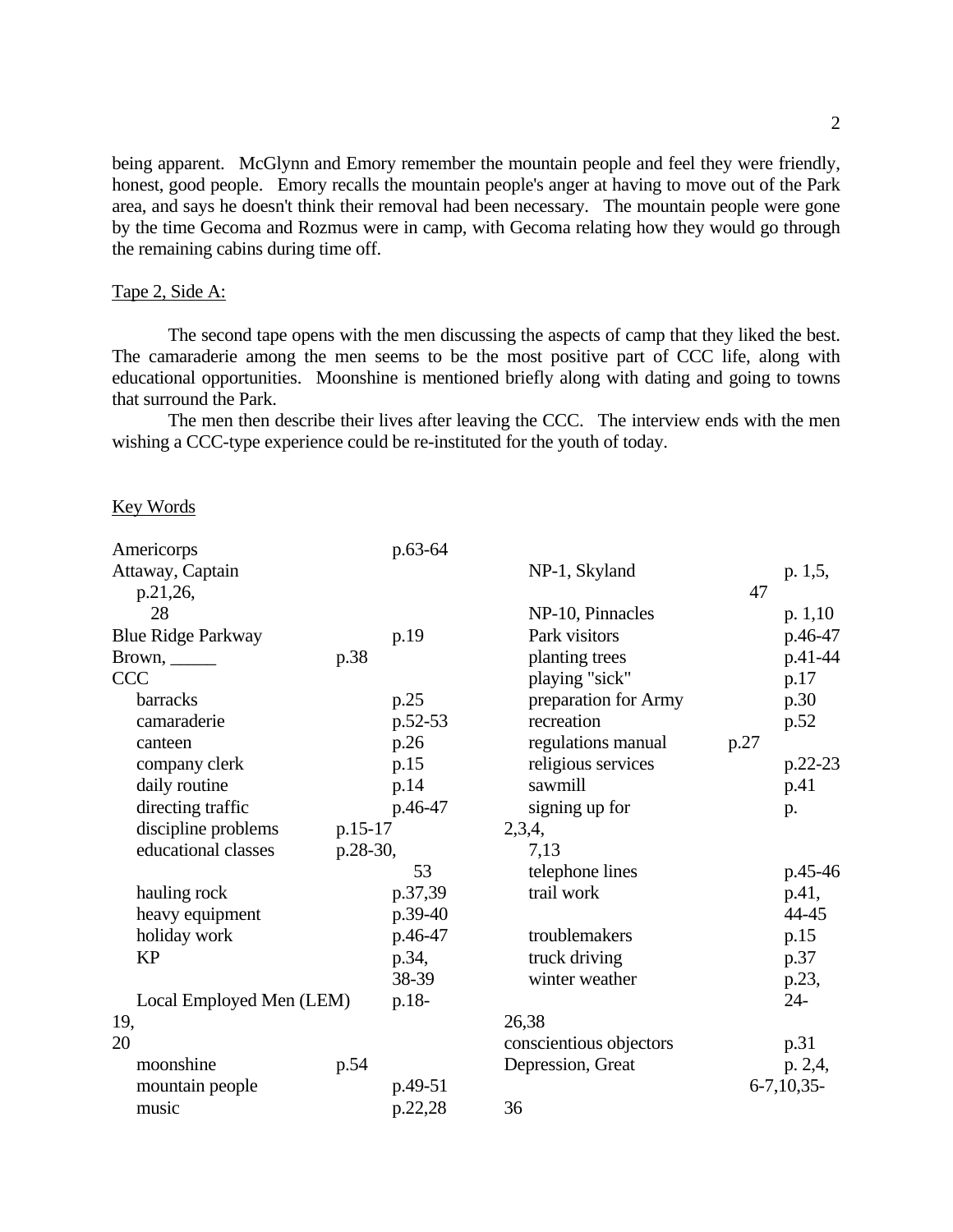being apparent. McGlynn and Emory remember the mountain people and feel they were friendly, honest, good people. Emory recalls the mountain people's anger at having to move out of the Park area, and says he doesn't think their removal had been necessary. The mountain people were gone by the time Gecoma and Rozmus were in camp, with Gecoma relating how they would go through the remaining cabins during time off.

Tape 2, Side A:

The second tape opens with the men discussing the aspects of camp that they liked the best. The camaraderie among the men seems to be the most positive part of CCC life, along with educational opportunities. Moonshine is mentioned briefly along with dating and going to towns that surround the Park.

The men then describe their lives after leaving the CCC. The interview ends with the men wishing a CCC-type experience could be re-instituted for the youth of today.

Key Words

- Americorps p.63-64
- Attaway, Captain p.21,26,28
- Blue Ridge Parkway p.19
- Brown, _____ p.38
- CCC
  - barracks p.25
  - camaraderie p.52-53
  - canteen p.26
  - company clerk p.15
  - daily routine p.14
  - directing traffic p.46-47
  - discipline problems p.15-17
  - educational classes p.28-30, 53
  - hauling rock p.37,39
  - heavy equipment p.39-40
  - holiday work p.46-47
  - KP p.34, 38-39
  - Local Employed Men (LEM) p.18-19, 20
  - moonshine p.54
  - mountain people p.49-51
  - music p.22,28
  - NP-1, Skyland p. 1,5, 47
  - NP-10, Pinnacles p. 1,10
  - Park visitors p.46-47
  - planting trees p.41-44
  - playing "sick" p.17
  - preparation for Army p.30
  - recreation p.52
  - regulations manual p.27
  - religious services p.22-23
  - sawmill p.41
  - signing up for p. 2,3,4, 7,13
  - telephone lines p.45-46
  - trail work p.41, 44-45
  - troublemakers p.15
  - truck driving p.37
  - winter weather p.23, 24-26,38
- conscientious objectors p.31
- Depression, Great p. 2,4, 6-7,10,35-36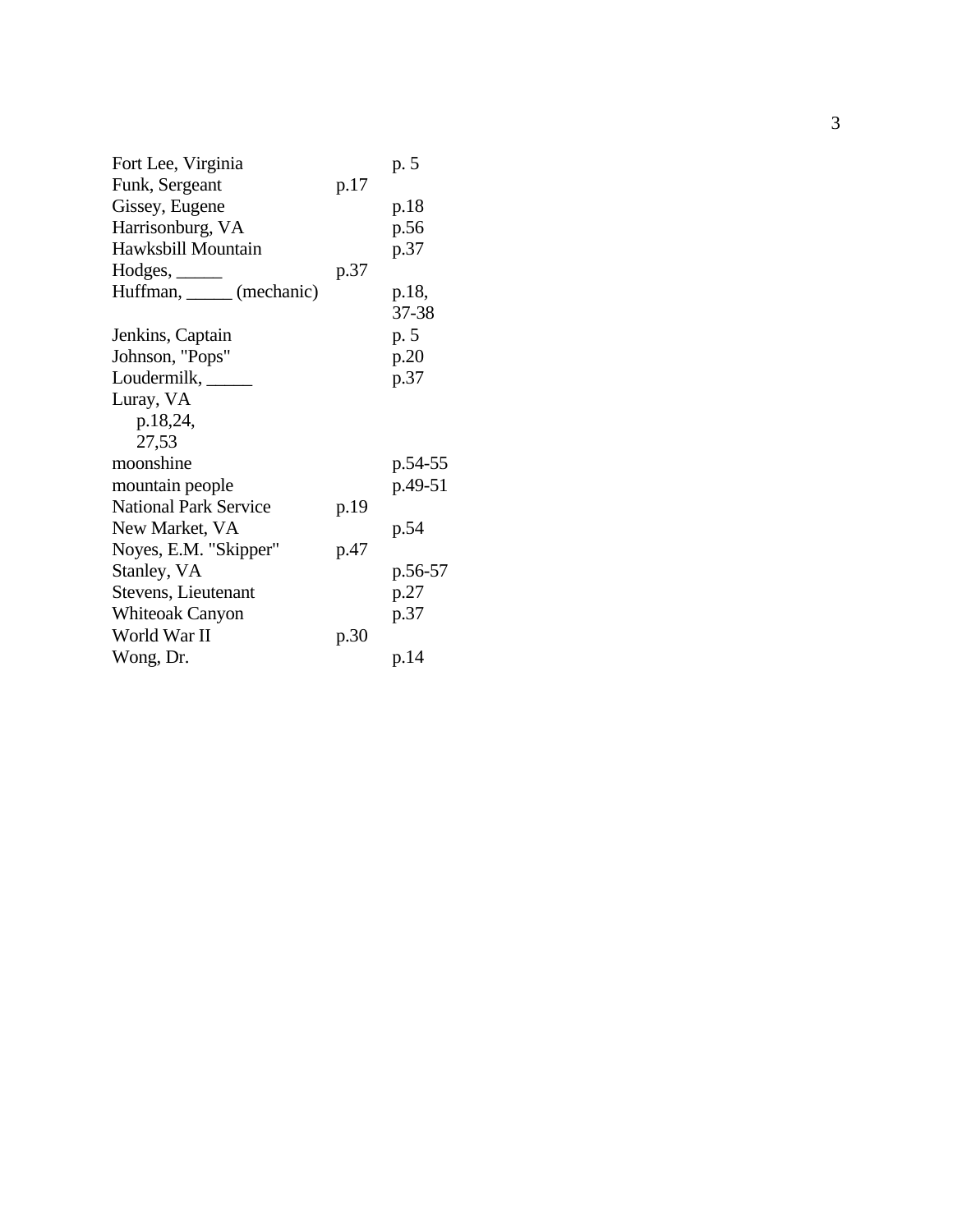| | |
|---|---|
| Fort Lee, Virginia | p. 5 |
| Funk, Sergeant | p.17 |
| Gissey, Eugene | p.18 |
| Harrisonburg, VA | p.56 |
| Hawksbill Mountain | p.37 |
| Hodges, _____ | p.37 |
| Huffman, _____ (mechanic) | p.18, 37-38 |
| Jenkins, Captain | p. 5 |
| Johnson, "Pops" | p.20 |
| Loudermilk, _____ | p.37 |
| Luray, VA | p.18,24, 27,53 |
| moonshine | p.54-55 |
| mountain people | p.49-51 |
| National Park Service | p.19 |
| New Market, VA | p.54 |
| Noyes, E.M. "Skipper" | p.47 |
| Stanley, VA | p.56-57 |
| Stevens, Lieutenant | p.27 |
| Whiteoak Canyon | p.37 |
| World War II | p.30 |
| Wong, Dr. | p.14 |